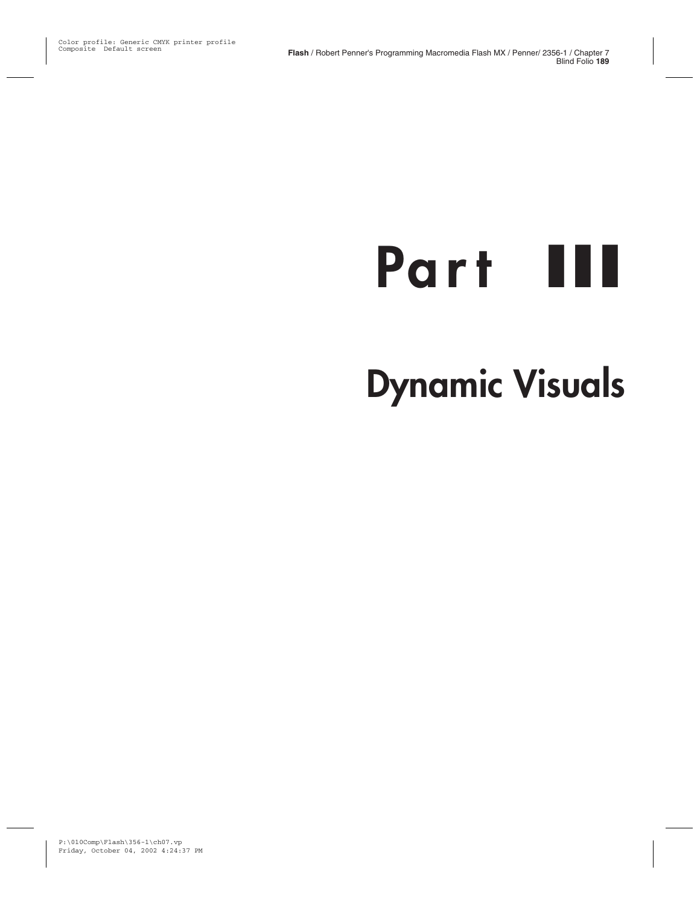# Part III

# Dynamic Visuals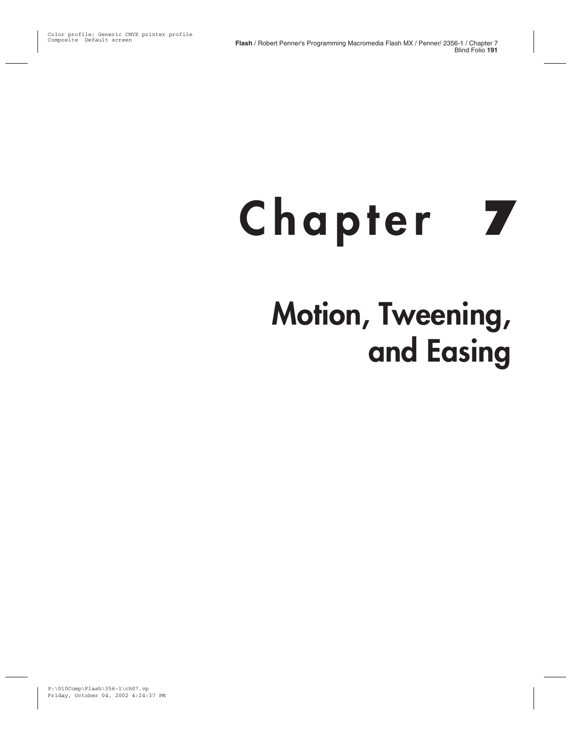# Chapter 7

## Motion, Tweening, and Easing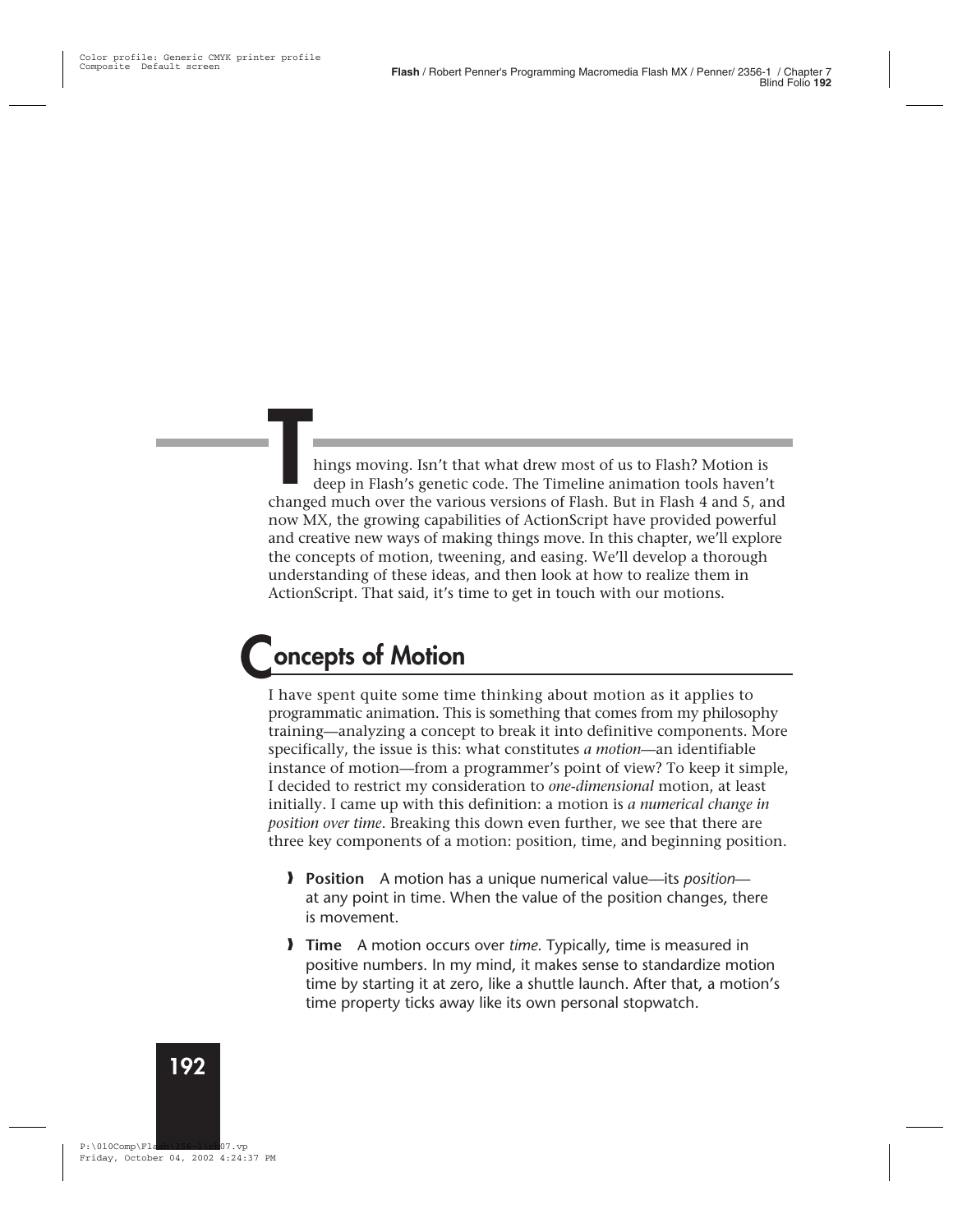Things moving. Isn't that what drew most of us to Flash? Motion is deep in Flash's genetic code. The Timeline animation tools haven't changed much over the various versions of Flash. But in Flash 4 and 5, and now MX, the growing capabilities of ActionScript have provided powerful and creative new ways of making things move. In this chapter, we'll explore the concepts of motion, tweening, and easing. We'll develop a thorough understanding of these ideas, and then look at how to realize them in ActionScript. That said, it's time to get in touch with our motions.

## Concepts of Motion

I have spent quite some time thinking about motion as it applies to programmatic animation. This is something that comes from my philosophy training—analyzing a concept to break it into definitive components. More specifically, the issue is this: what constitutes *a motion*—an identifiable instance of motion—from a programmer's point of view? To keep it simple, I decided to restrict my consideration to *one-dimensional* motion, at least initially. I came up with this definition: a motion is *a numerical change in position over time*. Breaking this down even further, we see that there are three key components of a motion: position, time, and beginning position.

- **Position** A motion has a unique numerical value—its *position*—at any point in time. When the value of the position changes, there is movement.
- **Time** A motion occurs over *time*. Typically, time is measured in positive numbers. In my mind, it makes sense to standardize motion time by starting it at zero, like a shuttle launch. After that, a motion's time property ticks away like its own personal stopwatch.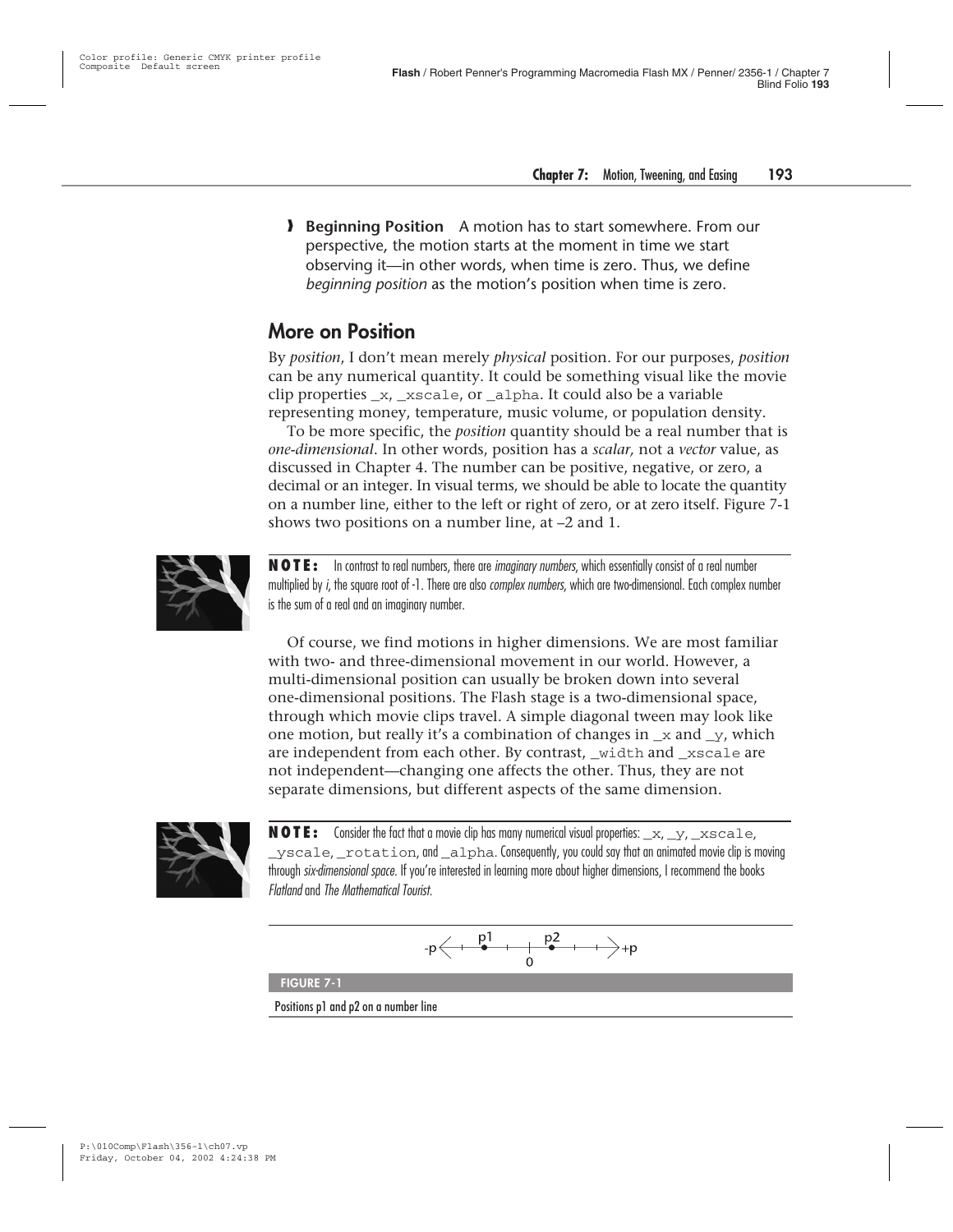- **Beginning Position** A motion has to start somewhere. From our perspective, the motion starts at the moment in time we start observing it—in other words, when time is zero. Thus, we define *beginning position* as the motion's position when time is zero.

## More on Position

By *position*, I don't mean merely *physical* position. For our purposes, *position* can be any numerical quantity. It could be something visual like the movie clip properties `_x`, `_xscale`, or `_alpha`. It could also be a variable representing money, temperature, music volume, or population density.

To be more specific, the *position* quantity should be a real number that is *one-dimensional*. In other words, position has a *scalar,* not a *vector* value, as discussed in Chapter 4. The number can be positive, negative, or zero, a decimal or an integer. In visual terms, we should be able to locate the quantity on a number line, either to the left or right of zero, or at zero itself. Figure 7-1 shows two positions on a number line, at –2 and 1.

**NOTE:** In contrast to real numbers, there are *imaginary numbers*, which essentially consist of a real number multiplied by *i*, the square root of -1. There are also *complex numbers*, which are two-dimensional. Each complex number is the sum of a real and an imaginary number.

Of course, we find motions in higher dimensions. We are most familiar with two- and three-dimensional movement in our world. However, a multi-dimensional position can usually be broken down into several one-dimensional positions. The Flash stage is a two-dimensional space, through which movie clips travel. A simple diagonal tween may look like one motion, but really it's a combination of changes in `_x` and `_y`, which are independent from each other. By contrast, `_width` and `_xscale` are not independent—changing one affects the other. Thus, they are not separate dimensions, but different aspects of the same dimension.

**NOTE:** Consider the fact that a movie clip has many numerical visual properties: `_x`, `_y`, `_xscale`, `_yscale`, `_rotation`, and `_alpha`. Consequently, you could say that an animated movie clip is moving through *six-dimensional space*. If you're interested in learning more about higher dimensions, I recommend the books *Flatland* and *The Mathematical Tourist*.

-p ← p1 ... 0 ... p2 → +p

**FIGURE 7-1**

Positions p1 and p2 on a number line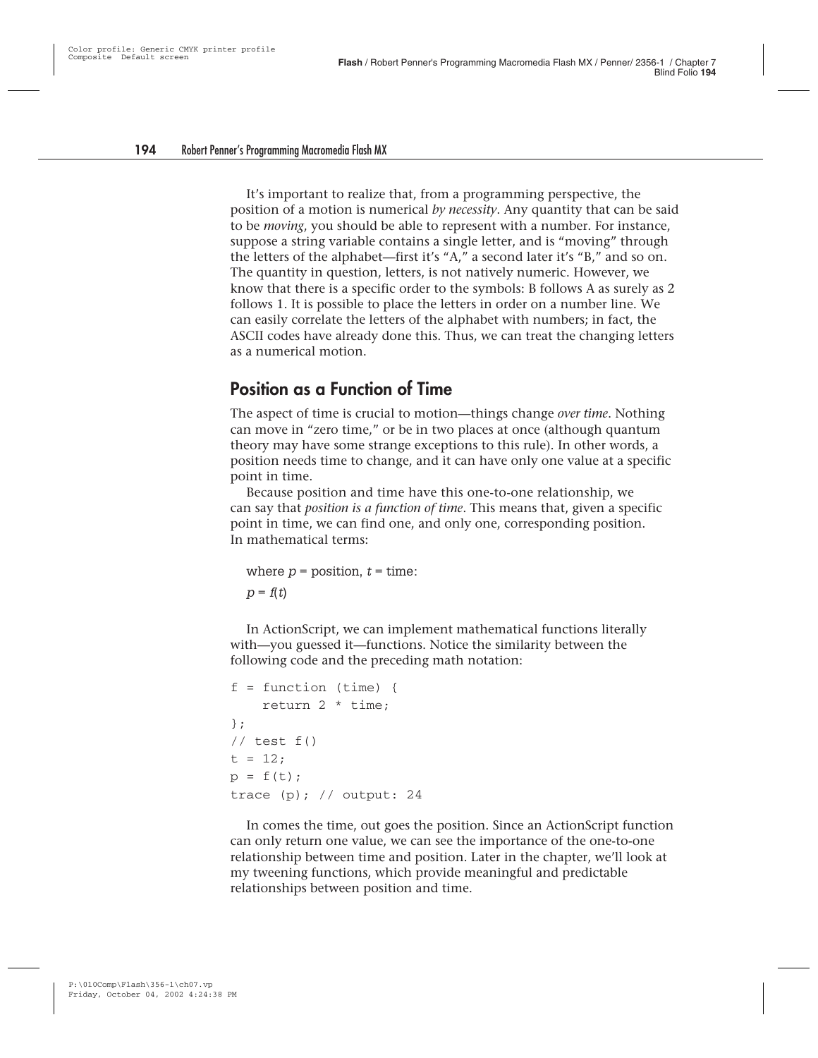It's important to realize that, from a programming perspective, the position of a motion is numerical *by necessity*. Any quantity that can be said to be *moving*, you should be able to represent with a number. For instance, suppose a string variable contains a single letter, and is "moving" through the letters of the alphabet—first it's "A," a second later it's "B," and so on. The quantity in question, letters, is not natively numeric. However, we know that there is a specific order to the symbols: B follows A as surely as 2 follows 1. It is possible to place the letters in order on a number line. We can easily correlate the letters of the alphabet with numbers; in fact, the ASCII codes have already done this. Thus, we can treat the changing letters as a numerical motion.

## Position as a Function of Time

The aspect of time is crucial to motion—things change *over time*. Nothing can move in "zero time," or be in two places at once (although quantum theory may have some strange exceptions to this rule). In other words, a position needs time to change, and it can have only one value at a specific point in time.

Because position and time have this one-to-one relationship, we can say that *position is a function of time*. This means that, given a specific point in time, we can find one, and only one, corresponding position. In mathematical terms:

where $p$ = position, $t$ = time:

$p = f(t)$

In ActionScript, we can implement mathematical functions literally with—you guessed it—functions. Notice the similarity between the following code and the preceding math notation:

```
f = function (time) {
    return 2 * time;
};
// test f()
t = 12;
p = f(t);
trace (p); // output: 24
```

In comes the time, out goes the position. Since an ActionScript function can only return one value, we can see the importance of the one-to-one relationship between time and position. Later in the chapter, we'll look at my tweening functions, which provide meaningful and predictable relationships between position and time.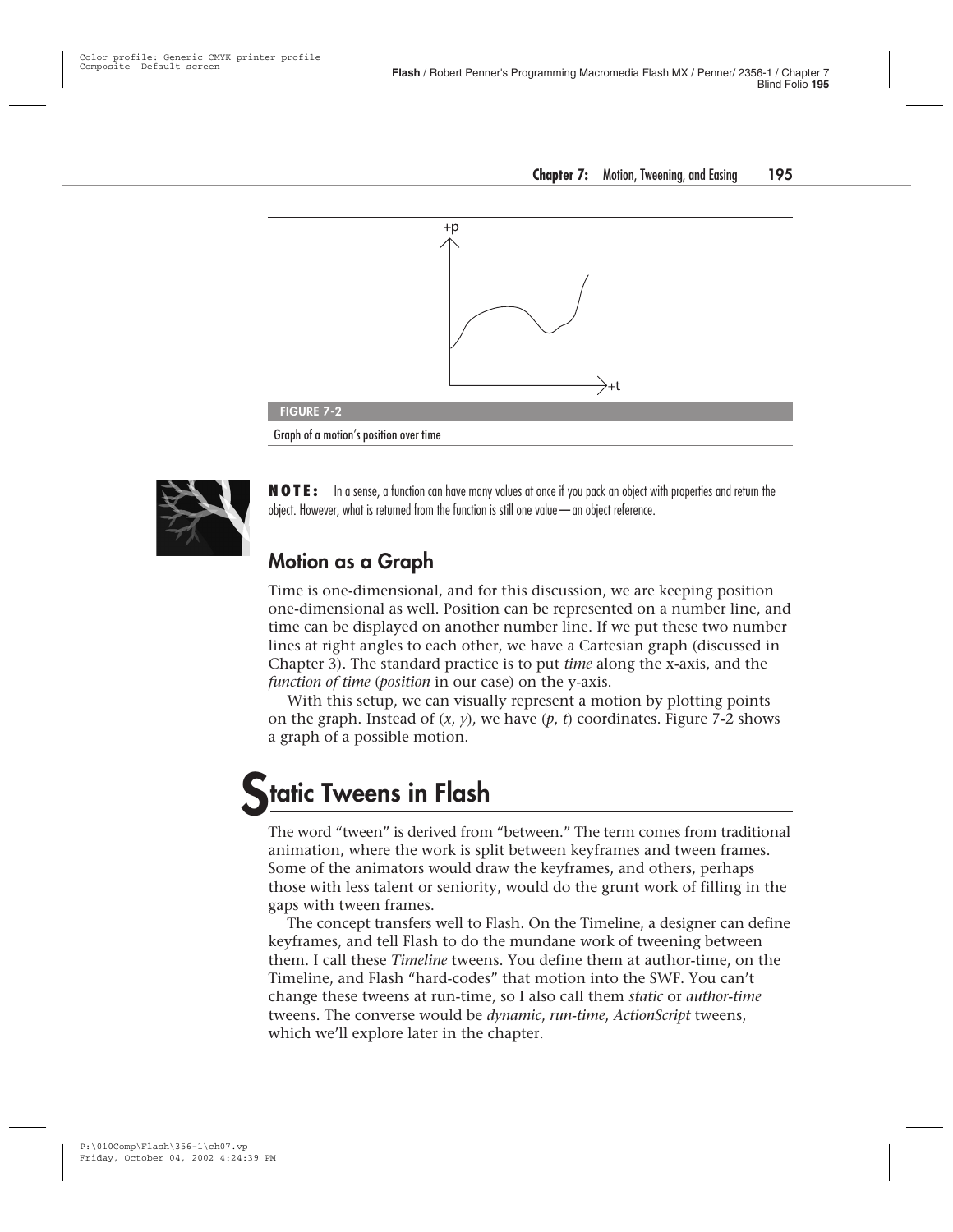FIGURE 7-2

Graph of a motion's position over time

**NOTE:** In a sense, a function can have many values at once if you pack an object with properties and return the object. However, what is returned from the function is still one value—an object reference.

### Motion as a Graph

Time is one-dimensional, and for this discussion, we are keeping position one-dimensional as well. Position can be represented on a number line, and time can be displayed on another number line. If we put these two number lines at right angles to each other, we have a Cartesian graph (discussed in Chapter 3). The standard practice is to put *time* along the x-axis, and the *function of time* (*position* in our case) on the y-axis.

With this setup, we can visually represent a motion by plotting points on the graph. Instead of ($x$, $y$), we have ($p$, $t$) coordinates. Figure 7-2 shows a graph of a possible motion.

## Static Tweens in Flash

The word "tween" is derived from "between." The term comes from traditional animation, where the work is split between keyframes and tween frames. Some of the animators would draw the keyframes, and others, perhaps those with less talent or seniority, would do the grunt work of filling in the gaps with tween frames.

The concept transfers well to Flash. On the Timeline, a designer can define keyframes, and tell Flash to do the mundane work of tweening between them. I call these *Timeline* tweens. You define them at author-time, on the Timeline, and Flash "hard-codes" that motion into the SWF. You can't change these tweens at run-time, so I also call them *static* or *author-time* tweens. The converse would be *dynamic*, *run-time*, *ActionScript* tweens, which we'll explore later in the chapter.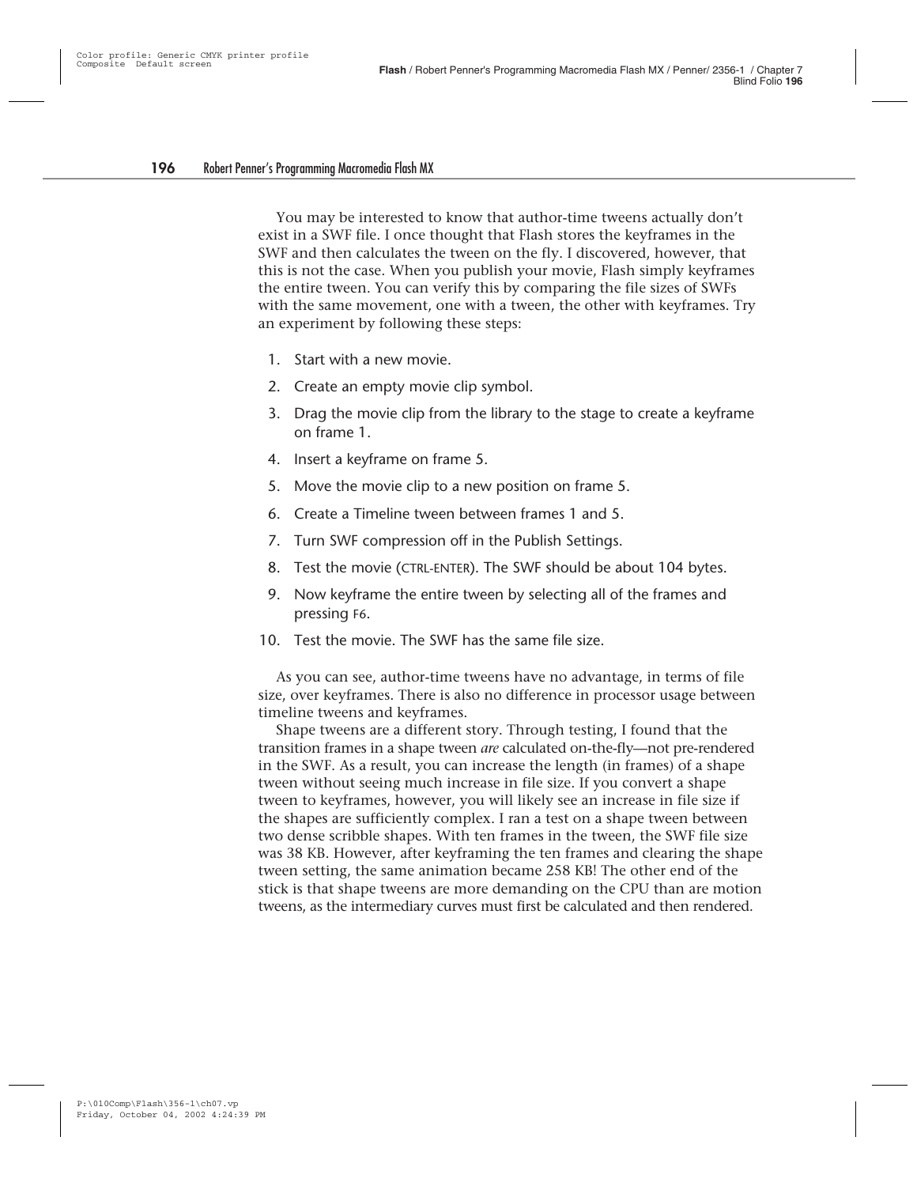You may be interested to know that author-time tweens actually don't exist in a SWF file. I once thought that Flash stores the keyframes in the SWF and then calculates the tween on the fly. I discovered, however, that this is not the case. When you publish your movie, Flash simply keyframes the entire tween. You can verify this by comparing the file sizes of SWFs with the same movement, one with a tween, the other with keyframes. Try an experiment by following these steps:

1. Start with a new movie.
2. Create an empty movie clip symbol.
3. Drag the movie clip from the library to the stage to create a keyframe on frame 1.
4. Insert a keyframe on frame 5.
5. Move the movie clip to a new position on frame 5.
6. Create a Timeline tween between frames 1 and 5.
7. Turn SWF compression off in the Publish Settings.
8. Test the movie (CTRL-ENTER). The SWF should be about 104 bytes.
9. Now keyframe the entire tween by selecting all of the frames and pressing F6.
10. Test the movie. The SWF has the same file size.

As you can see, author-time tweens have no advantage, in terms of file size, over keyframes. There is also no difference in processor usage between timeline tweens and keyframes.

Shape tweens are a different story. Through testing, I found that the transition frames in a shape tween *are* calculated on-the-fly—not pre-rendered in the SWF. As a result, you can increase the length (in frames) of a shape tween without seeing much increase in file size. If you convert a shape tween to keyframes, however, you will likely see an increase in file size if the shapes are sufficiently complex. I ran a test on a shape tween between two dense scribble shapes. With ten frames in the tween, the SWF file size was 38 KB. However, after keyframing the ten frames and clearing the shape tween setting, the same animation became 258 KB! The other end of the stick is that shape tweens are more demanding on the CPU than are motion tweens, as the intermediary curves must first be calculated and then rendered.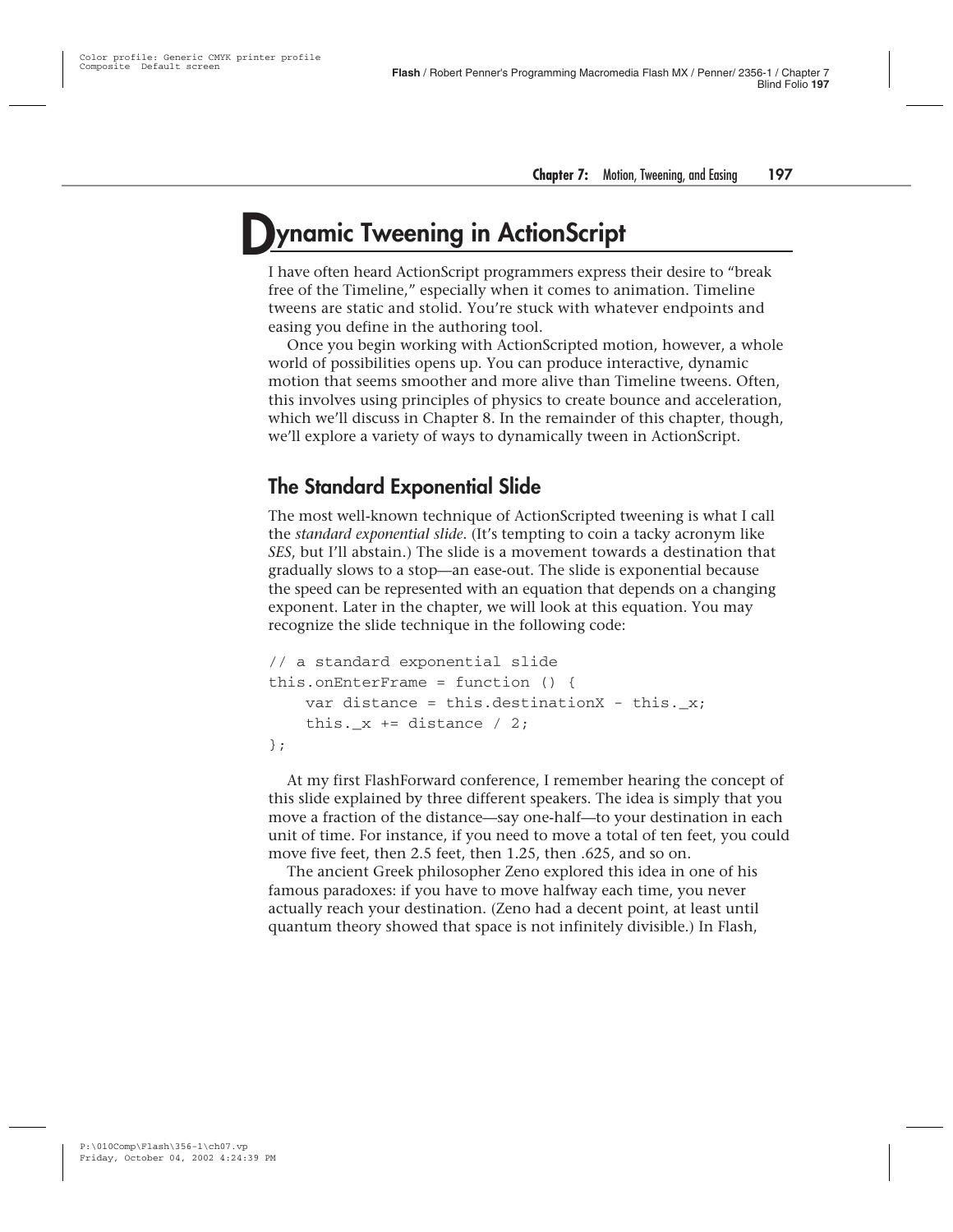# Dynamic Tweening in ActionScript

I have often heard ActionScript programmers express their desire to "break free of the Timeline," especially when it comes to animation. Timeline tweens are static and stolid. You're stuck with whatever endpoints and easing you define in the authoring tool.

Once you begin working with ActionScripted motion, however, a whole world of possibilities opens up. You can produce interactive, dynamic motion that seems smoother and more alive than Timeline tweens. Often, this involves using principles of physics to create bounce and acceleration, which we'll discuss in Chapter 8. In the remainder of this chapter, though, we'll explore a variety of ways to dynamically tween in ActionScript.

## The Standard Exponential Slide

The most well-known technique of ActionScripted tweening is what I call the *standard exponential slide*. (It's tempting to coin a tacky acronym like *SES*, but I'll abstain.) The slide is a movement towards a destination that gradually slows to a stop—an ease-out. The slide is exponential because the speed can be represented with an equation that depends on a changing exponent. Later in the chapter, we will look at this equation. You may recognize the slide technique in the following code:

```
// a standard exponential slide
this.onEnterFrame = function () {
    var distance = this.destinationX - this._x;
    this._x += distance / 2;
};
```

At my first FlashForward conference, I remember hearing the concept of this slide explained by three different speakers. The idea is simply that you move a fraction of the distance—say one-half—to your destination in each unit of time. For instance, if you need to move a total of ten feet, you could move five feet, then 2.5 feet, then 1.25, then .625, and so on.

The ancient Greek philosopher Zeno explored this idea in one of his famous paradoxes: if you have to move halfway each time, you never actually reach your destination. (Zeno had a decent point, at least until quantum theory showed that space is not infinitely divisible.) In Flash,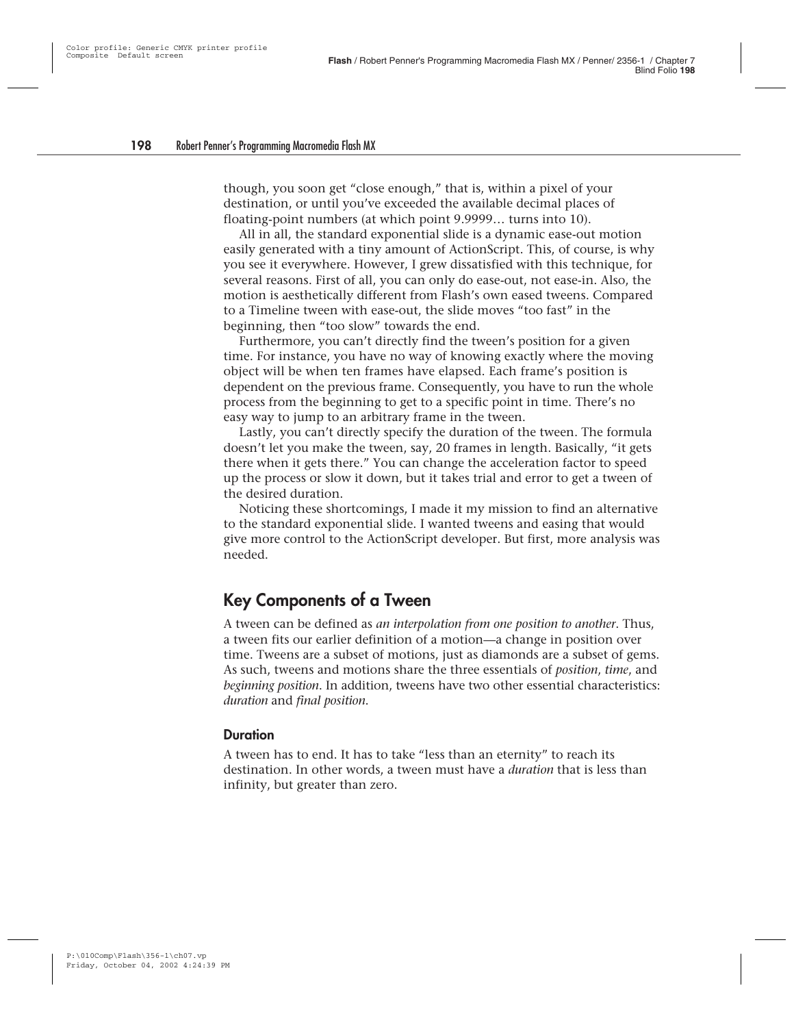though, you soon get "close enough," that is, within a pixel of your destination, or until you've exceeded the available decimal places of floating-point numbers (at which point 9.9999… turns into 10).

All in all, the standard exponential slide is a dynamic ease-out motion easily generated with a tiny amount of ActionScript. This, of course, is why you see it everywhere. However, I grew dissatisfied with this technique, for several reasons. First of all, you can only do ease-out, not ease-in. Also, the motion is aesthetically different from Flash's own eased tweens. Compared to a Timeline tween with ease-out, the slide moves "too fast" in the beginning, then "too slow" towards the end.

Furthermore, you can't directly find the tween's position for a given time. For instance, you have no way of knowing exactly where the moving object will be when ten frames have elapsed. Each frame's position is dependent on the previous frame. Consequently, you have to run the whole process from the beginning to get to a specific point in time. There's no easy way to jump to an arbitrary frame in the tween.

Lastly, you can't directly specify the duration of the tween. The formula doesn't let you make the tween, say, 20 frames in length. Basically, "it gets there when it gets there." You can change the acceleration factor to speed up the process or slow it down, but it takes trial and error to get a tween of the desired duration.

Noticing these shortcomings, I made it my mission to find an alternative to the standard exponential slide. I wanted tweens and easing that would give more control to the ActionScript developer. But first, more analysis was needed.

## Key Components of a Tween

A tween can be defined as *an interpolation from one position to another*. Thus, a tween fits our earlier definition of a motion—a change in position over time. Tweens are a subset of motions, just as diamonds are a subset of gems. As such, tweens and motions share the three essentials of *position*, *time*, and *beginning position*. In addition, tweens have two other essential characteristics: *duration* and *final position*.

### Duration

A tween has to end. It has to take "less than an eternity" to reach its destination. In other words, a tween must have a *duration* that is less than infinity, but greater than zero.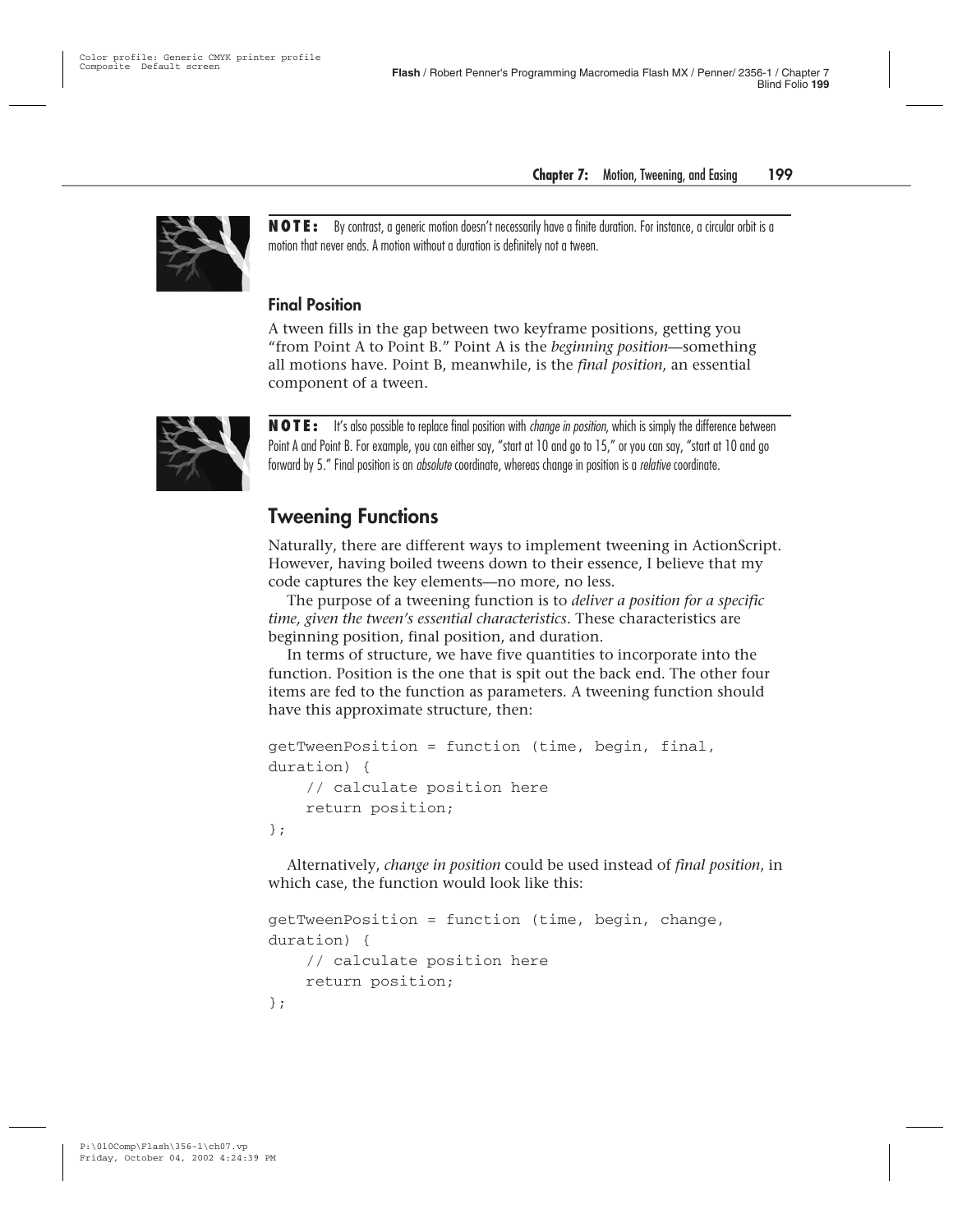**NOTE:** By contrast, a generic motion doesn't necessarily have a finite duration. For instance, a circular orbit is a motion that never ends. A motion without a duration is definitely not a tween.

### Final Position

A tween fills in the gap between two keyframe positions, getting you "from Point A to Point B." Point A is the *beginning position*—something all motions have. Point B, meanwhile, is the *final position*, an essential component of a tween.

**NOTE:** It's also possible to replace final position with *change in position*, which is simply the difference between Point A and Point B. For example, you can either say, "start at 10 and go to 15," or you can say, "start at 10 and go forward by 5." Final position is an *absolute* coordinate, whereas change in position is a *relative* coordinate.

## Tweening Functions

Naturally, there are different ways to implement tweening in ActionScript. However, having boiled tweens down to their essence, I believe that my code captures the key elements—no more, no less.

The purpose of a tweening function is to *deliver a position for a specific time, given the tween's essential characteristics*. These characteristics are beginning position, final position, and duration.

In terms of structure, we have five quantities to incorporate into the function. Position is the one that is spit out the back end. The other four items are fed to the function as parameters. A tweening function should have this approximate structure, then:

```
getTweenPosition = function (time, begin, final,
duration) {
    // calculate position here
    return position;
};
```

Alternatively, *change in position* could be used instead of *final position*, in which case, the function would look like this:

```
getTweenPosition = function (time, begin, change,
duration) {
    // calculate position here
    return position;
};
```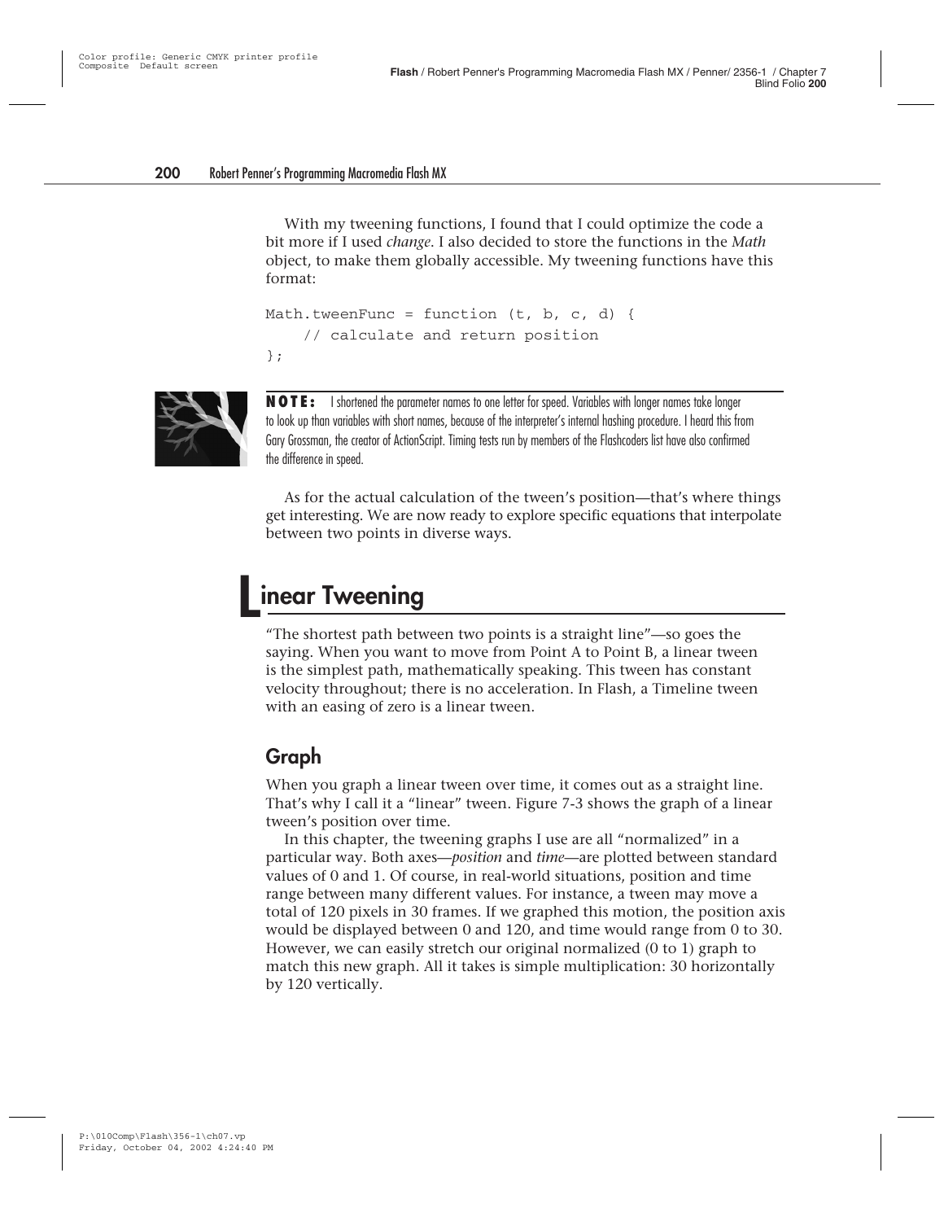With my tweening functions, I found that I could optimize the code a bit more if I used *change*. I also decided to store the functions in the *Math* object, to make them globally accessible. My tweening functions have this format:

```
Math.tweenFunc = function (t, b, c, d) {
    // calculate and return position
};
```

**NOTE:** I shortened the parameter names to one letter for speed. Variables with longer names take longer to look up than variables with short names, because of the interpreter's internal hashing procedure. I heard this from Gary Grossman, the creator of ActionScript. Timing tests run by members of the Flashcoders list have also confirmed the difference in speed.

As for the actual calculation of the tween's position—that's where things get interesting. We are now ready to explore specific equations that interpolate between two points in diverse ways.

# Linear Tweening

"The shortest path between two points is a straight line"—so goes the saying. When you want to move from Point A to Point B, a linear tween is the simplest path, mathematically speaking. This tween has constant velocity throughout; there is no acceleration. In Flash, a Timeline tween with an easing of zero is a linear tween.

## Graph

When you graph a linear tween over time, it comes out as a straight line. That's why I call it a "linear" tween. Figure 7-3 shows the graph of a linear tween's position over time.

In this chapter, the tweening graphs I use are all "normalized" in a particular way. Both axes—*position* and *time*—are plotted between standard values of 0 and 1. Of course, in real-world situations, position and time range between many different values. For instance, a tween may move a total of 120 pixels in 30 frames. If we graphed this motion, the position axis would be displayed between 0 and 120, and time would range from 0 to 30. However, we can easily stretch our original normalized (0 to 1) graph to match this new graph. All it takes is simple multiplication: 30 horizontally by 120 vertically.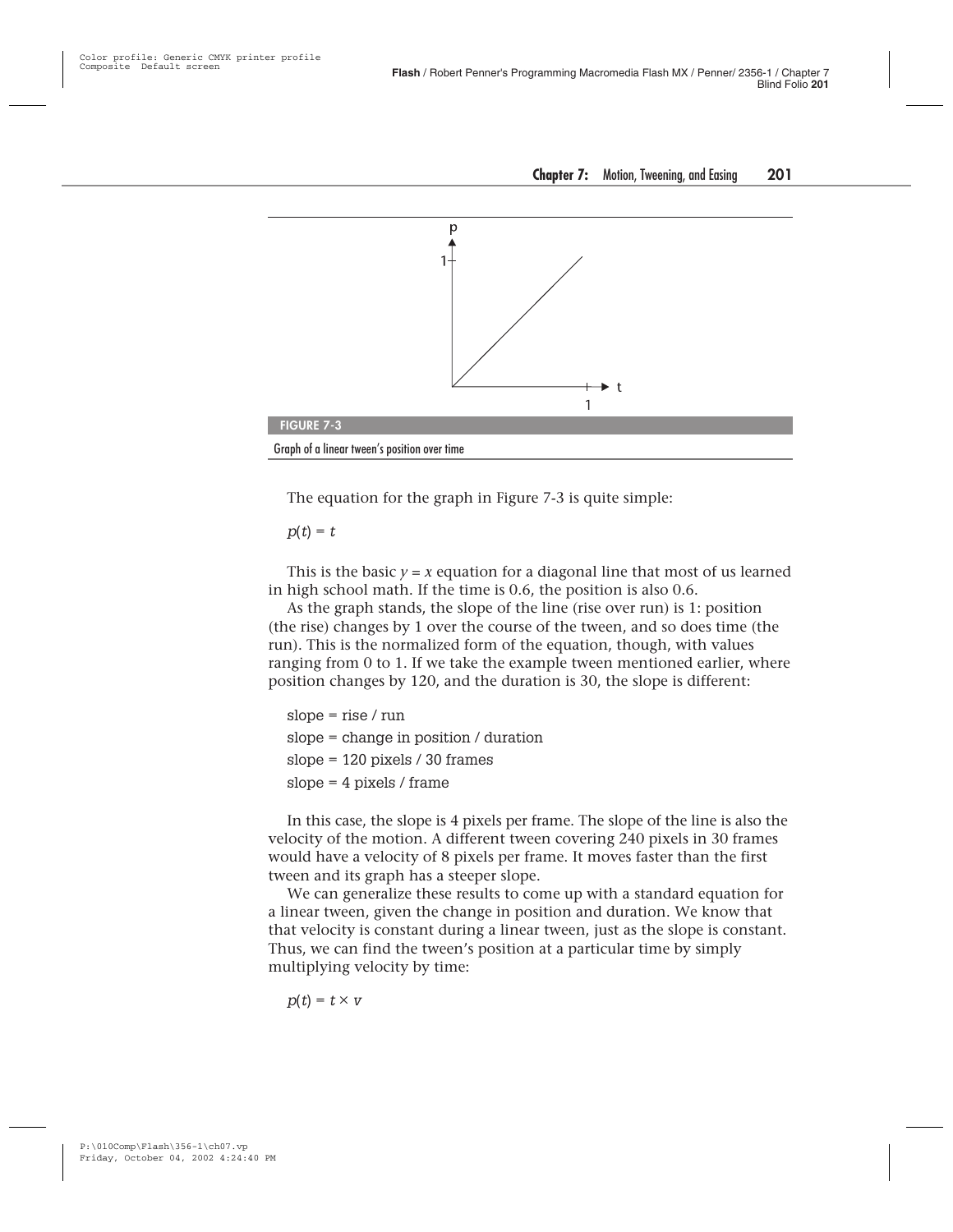**FIGURE 7-3**

Graph of a linear tween's position over time

The equation for the graph in Figure 7-3 is quite simple:

$p(t) = t$

This is the basic $y = x$ equation for a diagonal line that most of us learned in high school math. If the time is 0.6, the position is also 0.6.

As the graph stands, the slope of the line (rise over run) is 1: position (the rise) changes by 1 over the course of the tween, and so does time (the run). This is the normalized form of the equation, though, with values ranging from 0 to 1. If we take the example tween mentioned earlier, where position changes by 120, and the duration is 30, the slope is different:

slope = rise / run

slope = change in position / duration

slope = 120 pixels / 30 frames

slope = 4 pixels / frame

In this case, the slope is 4 pixels per frame. The slope of the line is also the velocity of the motion. A different tween covering 240 pixels in 30 frames would have a velocity of 8 pixels per frame. It moves faster than the first tween and its graph has a steeper slope.

We can generalize these results to come up with a standard equation for a linear tween, given the change in position and duration. We know that that velocity is constant during a linear tween, just as the slope is constant. Thus, we can find the tween's position at a particular time by simply multiplying velocity by time:

$p(t) = t \times v$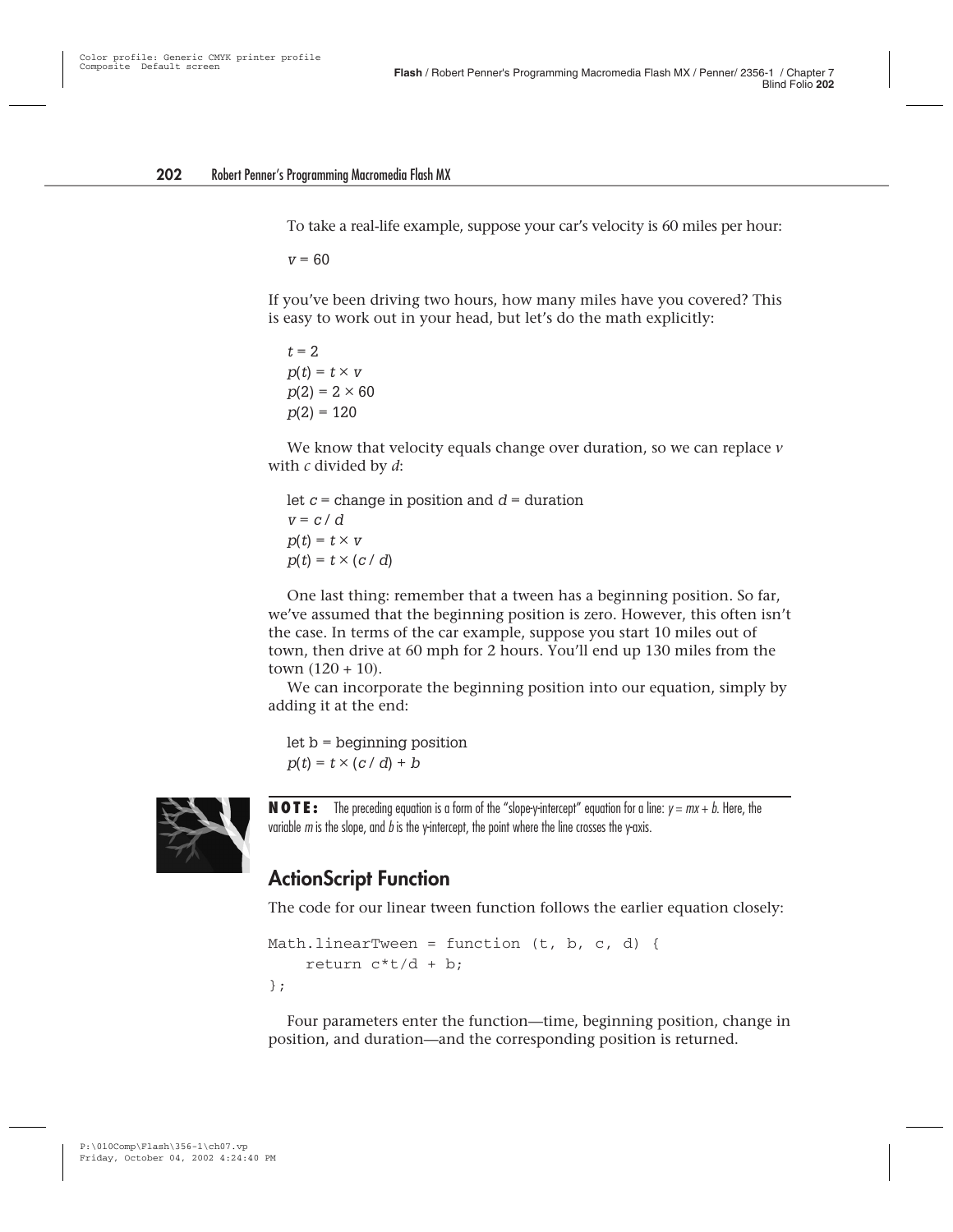To take a real-life example, suppose your car's velocity is 60 miles per hour:

$v = 60$

If you've been driving two hours, how many miles have you covered? This is easy to work out in your head, but let's do the math explicitly:

$t = 2$
$p(t) = t \times v$
$p(2) = 2 \times 60$
$p(2) = 120$

We know that velocity equals change over duration, so we can replace $v$ with $c$ divided by $d$:

let $c$ = change in position and $d$ = duration
$v = c / d$
$p(t) = t \times v$
$p(t) = t \times (c / d)$

One last thing: remember that a tween has a beginning position. So far, we've assumed that the beginning position is zero. However, this often isn't the case. In terms of the car example, suppose you start 10 miles out of town, then drive at 60 mph for 2 hours. You'll end up 130 miles from the town (120 + 10).

We can incorporate the beginning position into our equation, simply by adding it at the end:

let b = beginning position
$p(t) = t \times (c / d) + b$

**NOTE:** The preceding equation is a form of the "slope-y-intercept" equation for a line: $y = mx + b$. Here, the variable $m$ is the slope, and $b$ is the y-intercept, the point where the line crosses the y-axis.

## ActionScript Function

The code for our linear tween function follows the earlier equation closely:

```
Math.linearTween = function (t, b, c, d) {
    return c*t/d + b;
};
```

Four parameters enter the function—time, beginning position, change in position, and duration—and the corresponding position is returned.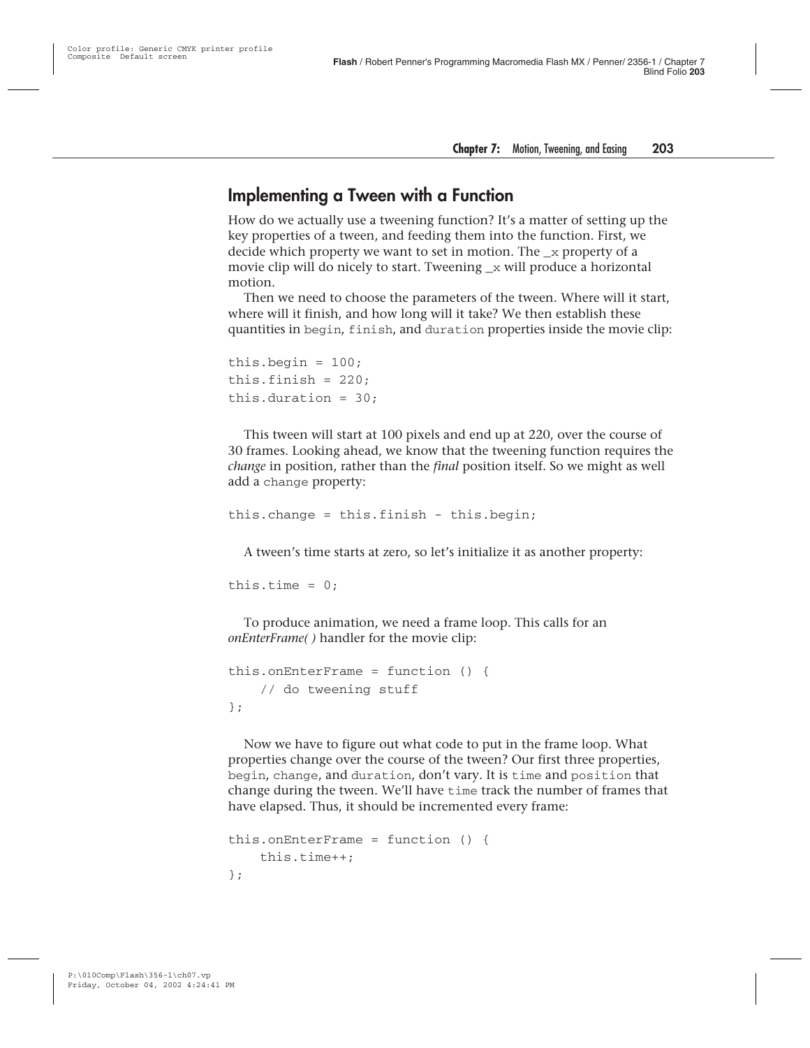## Implementing a Tween with a Function

How do we actually use a tweening function? It's a matter of setting up the key properties of a tween, and feeding them into the function. First, we decide which property we want to set in motion. The `_x` property of a movie clip will do nicely to start. Tweening `_x` will produce a horizontal motion.

Then we need to choose the parameters of the tween. Where will it start, where will it finish, and how long will it take? We then establish these quantities in `begin`, `finish`, and `duration` properties inside the movie clip:

```
this.begin = 100;
this.finish = 220;
this.duration = 30;
```

This tween will start at 100 pixels and end up at 220, over the course of 30 frames. Looking ahead, we know that the tweening function requires the *change* in position, rather than the *final* position itself. So we might as well add a `change` property:

```
this.change = this.finish - this.begin;
```

A tween's time starts at zero, so let's initialize it as another property:

```
this.time = 0;
```

To produce animation, we need a frame loop. This calls for an *onEnterFrame( )* handler for the movie clip:

```
this.onEnterFrame = function () {
    // do tweening stuff
};
```

Now we have to figure out what code to put in the frame loop. What properties change over the course of the tween? Our first three properties, `begin`, `change`, and `duration`, don't vary. It is `time` and `position` that change during the tween. We'll have `time` track the number of frames that have elapsed. Thus, it should be incremented every frame:

```
this.onEnterFrame = function () {
    this.time++;
};
```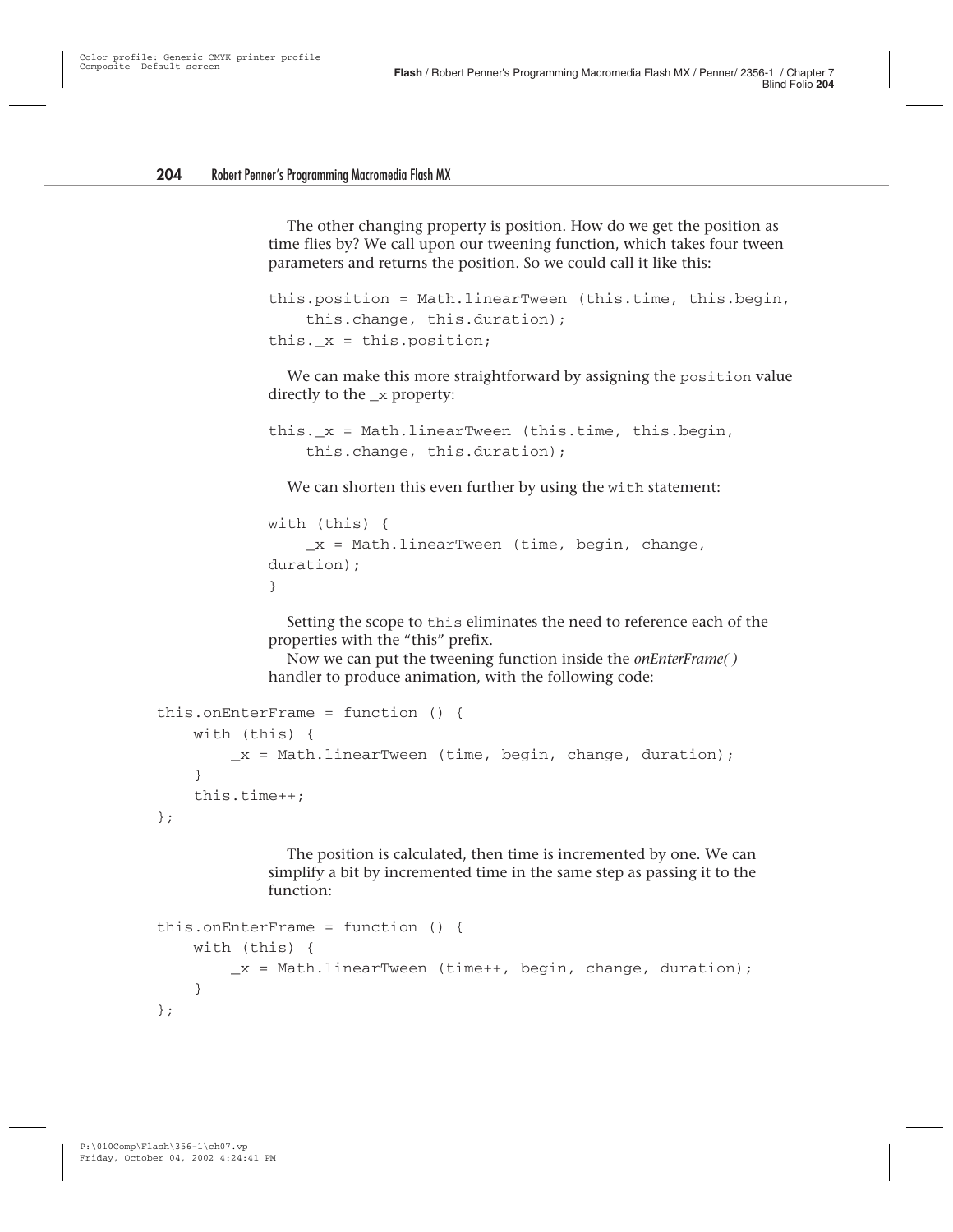The other changing property is position. How do we get the position as time flies by? We call upon our tweening function, which takes four tween parameters and returns the position. So we could call it like this:

```
this.position = Math.linearTween (this.time, this.begin,
    this.change, this.duration);
this._x = this.position;
```

We can make this more straightforward by assigning the `position` value directly to the `_x` property:

```
this._x = Math.linearTween (this.time, this.begin,
    this.change, this.duration);
```

We can shorten this even further by using the `with` statement:

```
with (this) {
    _x = Math.linearTween (time, begin, change,
duration);
}
```

Setting the scope to `this` eliminates the need to reference each of the properties with the "this" prefix.

Now we can put the tweening function inside the *onEnterFrame( )* handler to produce animation, with the following code:

```
this.onEnterFrame = function () {
    with (this) {
        _x = Math.linearTween (time, begin, change, duration);
    }
    this.time++;
};
```

The position is calculated, then time is incremented by one. We can simplify a bit by incremented time in the same step as passing it to the function:

```
this.onEnterFrame = function () {
    with (this) {
        _x = Math.linearTween (time++, begin, change, duration);
    }
};
```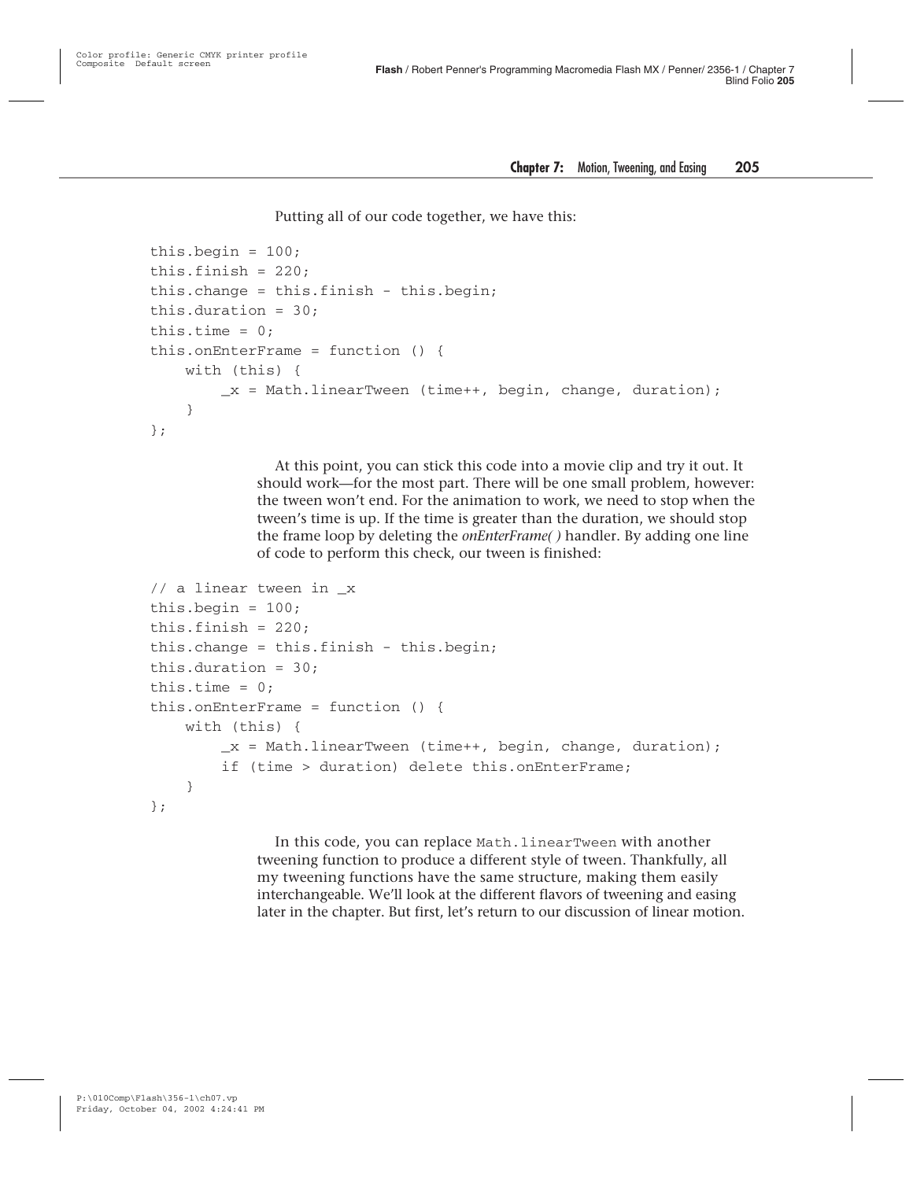Putting all of our code together, we have this:

```
this.begin = 100;
this.finish = 220;
this.change = this.finish - this.begin;
this.duration = 30;
this.time = 0;
this.onEnterFrame = function () {
    with (this) {
        _x = Math.linearTween (time++, begin, change, duration);
    }
};
```

At this point, you can stick this code into a movie clip and try it out. It should work—for the most part. There will be one small problem, however: the tween won't end. For the animation to work, we need to stop when the tween's time is up. If the time is greater than the duration, we should stop the frame loop by deleting the *onEnterFrame( )* handler. By adding one line of code to perform this check, our tween is finished:

```
// a linear tween in _x
this.begin = 100;
this.finish = 220;
this.change = this.finish - this.begin;
this.duration = 30;
this.time = 0;
this.onEnterFrame = function () {
    with (this) {
        _x = Math.linearTween (time++, begin, change, duration);
        if (time > duration) delete this.onEnterFrame;
    }
};
```

In this code, you can replace `Math.linearTween` with another tweening function to produce a different style of tween. Thankfully, all my tweening functions have the same structure, making them easily interchangeable. We'll look at the different flavors of tweening and easing later in the chapter. But first, let's return to our discussion of linear motion.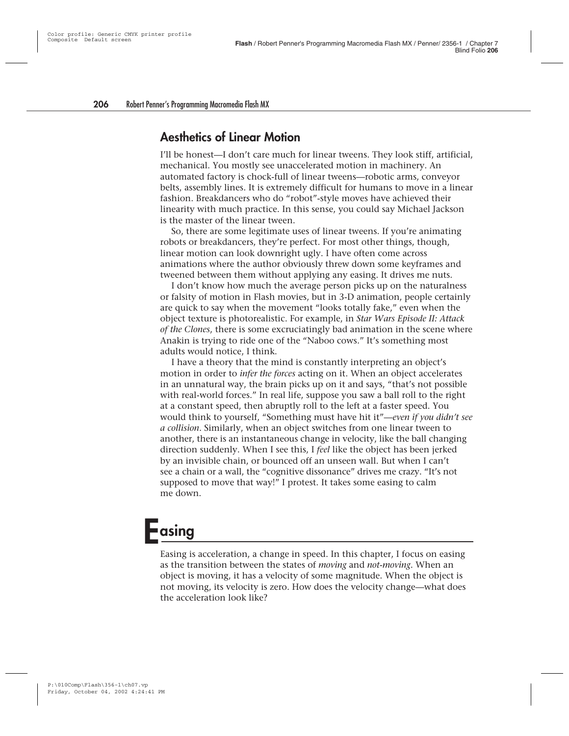## Aesthetics of Linear Motion

I'll be honest—I don't care much for linear tweens. They look stiff, artificial, mechanical. You mostly see unaccelerated motion in machinery. An automated factory is chock-full of linear tweens—robotic arms, conveyor belts, assembly lines. It is extremely difficult for humans to move in a linear fashion. Breakdancers who do "robot"-style moves have achieved their linearity with much practice. In this sense, you could say Michael Jackson is the master of the linear tween.

So, there are some legitimate uses of linear tweens. If you're animating robots or breakdancers, they're perfect. For most other things, though, linear motion can look downright ugly. I have often come across animations where the author obviously threw down some keyframes and tweened between them without applying any easing. It drives me nuts.

I don't know how much the average person picks up on the naturalness or falsity of motion in Flash movies, but in 3-D animation, people certainly are quick to say when the movement "looks totally fake," even when the object texture is photorealistic. For example, in *Star Wars Episode II: Attack of the Clones*, there is some excruciatingly bad animation in the scene where Anakin is trying to ride one of the "Naboo cows." It's something most adults would notice, I think.

I have a theory that the mind is constantly interpreting an object's motion in order to *infer the forces* acting on it. When an object accelerates in an unnatural way, the brain picks up on it and says, "that's not possible with real-world forces." In real life, suppose you saw a ball roll to the right at a constant speed, then abruptly roll to the left at a faster speed. You would think to yourself, "Something must have hit it"—*even if you didn't see a collision*. Similarly, when an object switches from one linear tween to another, there is an instantaneous change in velocity, like the ball changing direction suddenly. When I see this, I *feel* like the object has been jerked by an invisible chain, or bounced off an unseen wall. But when I can't see a chain or a wall, the "cognitive dissonance" drives me crazy. "It's not supposed to move that way!" I protest. It takes some easing to calm me down.

# Easing

Easing is acceleration, a change in speed. In this chapter, I focus on easing as the transition between the states of *moving* and *not-moving*. When an object is moving, it has a velocity of some magnitude. When the object is not moving, its velocity is zero. How does the velocity change—what does the acceleration look like?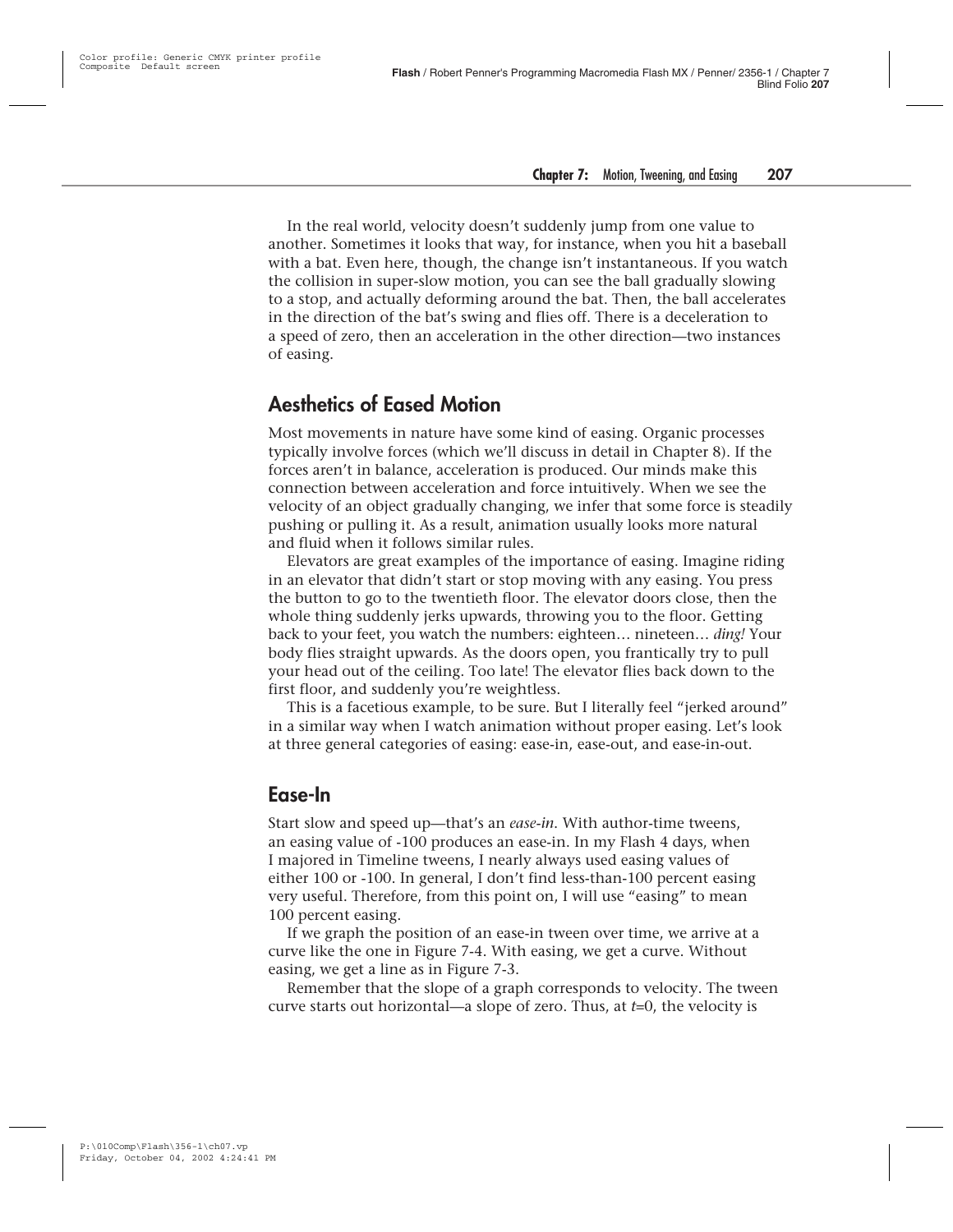In the real world, velocity doesn't suddenly jump from one value to another. Sometimes it looks that way, for instance, when you hit a baseball with a bat. Even here, though, the change isn't instantaneous. If you watch the collision in super-slow motion, you can see the ball gradually slowing to a stop, and actually deforming around the bat. Then, the ball accelerates in the direction of the bat's swing and flies off. There is a deceleration to a speed of zero, then an acceleration in the other direction—two instances of easing.

## Aesthetics of Eased Motion

Most movements in nature have some kind of easing. Organic processes typically involve forces (which we'll discuss in detail in Chapter 8). If the forces aren't in balance, acceleration is produced. Our minds make this connection between acceleration and force intuitively. When we see the velocity of an object gradually changing, we infer that some force is steadily pushing or pulling it. As a result, animation usually looks more natural and fluid when it follows similar rules.

Elevators are great examples of the importance of easing. Imagine riding in an elevator that didn't start or stop moving with any easing. You press the button to go to the twentieth floor. The elevator doors close, then the whole thing suddenly jerks upwards, throwing you to the floor. Getting back to your feet, you watch the numbers: eighteen… nineteen… *ding!* Your body flies straight upwards. As the doors open, you frantically try to pull your head out of the ceiling. Too late! The elevator flies back down to the first floor, and suddenly you're weightless.

This is a facetious example, to be sure. But I literally feel "jerked around" in a similar way when I watch animation without proper easing. Let's look at three general categories of easing: ease-in, ease-out, and ease-in-out.

## Ease-In

Start slow and speed up—that's an *ease-in*. With author-time tweens, an easing value of -100 produces an ease-in. In my Flash 4 days, when I majored in Timeline tweens, I nearly always used easing values of either 100 or -100. In general, I don't find less-than-100 percent easing very useful. Therefore, from this point on, I will use "easing" to mean 100 percent easing.

If we graph the position of an ease-in tween over time, we arrive at a curve like the one in Figure 7-4. With easing, we get a curve. Without easing, we get a line as in Figure 7-3.

Remember that the slope of a graph corresponds to velocity. The tween curve starts out horizontal—a slope of zero. Thus, at $t$=0, the velocity is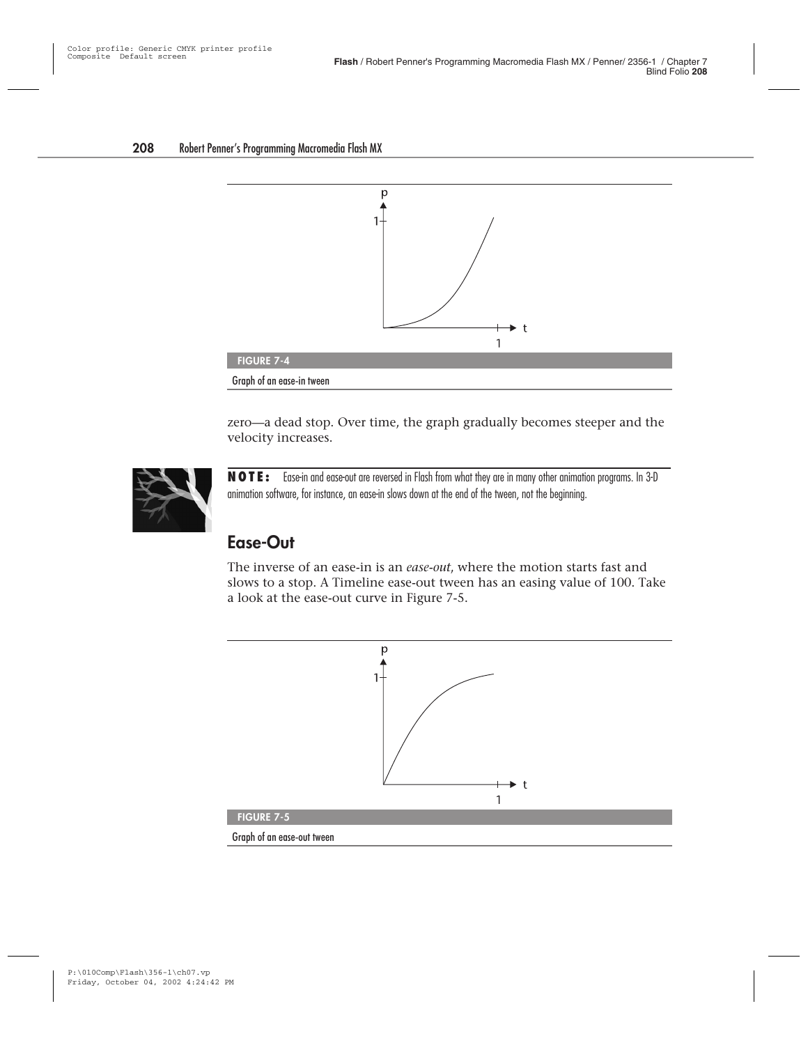**FIGURE 7-4**

Graph of an ease-in tween

zero—a dead stop. Over time, the graph gradually becomes steeper and the velocity increases.

**NOTE:** Ease-in and ease-out are reversed in Flash from what they are in many other animation programs. In 3-D animation software, for instance, an ease-in slows down at the end of the tween, not the beginning.

## Ease-Out

The inverse of an ease-in is an *ease-out*, where the motion starts fast and slows to a stop. A Timeline ease-out tween has an easing value of 100. Take a look at the ease-out curve in Figure 7-5.

**FIGURE 7-5**

Graph of an ease-out tween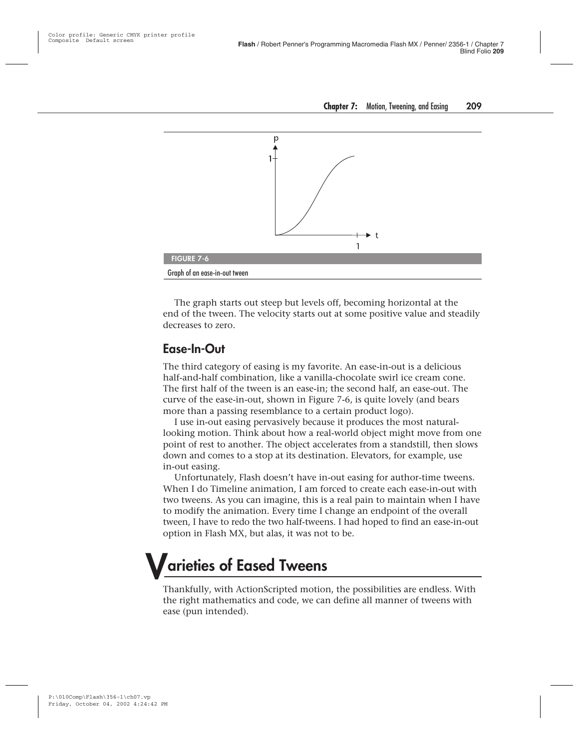FIGURE 7-6

Graph of an ease-in-out tween

The graph starts out steep but levels off, becoming horizontal at the end of the tween. The velocity starts out at some positive value and steadily decreases to zero.

## Ease-In-Out

The third category of easing is my favorite. An ease-in-out is a delicious half-and-half combination, like a vanilla-chocolate swirl ice cream cone. The first half of the tween is an ease-in; the second half, an ease-out. The curve of the ease-in-out, shown in Figure 7-6, is quite lovely (and bears more than a passing resemblance to a certain product logo).

I use in-out easing pervasively because it produces the most natural-looking motion. Think about how a real-world object might move from one point of rest to another. The object accelerates from a standstill, then slows down and comes to a stop at its destination. Elevators, for example, use in-out easing.

Unfortunately, Flash doesn't have in-out easing for author-time tweens. When I do Timeline animation, I am forced to create each ease-in-out with two tweens. As you can imagine, this is a real pain to maintain when I have to modify the animation. Every time I change an endpoint of the overall tween, I have to redo the two half-tweens. I had hoped to find an ease-in-out option in Flash MX, but alas, it was not to be.

# Varieties of Eased Tweens

Thankfully, with ActionScripted motion, the possibilities are endless. With the right mathematics and code, we can define all manner of tweens with ease (pun intended).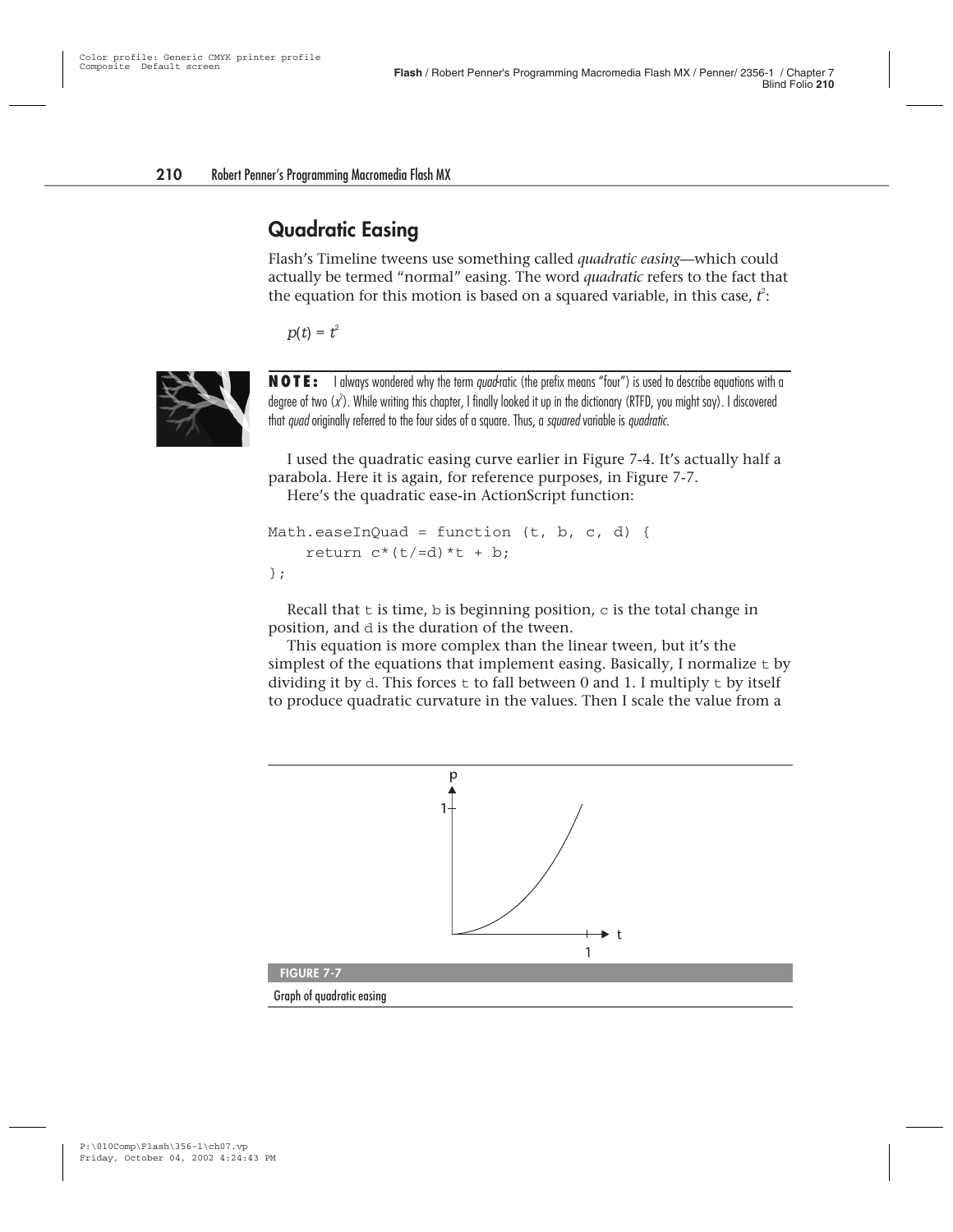## Quadratic Easing

Flash's Timeline tweens use something called *quadratic easing*—which could actually be termed "normal" easing. The word *quadratic* refers to the fact that the equation for this motion is based on a squared variable, in this case, $t^2$:

$$p(t) = t^2$$

**NOTE:** I always wondered why the term *quad*-ratic (the prefix means "four") is used to describe equations with a degree of two ($x^2$). While writing this chapter, I finally looked it up in the dictionary (RTFD, you might say). I discovered that *quad* originally referred to the four sides of a square. Thus, a *squared* variable is *quadratic*.

I used the quadratic easing curve earlier in Figure 7-4. It's actually half a parabola. Here it is again, for reference purposes, in Figure 7-7.

Here's the quadratic ease-in ActionScript function:

```
Math.easeInQuad = function (t, b, c, d) {
    return c*(t/=d)*t + b;
};
```

Recall that t is time, b is beginning position, c is the total change in position, and d is the duration of the tween.

This equation is more complex than the linear tween, but it's the simplest of the equations that implement easing. Basically, I normalize t by dividing it by d. This forces t to fall between 0 and 1. I multiply t by itself to produce quadratic curvature in the values. Then I scale the value from a

**FIGURE 7-7**

Graph of quadratic easing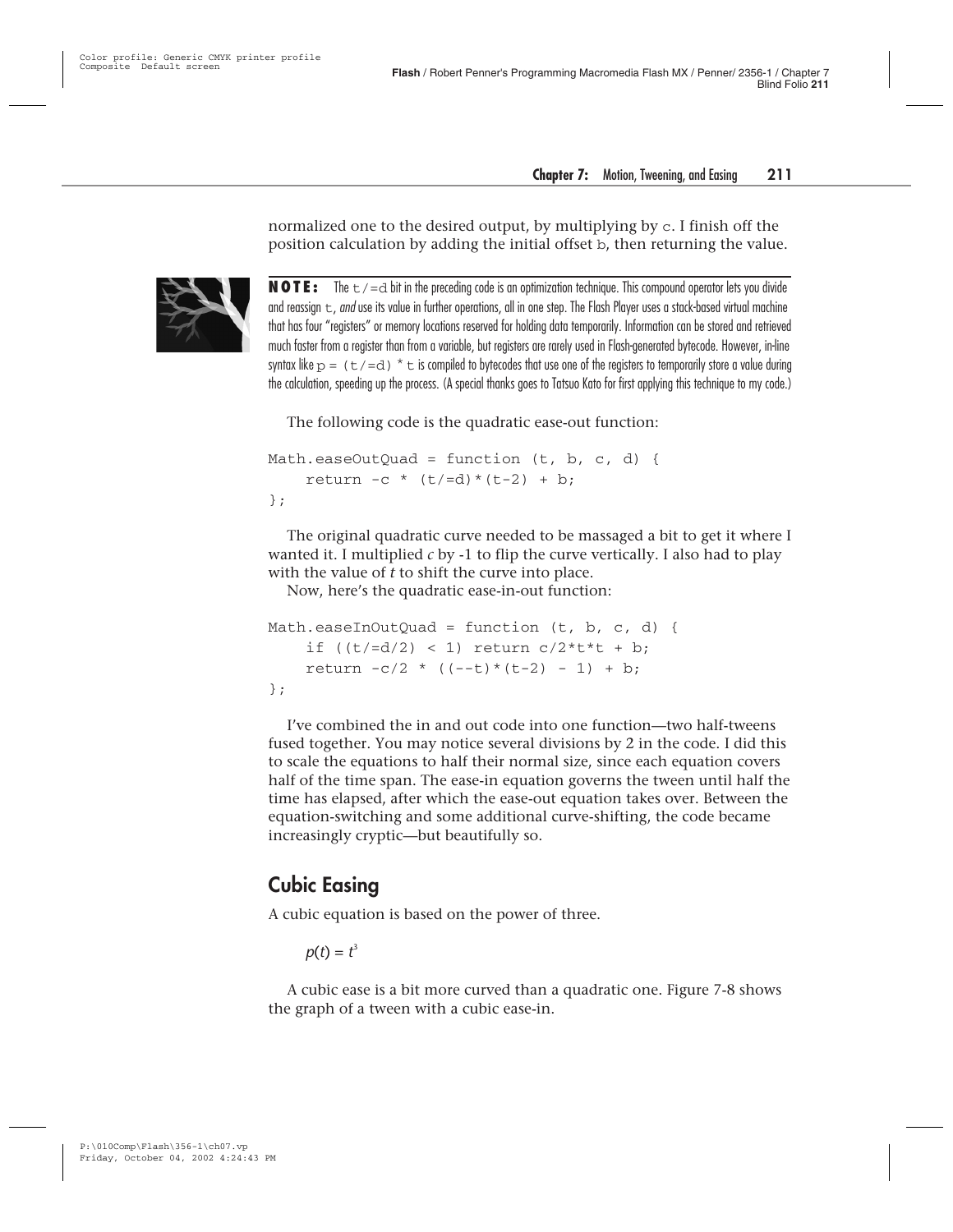normalized one to the desired output, by multiplying by `c`. I finish off the position calculation by adding the initial offset `b`, then returning the value.

**NOTE:** The `t/=d` bit in the preceding code is an optimization technique. This compound operator lets you divide and reassign `t`, *and* use its value in further operations, all in one step. The Flash Player uses a stack-based virtual machine that has four "registers" or memory locations reserved for holding data temporarily. Information can be stored and retrieved much faster from a register than from a variable, but registers are rarely used in Flash-generated bytecode. However, in-line syntax like `p = (t/=d) * t` is compiled to bytecodes that use one of the registers to temporarily store a value during the calculation, speeding up the process. (A special thanks goes to Tatsuo Kato for first applying this technique to my code.)

The following code is the quadratic ease-out function:

```
Math.easeOutQuad = function (t, b, c, d) {
    return -c * (t/=d)*(t-2) + b;
};
```

The original quadratic curve needed to be massaged a bit to get it where I wanted it. I multiplied *c* by -1 to flip the curve vertically. I also had to play with the value of *t* to shift the curve into place.

Now, here's the quadratic ease-in-out function:

```
Math.easeInOutQuad = function (t, b, c, d) {
    if ((t/=d/2) < 1) return c/2*t*t + b;
    return -c/2 * ((--t)*(t-2) - 1) + b;
};
```

I've combined the in and out code into one function—two half-tweens fused together. You may notice several divisions by 2 in the code. I did this to scale the equations to half their normal size, since each equation covers half of the time span. The ease-in equation governs the tween until half the time has elapsed, after which the ease-out equation takes over. Between the equation-switching and some additional curve-shifting, the code became increasingly cryptic—but beautifully so.

## Cubic Easing

A cubic equation is based on the power of three.

$$p(t) = t^3$$

A cubic ease is a bit more curved than a quadratic one. Figure 7-8 shows the graph of a tween with a cubic ease-in.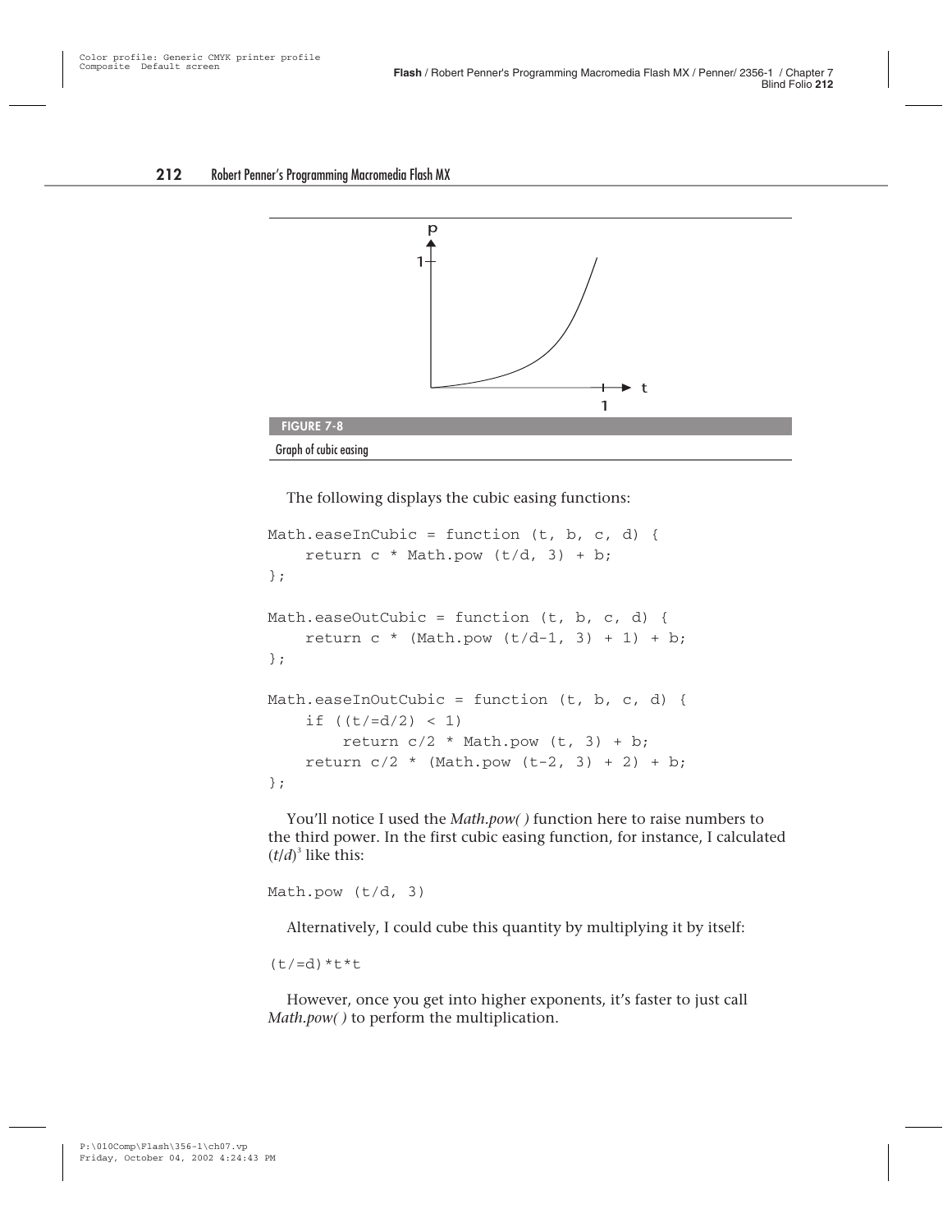FIGURE 7-8

Graph of cubic easing

The following displays the cubic easing functions:

```
Math.easeInCubic = function (t, b, c, d) {
    return c * Math.pow (t/d, 3) + b;
};

Math.easeOutCubic = function (t, b, c, d) {
    return c * (Math.pow (t/d-1, 3) + 1) + b;
};

Math.easeInOutCubic = function (t, b, c, d) {
    if ((t/=d/2) < 1)
        return c/2 * Math.pow (t, 3) + b;
    return c/2 * (Math.pow (t-2, 3) + 2) + b;
};
```

You'll notice I used the *Math.pow( )* function here to raise numbers to the third power. In the first cubic easing function, for instance, I calculated $(t/d)^3$ like this:

```
Math.pow (t/d, 3)
```

Alternatively, I could cube this quantity by multiplying it by itself:

```
(t/=d)*t*t
```

However, once you get into higher exponents, it's faster to just call *Math.pow( )* to perform the multiplication.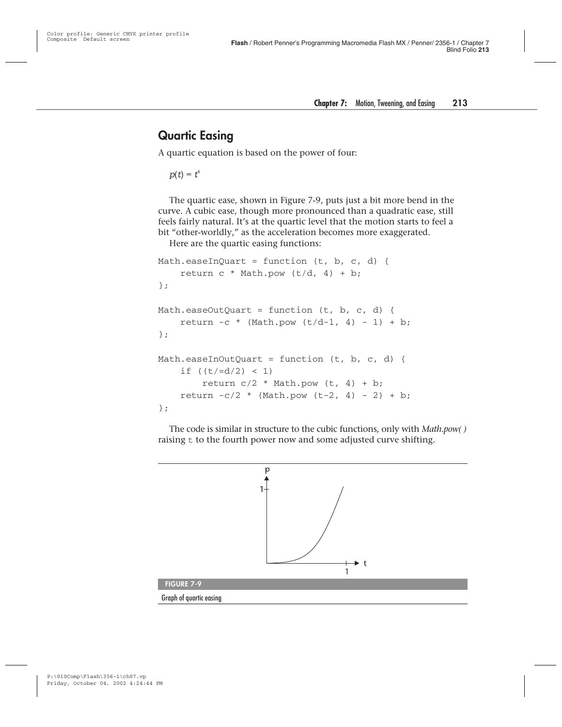## Quartic Easing

A quartic equation is based on the power of four:

$$p(t) = t^4$$

The quartic ease, shown in Figure 7-9, puts just a bit more bend in the curve. A cubic ease, though more pronounced than a quadratic ease, still feels fairly natural. It's at the quartic level that the motion starts to feel a bit "other-worldly," as the acceleration becomes more exaggerated.

Here are the quartic easing functions:

```
Math.easeInQuart = function (t, b, c, d) {
    return c * Math.pow (t/d, 4) + b;
};

Math.easeOutQuart = function (t, b, c, d) {
    return -c * (Math.pow (t/d-1, 4) - 1) + b;
};

Math.easeInOutQuart = function (t, b, c, d) {
    if ((t/=d/2) < 1)
        return c/2 * Math.pow (t, 4) + b;
    return -c/2 * (Math.pow (t-2, 4) - 2) + b;
};
```

The code is similar in structure to the cubic functions, only with *Math.pow( )* raising `t` to the fourth power now and some adjusted curve shifting.

**FIGURE 7-9**

Graph of quartic easing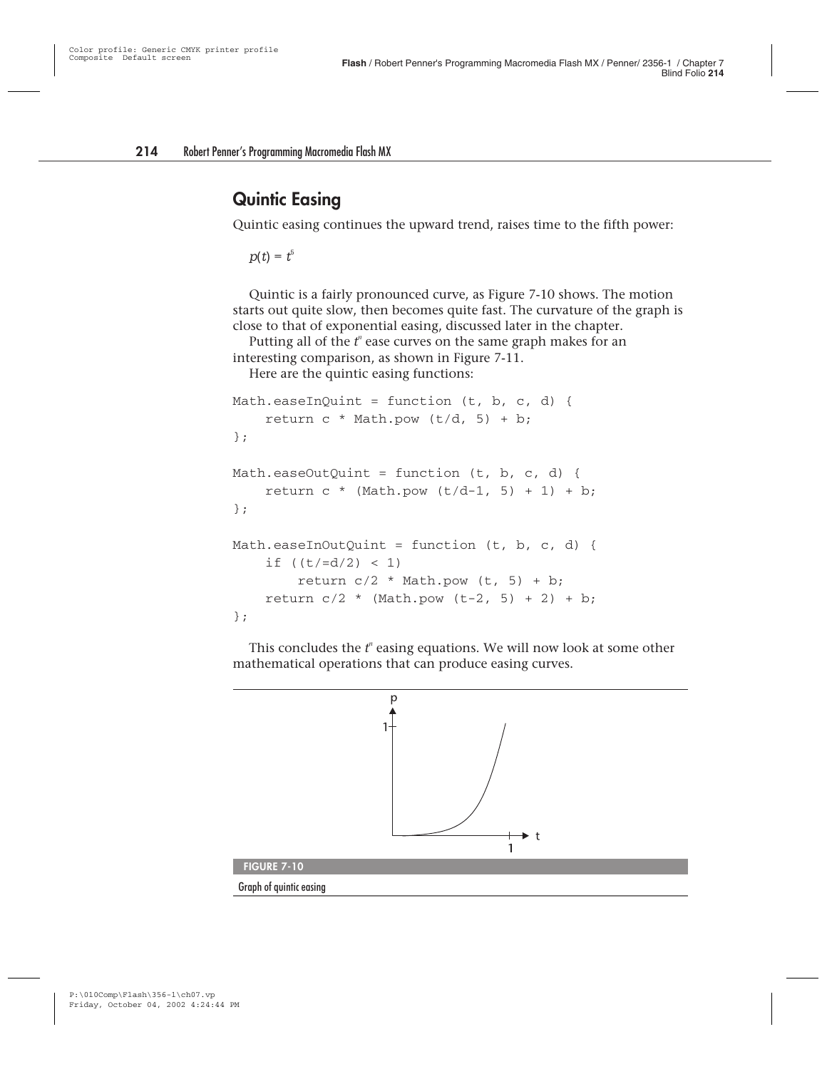## Quintic Easing

Quintic easing continues the upward trend, raises time to the fifth power:

$p(t) = t^5$

Quintic is a fairly pronounced curve, as Figure 7-10 shows. The motion starts out quite slow, then becomes quite fast. The curvature of the graph is close to that of exponential easing, discussed later in the chapter.

Putting all of the $t^n$ ease curves on the same graph makes for an interesting comparison, as shown in Figure 7-11.

Here are the quintic easing functions:

```
Math.easeInQuint = function (t, b, c, d) {
    return c * Math.pow (t/d, 5) + b;
};

Math.easeOutQuint = function (t, b, c, d) {
    return c * (Math.pow (t/d-1, 5) + 1) + b;
};

Math.easeInOutQuint = function (t, b, c, d) {
    if ((t/=d/2) < 1)
        return c/2 * Math.pow (t, 5) + b;
    return c/2 * (Math.pow (t-2, 5) + 2) + b;
};
```

This concludes the $t^n$ easing equations. We will now look at some other mathematical operations that can produce easing curves.

**FIGURE 7-10**

Graph of quintic easing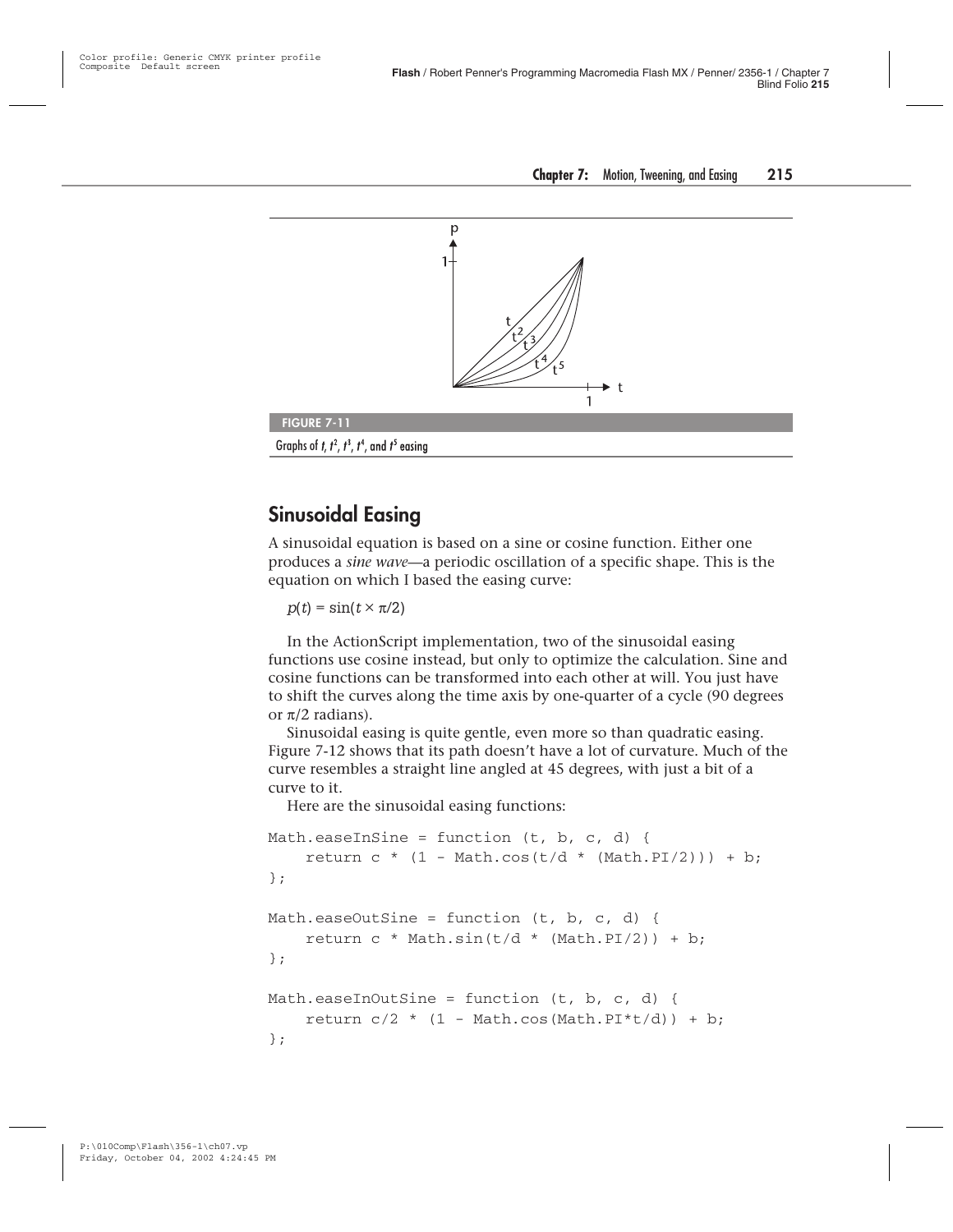FIGURE 7-11

Graphs of $t$, $t^2$, $t^3$, $t^4$, and $t^5$ easing

## Sinusoidal Easing

A sinusoidal equation is based on a sine or cosine function. Either one produces a *sine wave*—a periodic oscillation of a specific shape. This is the equation on which I based the easing curve:

$$p(t) = \sin(t \times \pi/2)$$

In the ActionScript implementation, two of the sinusoidal easing functions use cosine instead, but only to optimize the calculation. Sine and cosine functions can be transformed into each other at will. You just have to shift the curves along the time axis by one-quarter of a cycle (90 degrees or $\pi/2$ radians).

Sinusoidal easing is quite gentle, even more so than quadratic easing. Figure 7-12 shows that its path doesn't have a lot of curvature. Much of the curve resembles a straight line angled at 45 degrees, with just a bit of a curve to it.

Here are the sinusoidal easing functions:

```
Math.easeInSine = function (t, b, c, d) {
    return c * (1 - Math.cos(t/d * (Math.PI/2))) + b;
};

Math.easeOutSine = function (t, b, c, d) {
    return c * Math.sin(t/d * (Math.PI/2)) + b;
};

Math.easeInOutSine = function (t, b, c, d) {
    return c/2 * (1 - Math.cos(Math.PI*t/d)) + b;
};
```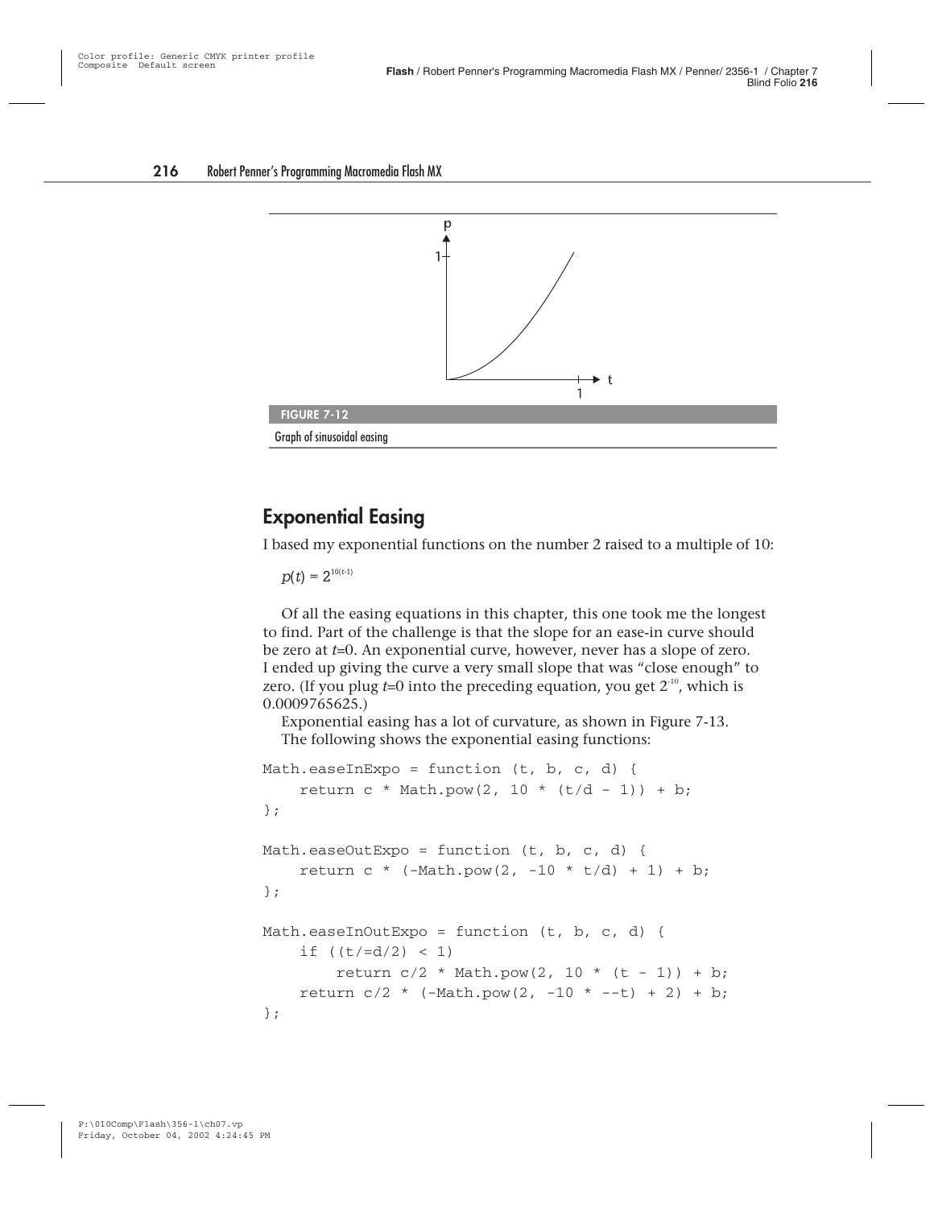FIGURE 7-12

Graph of sinusoidal easing

## Exponential Easing

I based my exponential functions on the number 2 raised to a multiple of 10:

$p(t) = 2^{10(t-1)}$

Of all the easing equations in this chapter, this one took me the longest to find. Part of the challenge is that the slope for an ease-in curve should be zero at $t$=0. An exponential curve, however, never has a slope of zero. I ended up giving the curve a very small slope that was "close enough" to zero. (If you plug $t$=0 into the preceding equation, you get $2^{-10}$, which is 0.0009765625.)

Exponential easing has a lot of curvature, as shown in Figure 7-13.

The following shows the exponential easing functions:

```
Math.easeInExpo = function (t, b, c, d) {
    return c * Math.pow(2, 10 * (t/d - 1)) + b;
};

Math.easeOutExpo = function (t, b, c, d) {
    return c * (-Math.pow(2, -10 * t/d) + 1) + b;
};

Math.easeInOutExpo = function (t, b, c, d) {
    if ((t/=d/2) < 1)
        return c/2 * Math.pow(2, 10 * (t - 1)) + b;
    return c/2 * (-Math.pow(2, -10 * --t) + 2) + b;
};
```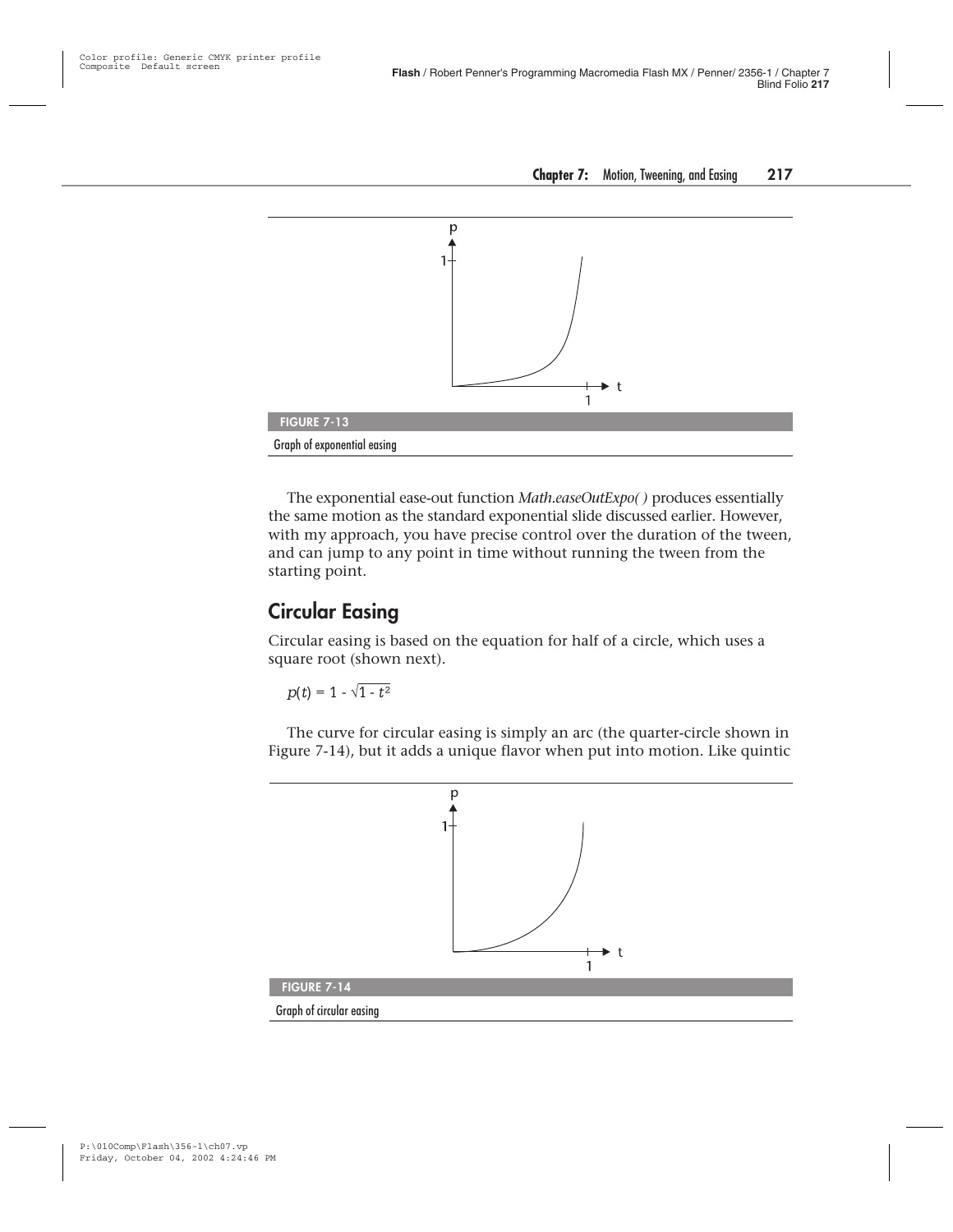FIGURE 7-13

Graph of exponential easing

The exponential ease-out function *Math.easeOutExpo( )* produces essentially the same motion as the standard exponential slide discussed earlier. However, with my approach, you have precise control over the duration of the tween, and can jump to any point in time without running the tween from the starting point.

## Circular Easing

Circular easing is based on the equation for half of a circle, which uses a square root (shown next).

$$p(t) = 1 - \sqrt{1 - t^2}$$

The curve for circular easing is simply an arc (the quarter-circle shown in Figure 7-14), but it adds a unique flavor when put into motion. Like quintic

FIGURE 7-14

Graph of circular easing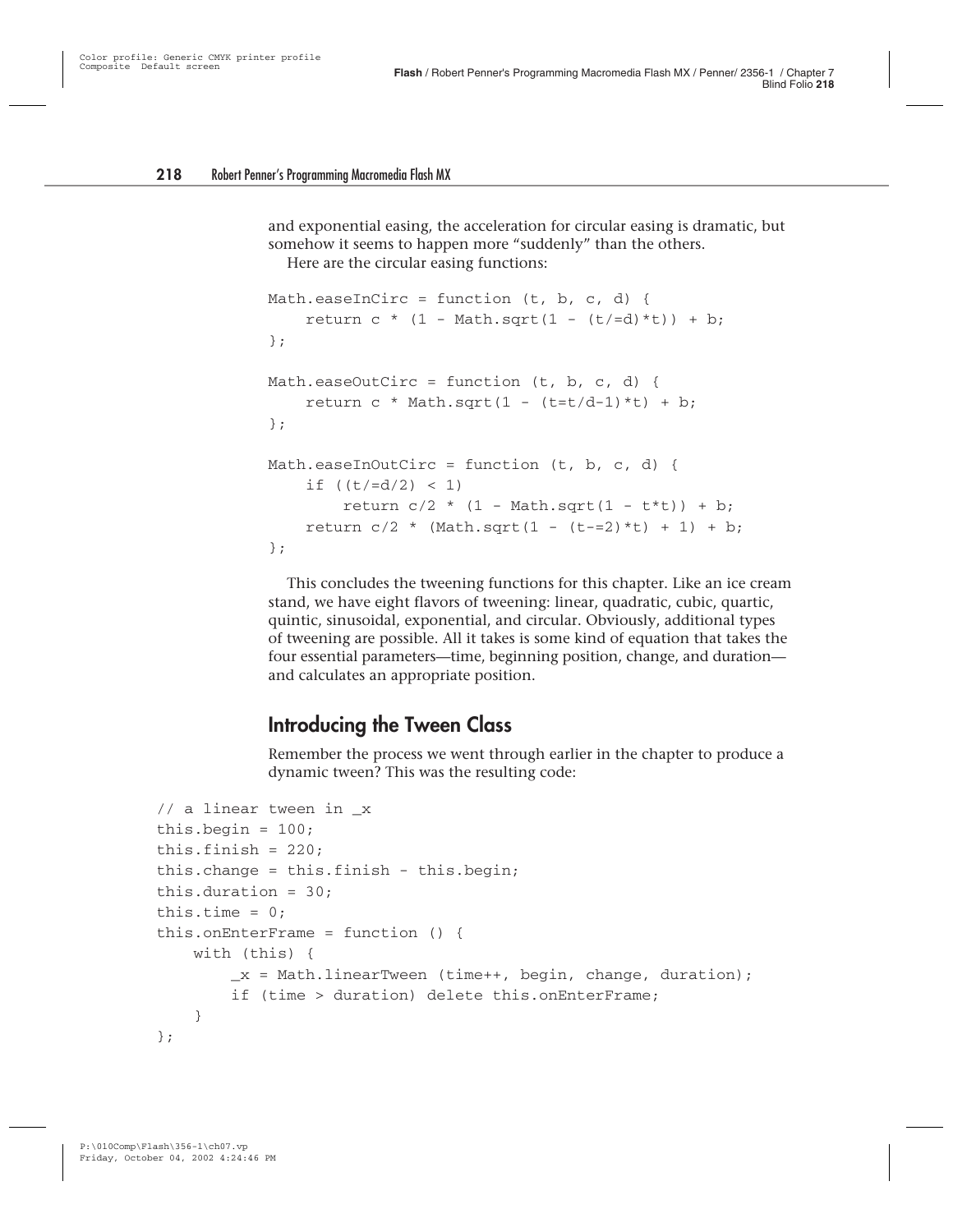and exponential easing, the acceleration for circular easing is dramatic, but somehow it seems to happen more "suddenly" than the others.

Here are the circular easing functions:

```
Math.easeInCirc = function (t, b, c, d) {
    return c * (1 - Math.sqrt(1 - (t/=d)*t)) + b;
};

Math.easeOutCirc = function (t, b, c, d) {
    return c * Math.sqrt(1 - (t=t/d-1)*t) + b;
};

Math.easeInOutCirc = function (t, b, c, d) {
    if ((t/=d/2) < 1)
        return c/2 * (1 - Math.sqrt(1 - t*t)) + b;
    return c/2 * (Math.sqrt(1 - (t-=2)*t) + 1) + b;
};
```

This concludes the tweening functions for this chapter. Like an ice cream stand, we have eight flavors of tweening: linear, quadratic, cubic, quartic, quintic, sinusoidal, exponential, and circular. Obviously, additional types of tweening are possible. All it takes is some kind of equation that takes the four essential parameters—time, beginning position, change, and duration—and calculates an appropriate position.

## Introducing the Tween Class

Remember the process we went through earlier in the chapter to produce a dynamic tween? This was the resulting code:

```
// a linear tween in _x
this.begin = 100;
this.finish = 220;
this.change = this.finish - this.begin;
this.duration = 30;
this.time = 0;
this.onEnterFrame = function () {
    with (this) {
        _x = Math.linearTween (time++, begin, change, duration);
        if (time > duration) delete this.onEnterFrame;
    }
};
```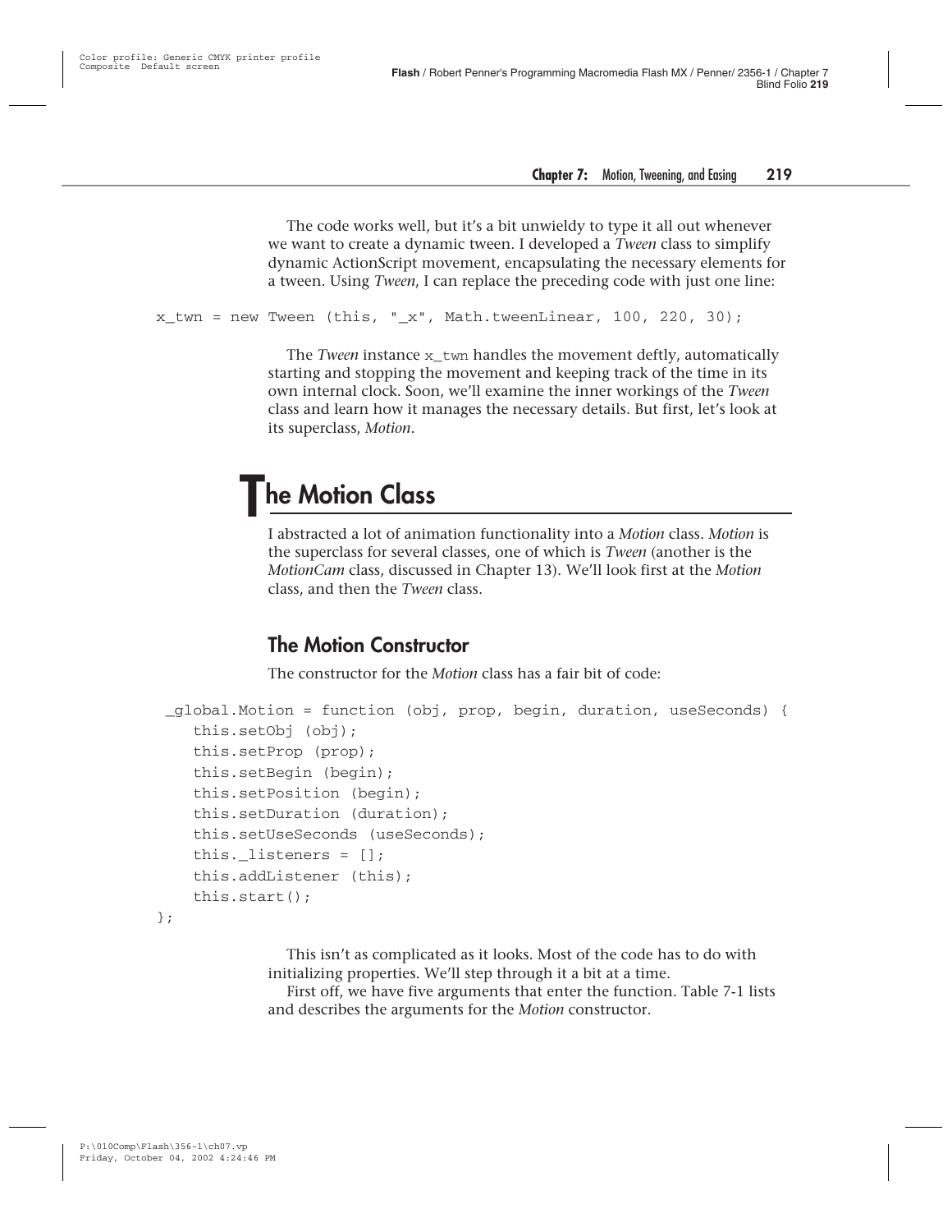The code works well, but it's a bit unwieldy to type it all out whenever we want to create a dynamic tween. I developed a *Tween* class to simplify dynamic ActionScript movement, encapsulating the necessary elements for a tween. Using *Tween*, I can replace the preceding code with just one line:

```
x_twn = new Tween (this, "_x", Math.tweenLinear, 100, 220, 30);
```

The *Tween* instance `x_twn` handles the movement deftly, automatically starting and stopping the movement and keeping track of the time in its own internal clock. Soon, we'll examine the inner workings of the *Tween* class and learn how it manages the necessary details. But first, let's look at its superclass, *Motion*.

# The Motion Class

I abstracted a lot of animation functionality into a *Motion* class. *Motion* is the superclass for several classes, one of which is *Tween* (another is the *MotionCam* class, discussed in Chapter 13). We'll look first at the *Motion* class, and then the *Tween* class.

## The Motion Constructor

The constructor for the *Motion* class has a fair bit of code:

```
_global.Motion = function (obj, prop, begin, duration, useSeconds) {
    this.setObj (obj);
    this.setProp (prop);
    this.setBegin (begin);
    this.setPosition (begin);
    this.setDuration (duration);
    this.setUseSeconds (useSeconds);
    this._listeners = [];
    this.addListener (this);
    this.start();
};
```

This isn't as complicated as it looks. Most of the code has to do with initializing properties. We'll step through it a bit at a time.

First off, we have five arguments that enter the function. Table 7-1 lists and describes the arguments for the *Motion* constructor.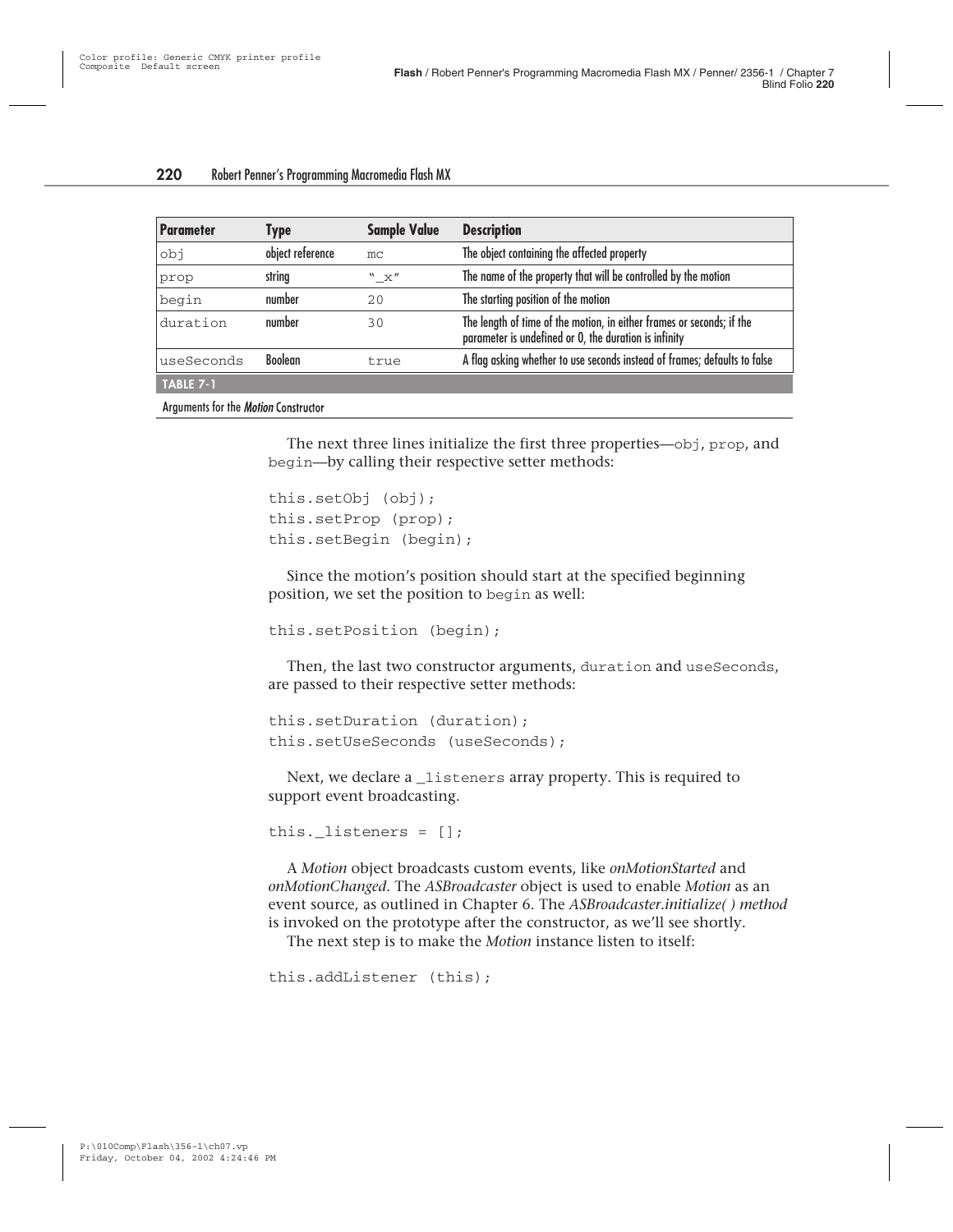| Parameter | Type | Sample Value | Description |
|---|---|---|---|
| obj | object reference | mc | The object containing the affected property |
| prop | string | "_x" | The name of the property that will be controlled by the motion |
| begin | number | 20 | The starting position of the motion |
| duration | number | 30 | The length of time of the motion, in either frames or seconds; if the parameter is undefined or 0, the duration is infinity |
| useSeconds | Boolean | true | A flag asking whether to use seconds instead of frames; defaults to false |

**TABLE 7-1**

Arguments for the *Motion* Constructor

The next three lines initialize the first three properties—obj, prop, and begin—by calling their respective setter methods:

```
this.setObj (obj);
this.setProp (prop);
this.setBegin (begin);
```

Since the motion's position should start at the specified beginning position, we set the position to begin as well:

```
this.setPosition (begin);
```

Then, the last two constructor arguments, duration and useSeconds, are passed to their respective setter methods:

```
this.setDuration (duration);
this.setUseSeconds (useSeconds);
```

Next, we declare a _listeners array property. This is required to support event broadcasting.

```
this._listeners = [];
```

A *Motion* object broadcasts custom events, like *onMotionStarted* and *onMotionChanged*. The *ASBroadcaster* object is used to enable *Motion* as an event source, as outlined in Chapter 6. The *ASBroadcaster.initialize( ) method* is invoked on the prototype after the constructor, as we'll see shortly.

The next step is to make the *Motion* instance listen to itself:

```
this.addListener (this);
```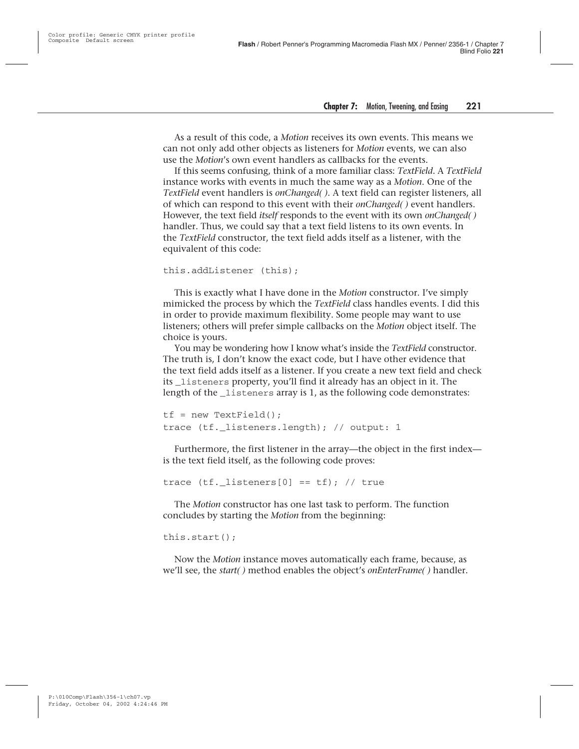As a result of this code, a *Motion* receives its own events. This means we can not only add other objects as listeners for *Motion* events, we can also use the *Motion*'s own event handlers as callbacks for the events.

If this seems confusing, think of a more familiar class: *TextField*. A *TextField* instance works with events in much the same way as a *Motion*. One of the *TextField* event handlers is *onChanged( )*. A text field can register listeners, all of which can respond to this event with their *onChanged( )* event handlers. However, the text field *itself* responds to the event with its own *onChanged( )* handler. Thus, we could say that a text field listens to its own events. In the *TextField* constructor, the text field adds itself as a listener, with the equivalent of this code:

```
this.addListener (this);
```

This is exactly what I have done in the *Motion* constructor. I've simply mimicked the process by which the *TextField* class handles events. I did this in order to provide maximum flexibility. Some people may want to use listeners; others will prefer simple callbacks on the *Motion* object itself. The choice is yours.

You may be wondering how I know what's inside the *TextField* constructor. The truth is, I don't know the exact code, but I have other evidence that the text field adds itself as a listener. If you create a new text field and check its `_listeners` property, you'll find it already has an object in it. The length of the `_listeners` array is 1, as the following code demonstrates:

```
tf = new TextField();
trace (tf._listeners.length); // output: 1
```

Furthermore, the first listener in the array—the object in the first index—is the text field itself, as the following code proves:

```
trace (tf._listeners[0] == tf); // true
```

The *Motion* constructor has one last task to perform. The function concludes by starting the *Motion* from the beginning:

```
this.start();
```

Now the *Motion* instance moves automatically each frame, because, as we'll see, the *start( )* method enables the object's *onEnterFrame( )* handler.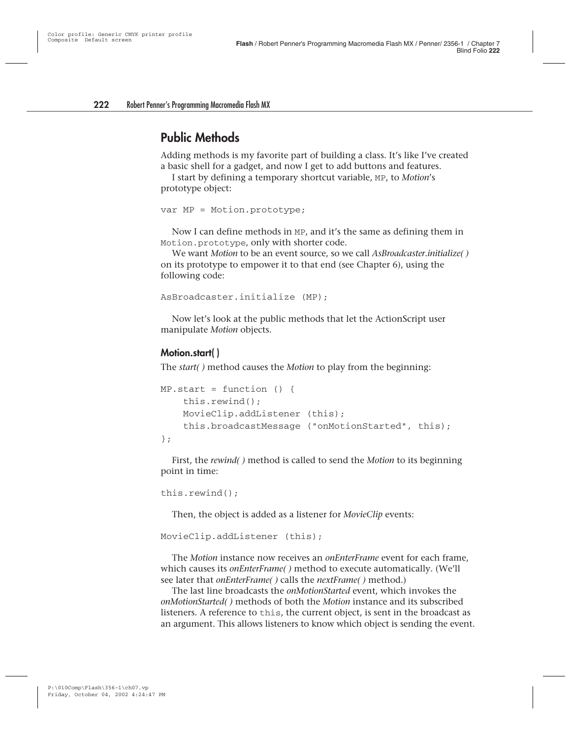## Public Methods

Adding methods is my favorite part of building a class. It's like I've created a basic shell for a gadget, and now I get to add buttons and features.

I start by defining a temporary shortcut variable, `MP`, to *Motion*'s prototype object:

```
var MP = Motion.prototype;
```

Now I can define methods in `MP`, and it's the same as defining them in `Motion.prototype`, only with shorter code.

We want *Motion* to be an event source, so we call *AsBroadcaster.initialize( )* on its prototype to empower it to that end (see Chapter 6), using the following code:

```
AsBroadcaster.initialize (MP);
```

Now let's look at the public methods that let the ActionScript user manipulate *Motion* objects.

### Motion.start( )

The *start( )* method causes the *Motion* to play from the beginning:

```
MP.start = function () {
    this.rewind();
    MovieClip.addListener (this);
    this.broadcastMessage ("onMotionStarted", this);
};
```

First, the *rewind( )* method is called to send the *Motion* to its beginning point in time:

```
this.rewind();
```

Then, the object is added as a listener for *MovieClip* events:

```
MovieClip.addListener (this);
```

The *Motion* instance now receives an *onEnterFrame* event for each frame, which causes its *onEnterFrame( )* method to execute automatically. (We'll see later that *onEnterFrame( )* calls the *nextFrame( )* method.)

The last line broadcasts the *onMotionStarted* event, which invokes the *onMotionStarted( )* methods of both the *Motion* instance and its subscribed listeners. A reference to `this`, the current object, is sent in the broadcast as an argument. This allows listeners to know which object is sending the event.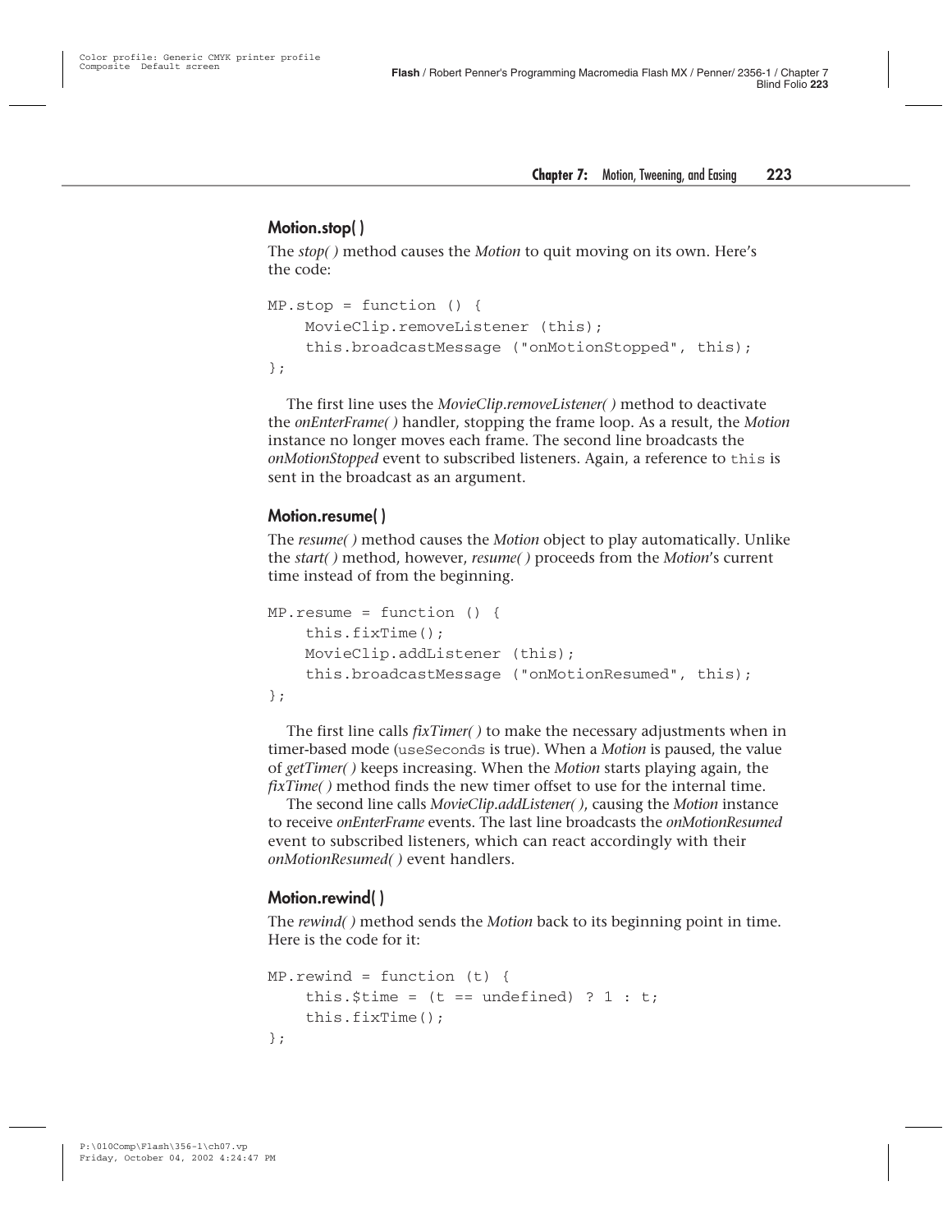### Motion.stop( )

The *stop( )* method causes the *Motion* to quit moving on its own. Here's the code:

```
MP.stop = function () {
    MovieClip.removeListener (this);
    this.broadcastMessage ("onMotionStopped", this);
};
```

The first line uses the *MovieClip.removeListener( )* method to deactivate the *onEnterFrame( )* handler, stopping the frame loop. As a result, the *Motion* instance no longer moves each frame. The second line broadcasts the *onMotionStopped* event to subscribed listeners. Again, a reference to `this` is sent in the broadcast as an argument.

### Motion.resume( )

The *resume( )* method causes the *Motion* object to play automatically. Unlike the *start( )* method, however, *resume( )* proceeds from the *Motion*'s current time instead of from the beginning.

```
MP.resume = function () {
    this.fixTime();
    MovieClip.addListener (this);
    this.broadcastMessage ("onMotionResumed", this);
};
```

The first line calls *fixTimer( )* to make the necessary adjustments when in timer-based mode (`useSeconds` is true). When a *Motion* is paused, the value of *getTimer( )* keeps increasing. When the *Motion* starts playing again, the *fixTime( )* method finds the new timer offset to use for the internal time.

The second line calls *MovieClip.addListener( )*, causing the *Motion* instance to receive *onEnterFrame* events. The last line broadcasts the *onMotionResumed* event to subscribed listeners, which can react accordingly with their *onMotionResumed( )* event handlers.

### Motion.rewind( )

The *rewind( )* method sends the *Motion* back to its beginning point in time. Here is the code for it:

```
MP.rewind = function (t) {
    this.$time = (t == undefined) ? 1 : t;
    this.fixTime();
};
```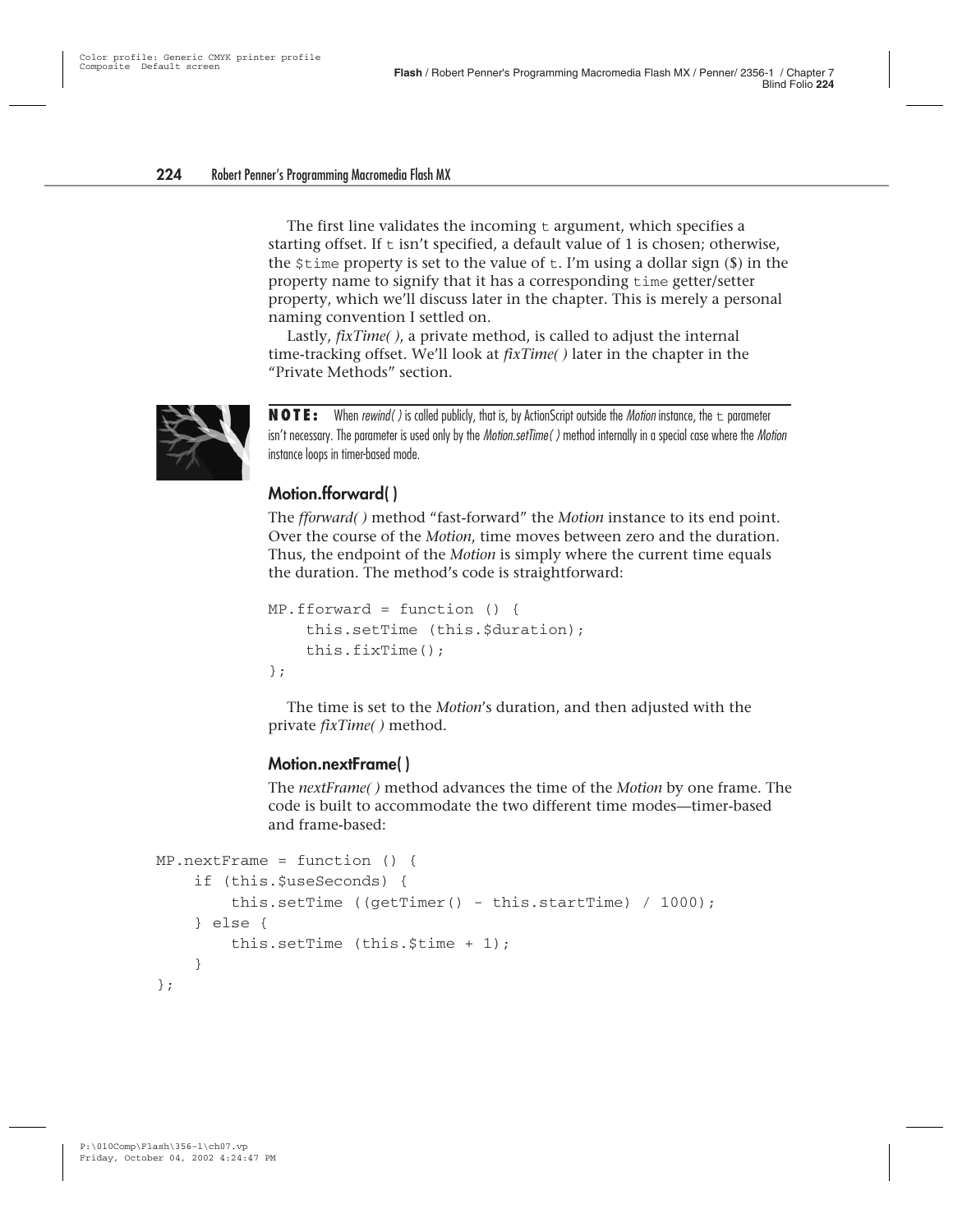The first line validates the incoming `t` argument, which specifies a starting offset. If `t` isn't specified, a default value of 1 is chosen; otherwise, the `$time` property is set to the value of `t`. I'm using a dollar sign ($) in the property name to signify that it has a corresponding `time` getter/setter property, which we'll discuss later in the chapter. This is merely a personal naming convention I settled on.

Lastly, *fixTime( )*, a private method, is called to adjust the internal time-tracking offset. We'll look at *fixTime( )* later in the chapter in the "Private Methods" section.

**NOTE:** When *rewind( )* is called publicly, that is, by ActionScript outside the *Motion* instance, the `t` parameter isn't necessary. The parameter is used only by the *Motion.setTime( )* method internally in a special case where the *Motion* instance loops in timer-based mode.

### Motion.fforward( )

The *fforward( )* method "fast-forward" the *Motion* instance to its end point. Over the course of the *Motion*, time moves between zero and the duration. Thus, the endpoint of the *Motion* is simply where the current time equals the duration. The method's code is straightforward:

```
MP.fforward = function () {
    this.setTime (this.$duration);
    this.fixTime();
};
```

The time is set to the *Motion*'s duration, and then adjusted with the private *fixTime( )* method.

### Motion.nextFrame( )

The *nextFrame( )* method advances the time of the *Motion* by one frame. The code is built to accommodate the two different time modes—timer-based and frame-based:

```
MP.nextFrame = function () {
    if (this.$useSeconds) {
        this.setTime ((getTimer() - this.startTime) / 1000);
    } else {
        this.setTime (this.$time + 1);
    }
};
```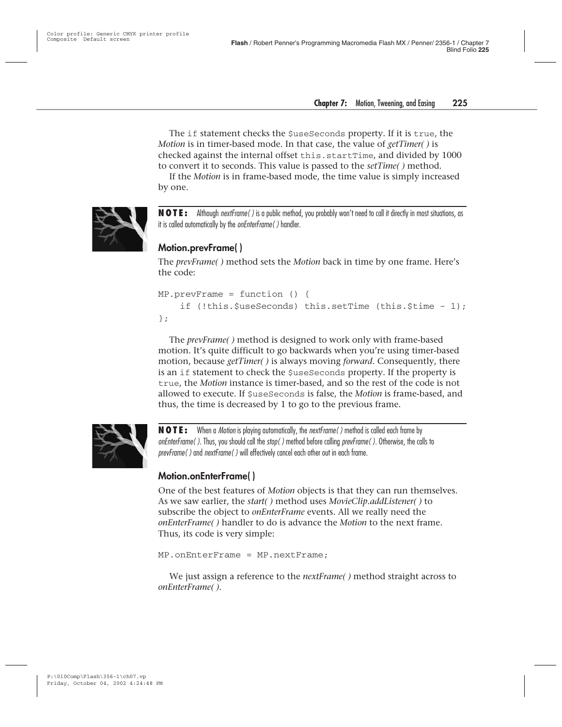The `if` statement checks the `$useSeconds` property. If it is `true`, the *Motion* is in timer-based mode. In that case, the value of *getTimer( )* is checked against the internal offset `this.startTime`, and divided by 1000 to convert it to seconds. This value is passed to the *setTime( )* method.

If the *Motion* is in frame-based mode, the time value is simply increased by one.

**NOTE:** Although *nextFrame( )* is a public method, you probably won't need to call it directly in most situations, as it is called automatically by the *onEnterFrame( )* handler.

### Motion.prevFrame( )

The *prevFrame( )* method sets the *Motion* back in time by one frame. Here's the code:

```
MP.prevFrame = function () {
    if (!this.$useSeconds) this.setTime (this.$time - 1);
};
```

The *prevFrame( )* method is designed to work only with frame-based motion. It's quite difficult to go backwards when you're using timer-based motion, because *getTimer( )* is always moving *forward*. Consequently, there is an `if` statement to check the `$useSeconds` property. If the property is `true`, the *Motion* instance is timer-based, and so the rest of the code is not allowed to execute. If `$useSeconds` is false, the *Motion* is frame-based, and thus, the time is decreased by 1 to go to the previous frame.

**NOTE:** When a *Motion* is playing automatically, the *nextFrame( )* method is called each frame by *onEnterFrame( )*. Thus, you should call the *stop( )* method before calling *prevFrame( )*. Otherwise, the calls to *prevFrame( )* and *nextFrame( )* will effectively cancel each other out in each frame.

### Motion.onEnterFrame( )

One of the best features of *Motion* objects is that they can run themselves. As we saw earlier, the *start( )* method uses *MovieClip.addListener( )* to subscribe the object to *onEnterFrame* events. All we really need the *onEnterFrame( )* handler to do is advance the *Motion* to the next frame. Thus, its code is very simple:

```
MP.onEnterFrame = MP.nextFrame;
```

We just assign a reference to the *nextFrame( )* method straight across to *onEnterFrame( )*.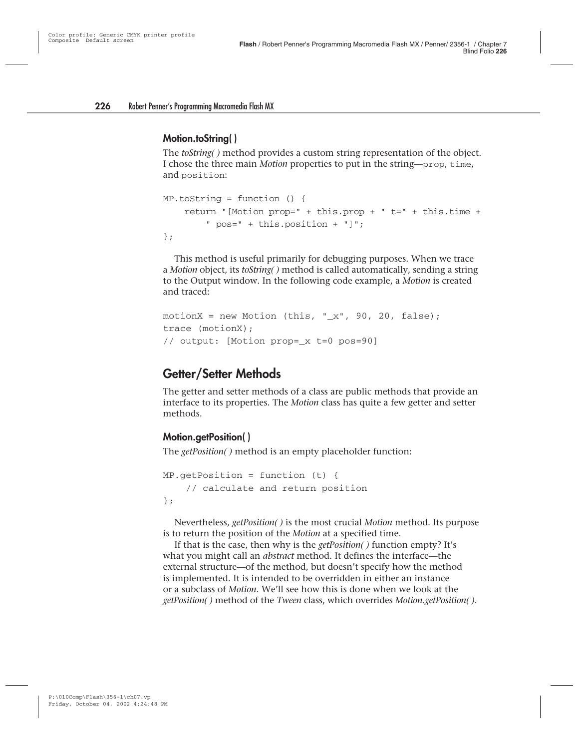### Motion.toString( )

The *toString( )* method provides a custom string representation of the object. I chose the three main *Motion* properties to put in the string—`prop`, `time`, and `position`:

```
MP.toString = function () {
    return "[Motion prop=" + this.prop + " t=" + this.time +
        " pos=" + this.position + "]";
};
```

This method is useful primarily for debugging purposes. When we trace a *Motion* object, its *toString( )* method is called automatically, sending a string to the Output window. In the following code example, a *Motion* is created and traced:

```
motionX = new Motion (this, "_x", 90, 20, false);
trace (motionX);
// output: [Motion prop=_x t=0 pos=90]
```

## Getter/Setter Methods

The getter and setter methods of a class are public methods that provide an interface to its properties. The *Motion* class has quite a few getter and setter methods.

### Motion.getPosition( )

The *getPosition( )* method is an empty placeholder function:

```
MP.getPosition = function (t) {
    // calculate and return position
};
```

Nevertheless, *getPosition( )* is the most crucial *Motion* method. Its purpose is to return the position of the *Motion* at a specified time.

If that is the case, then why is the *getPosition( )* function empty? It's what you might call an *abstract* method. It defines the interface—the external structure—of the method, but doesn't specify how the method is implemented. It is intended to be overridden in either an instance or a subclass of *Motion*. We'll see how this is done when we look at the *getPosition( )* method of the *Tween* class, which overrides *Motion.getPosition( )*.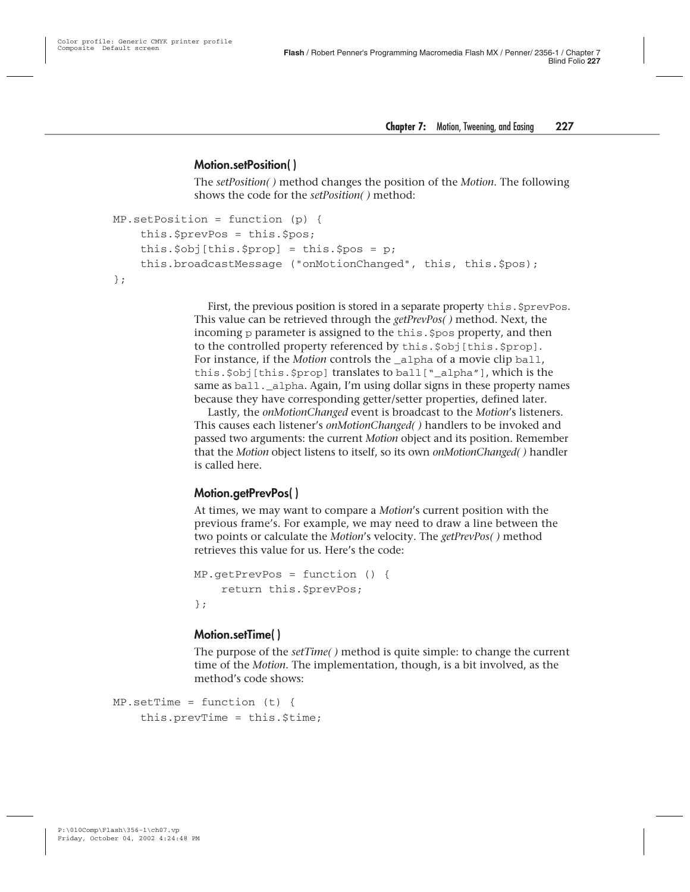### Motion.setPosition( )

The *setPosition( )* method changes the position of the *Motion*. The following shows the code for the *setPosition( )* method:

```
MP.setPosition = function (p) {
    this.$prevPos = this.$pos;
    this.$obj[this.$prop] = this.$pos = p;
    this.broadcastMessage ("onMotionChanged", this, this.$pos);
};
```

First, the previous position is stored in a separate property `this.$prevPos`. This value can be retrieved through the *getPrevPos( )* method. Next, the incoming `p` parameter is assigned to the `this.$pos` property, and then to the controlled property referenced by `this.$obj[this.$prop]`. For instance, if the *Motion* controls the `_alpha` of a movie clip `ball`, `this.$obj[this.$prop]` translates to `ball["_alpha"]`, which is the same as `ball._alpha`. Again, I'm using dollar signs in these property names because they have corresponding getter/setter properties, defined later.

Lastly, the *onMotionChanged* event is broadcast to the *Motion*'s listeners. This causes each listener's *onMotionChanged( )* handlers to be invoked and passed two arguments: the current *Motion* object and its position. Remember that the *Motion* object listens to itself, so its own *onMotionChanged( )* handler is called here.

### Motion.getPrevPos( )

At times, we may want to compare a *Motion*'s current position with the previous frame's. For example, we may need to draw a line between the two points or calculate the *Motion*'s velocity. The *getPrevPos( )* method retrieves this value for us. Here's the code:

```
MP.getPrevPos = function () {
    return this.$prevPos;
};
```

### Motion.setTime( )

The purpose of the *setTime( )* method is quite simple: to change the current time of the *Motion*. The implementation, though, is a bit involved, as the method's code shows:

```
MP.setTime = function (t) {
    this.prevTime = this.$time;
```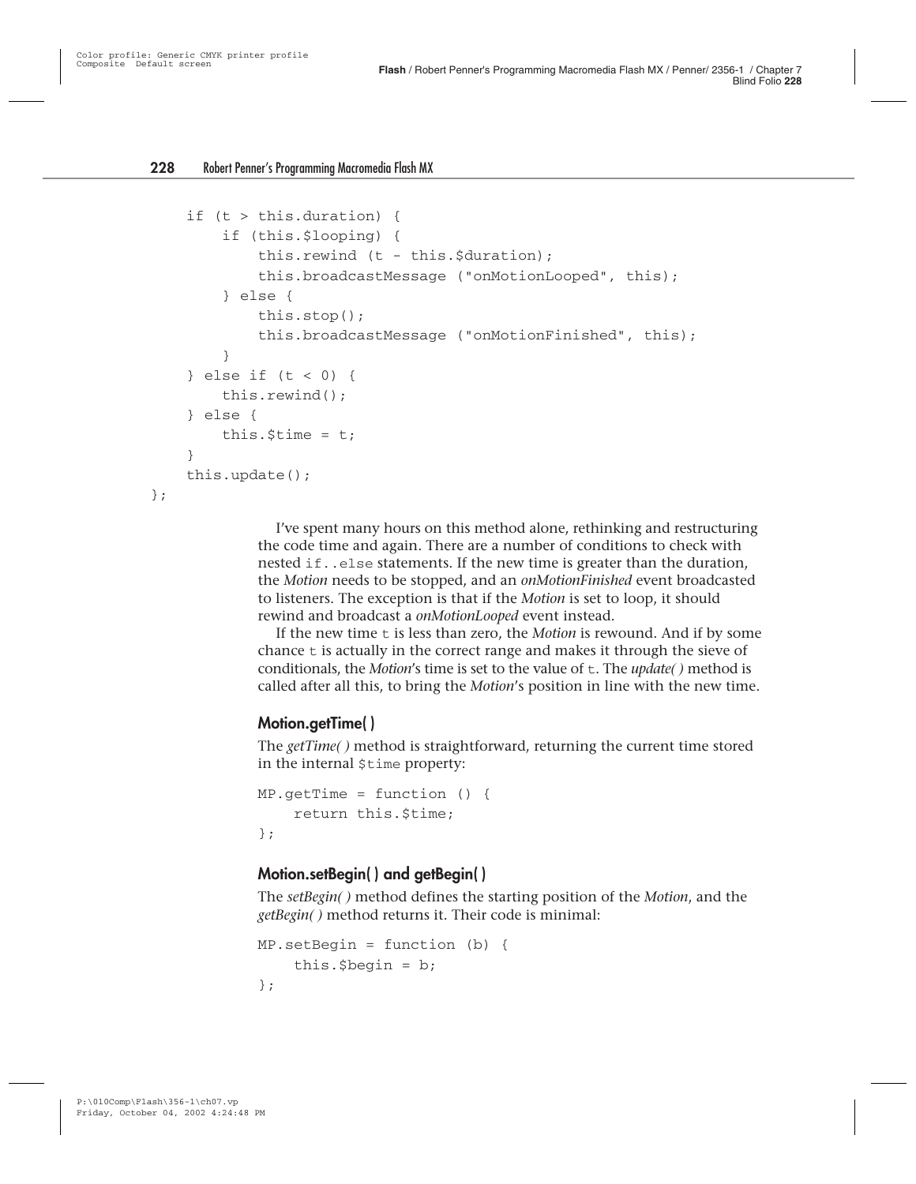```
    if (t > this.duration) {
        if (this.$looping) {
            this.rewind (t - this.$duration);
            this.broadcastMessage ("onMotionLooped", this);
        } else {
            this.stop();
            this.broadcastMessage ("onMotionFinished", this);
        }
    } else if (t < 0) {
        this.rewind();
    } else {
        this.$time = t;
    }
    this.update();
};
```

I've spent many hours on this method alone, rethinking and restructuring the code time and again. There are a number of conditions to check with nested `if..else` statements. If the new time is greater than the duration, the *Motion* needs to be stopped, and an *onMotionFinished* event broadcasted to listeners. The exception is that if the *Motion* is set to loop, it should rewind and broadcast a *onMotionLooped* event instead.

If the new time `t` is less than zero, the *Motion* is rewound. And if by some chance `t` is actually in the correct range and makes it through the sieve of conditionals, the *Motion*'s time is set to the value of `t`. The *update( )* method is called after all this, to bring the *Motion*'s position in line with the new time.

### Motion.getTime( )

The *getTime( )* method is straightforward, returning the current time stored in the internal `$time` property:

```
MP.getTime = function () {
    return this.$time;
};
```

### Motion.setBegin( ) and getBegin( )

The *setBegin( )* method defines the starting position of the *Motion*, and the *getBegin( )* method returns it. Their code is minimal:

```
MP.setBegin = function (b) {
    this.$begin = b;
};
```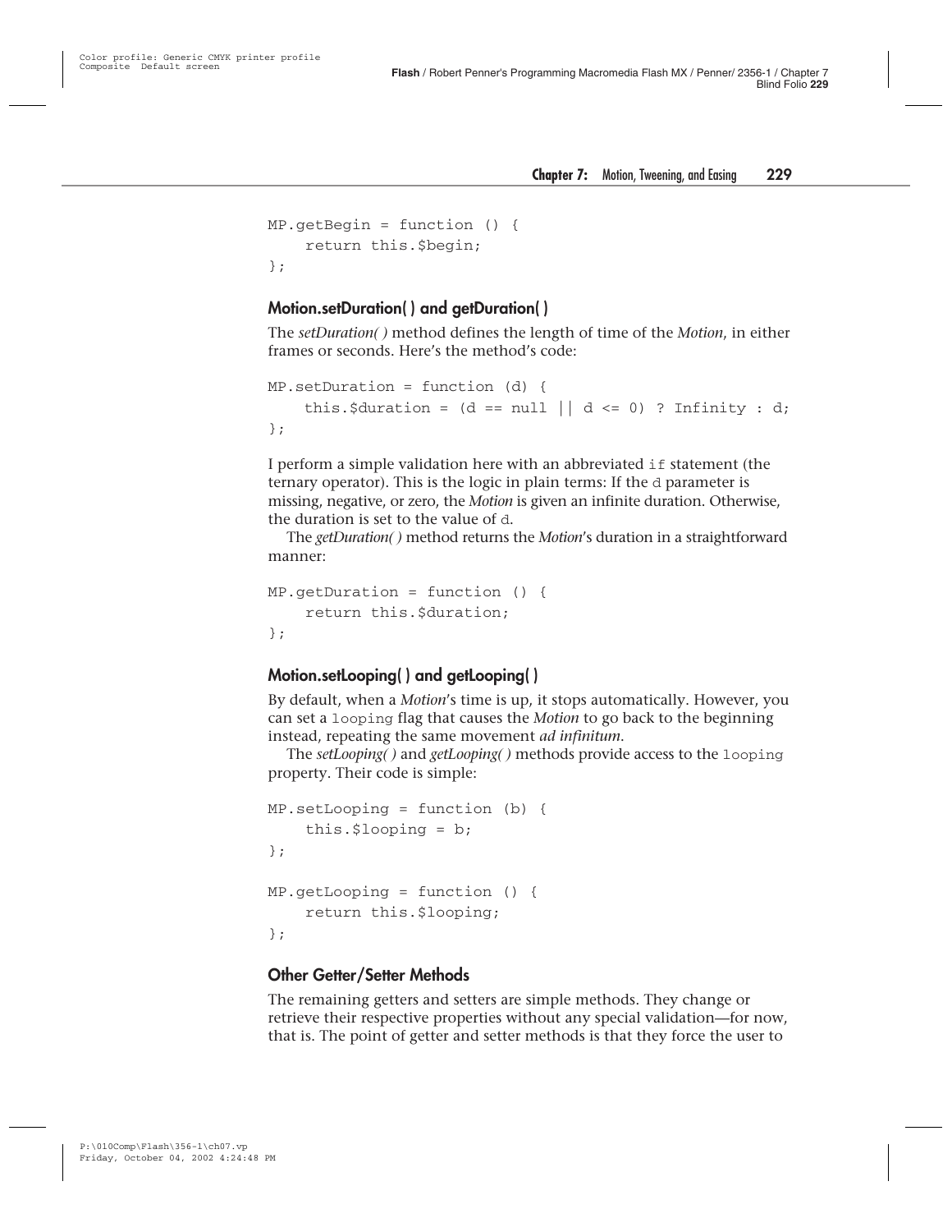```
MP.getBegin = function () {
    return this.$begin;
};
```

### Motion.setDuration( ) and getDuration( )

The *setDuration( )* method defines the length of time of the *Motion*, in either frames or seconds. Here's the method's code:

```
MP.setDuration = function (d) {
    this.$duration = (d == null || d <= 0) ? Infinity : d;
};
```

I perform a simple validation here with an abbreviated `if` statement (the ternary operator). This is the logic in plain terms: If the `d` parameter is missing, negative, or zero, the *Motion* is given an infinite duration. Otherwise, the duration is set to the value of `d`.

The *getDuration( )* method returns the *Motion*'s duration in a straightforward manner:

```
MP.getDuration = function () {
    return this.$duration;
};
```

### Motion.setLooping( ) and getLooping( )

By default, when a *Motion*'s time is up, it stops automatically. However, you can set a `looping` flag that causes the *Motion* to go back to the beginning instead, repeating the same movement *ad infinitum*.

The *setLooping( )* and *getLooping( )* methods provide access to the `looping` property. Their code is simple:

```
MP.setLooping = function (b) {
    this.$looping = b;
};

MP.getLooping = function () {
    return this.$looping;
};
```

### Other Getter/Setter Methods

The remaining getters and setters are simple methods. They change or retrieve their respective properties without any special validation—for now, that is. The point of getter and setter methods is that they force the user to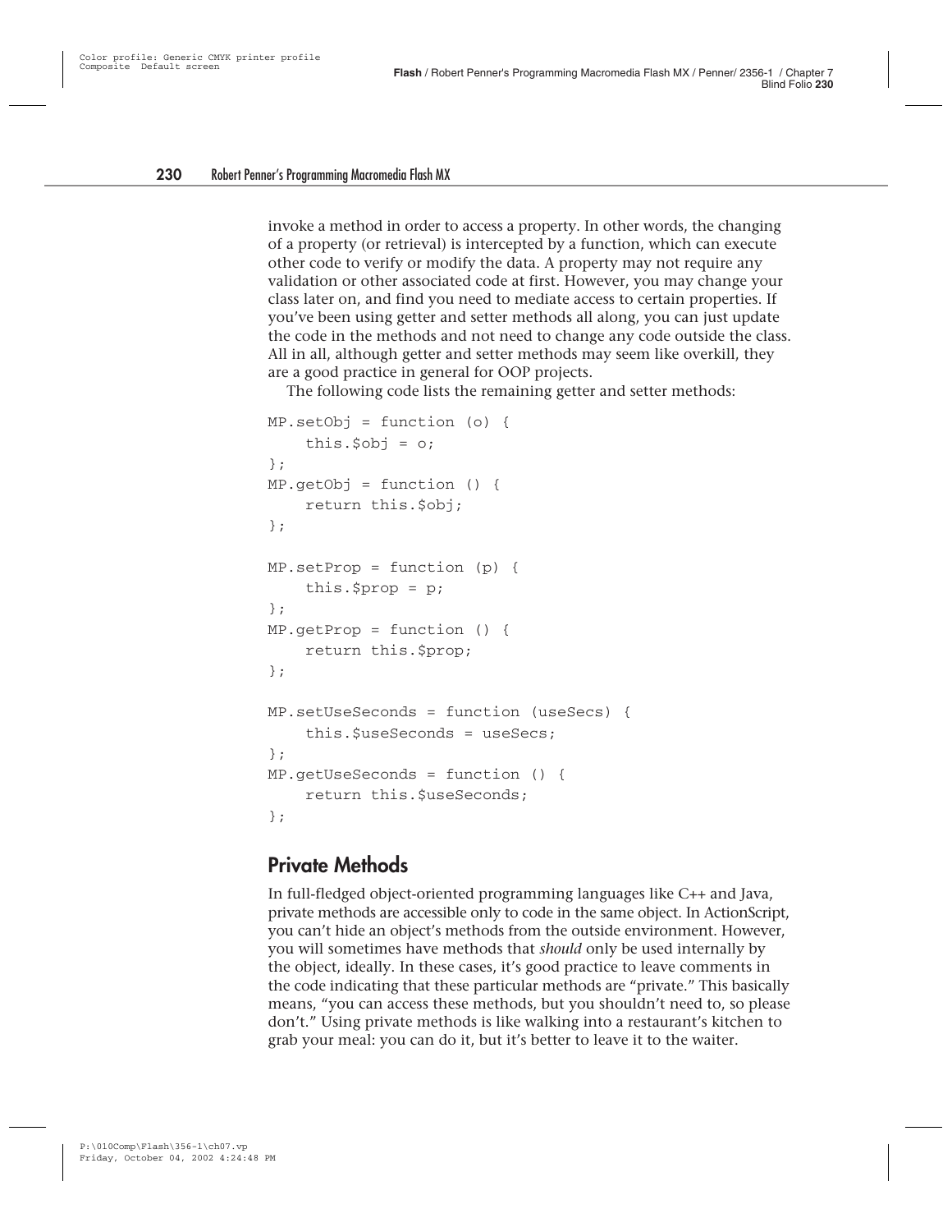invoke a method in order to access a property. In other words, the changing of a property (or retrieval) is intercepted by a function, which can execute other code to verify or modify the data. A property may not require any validation or other associated code at first. However, you may change your class later on, and find you need to mediate access to certain properties. If you've been using getter and setter methods all along, you can just update the code in the methods and not need to change any code outside the class. All in all, although getter and setter methods may seem like overkill, they are a good practice in general for OOP projects.

The following code lists the remaining getter and setter methods:

```
MP.setObj = function (o) {
    this.$obj = o;
};
MP.getObj = function () {
    return this.$obj;
};

MP.setProp = function (p) {
    this.$prop = p;
};
MP.getProp = function () {
    return this.$prop;
};

MP.setUseSeconds = function (useSecs) {
    this.$useSeconds = useSecs;
};
MP.getUseSeconds = function () {
    return this.$useSeconds;
};
```

## Private Methods

In full-fledged object-oriented programming languages like C++ and Java, private methods are accessible only to code in the same object. In ActionScript, you can't hide an object's methods from the outside environment. However, you will sometimes have methods that *should* only be used internally by the object, ideally. In these cases, it's good practice to leave comments in the code indicating that these particular methods are "private." This basically means, "you can access these methods, but you shouldn't need to, so please don't." Using private methods is like walking into a restaurant's kitchen to grab your meal: you can do it, but it's better to leave it to the waiter.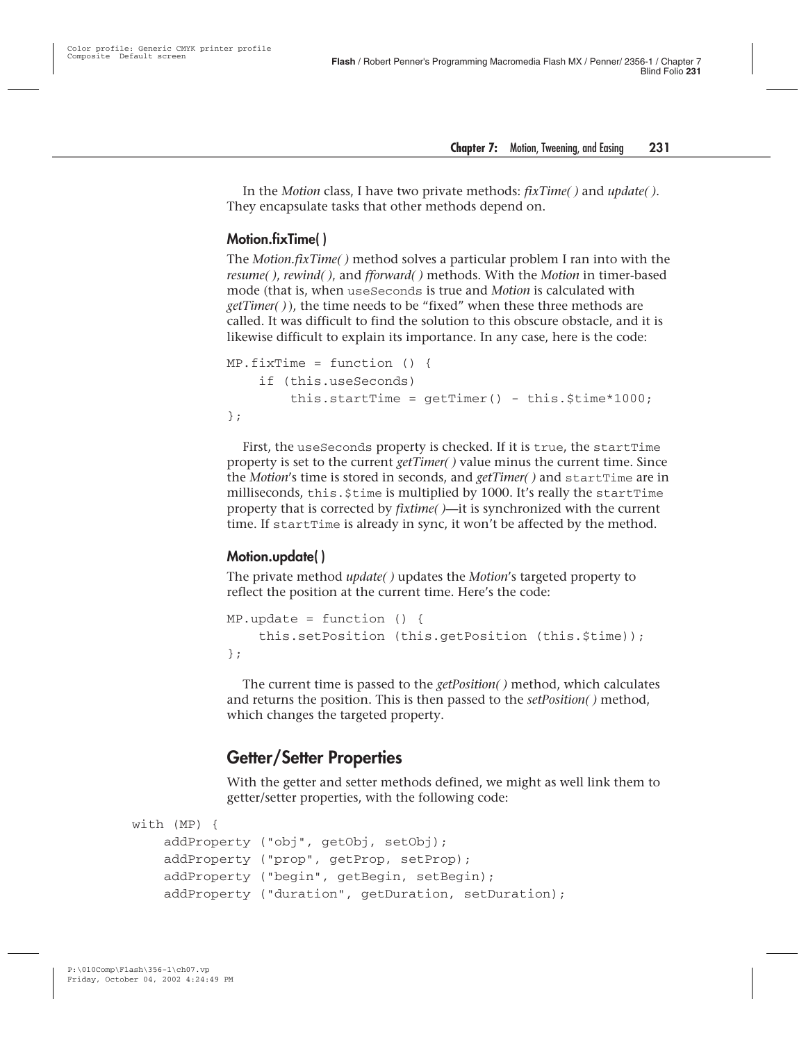In the *Motion* class, I have two private methods: *fixTime( )* and *update( )*. They encapsulate tasks that other methods depend on.

### Motion.fixTime( )

The *Motion.fixTime( )* method solves a particular problem I ran into with the *resume( )*, *rewind( )*, and *fforward( )* methods. With the *Motion* in timer-based mode (that is, when `useSeconds` is true and *Motion* is calculated with *getTimer( )*), the time needs to be "fixed" when these three methods are called. It was difficult to find the solution to this obscure obstacle, and it is likewise difficult to explain its importance. In any case, here is the code:

```
MP.fixTime = function () {
    if (this.useSeconds)
        this.startTime = getTimer() - this.$time*1000;
};
```

First, the `useSeconds` property is checked. If it is `true`, the `startTime` property is set to the current *getTimer( )* value minus the current time. Since the *Motion*'s time is stored in seconds, and *getTimer( )* and `startTime` are in milliseconds, `this.$time` is multiplied by 1000. It's really the `startTime` property that is corrected by *fixtime( )*—it is synchronized with the current time. If `startTime` is already in sync, it won't be affected by the method.

### Motion.update( )

The private method *update( )* updates the *Motion*'s targeted property to reflect the position at the current time. Here's the code:

```
MP.update = function () {
    this.setPosition (this.getPosition (this.$time));
};
```

The current time is passed to the *getPosition( )* method, which calculates and returns the position. This is then passed to the *setPosition( )* method, which changes the targeted property.

## Getter/Setter Properties

With the getter and setter methods defined, we might as well link them to getter/setter properties, with the following code:

```
with (MP) {
    addProperty ("obj", getObj, setObj);
    addProperty ("prop", getProp, setProp);
    addProperty ("begin", getBegin, setBegin);
    addProperty ("duration", getDuration, setDuration);
```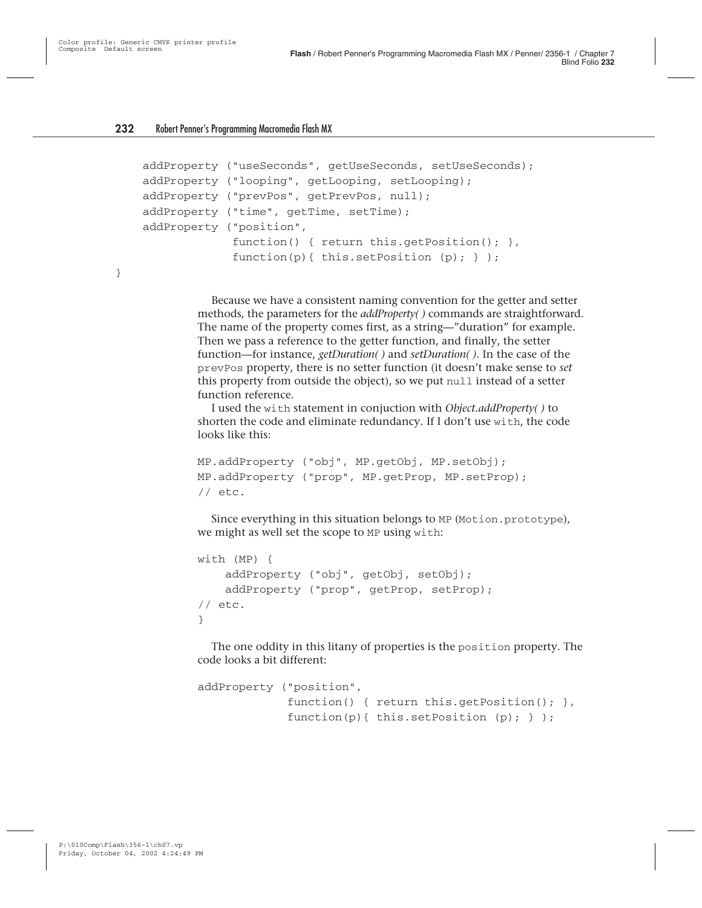```
    addProperty ("useSeconds", getUseSeconds, setUseSeconds);
    addProperty ("looping", getLooping, setLooping);
    addProperty ("prevPos", getPrevPos, null);
    addProperty ("time", getTime, setTime);
    addProperty ("position",
                function() { return this.getPosition(); },
                function(p){ this.setPosition (p); } );
}
```

Because we have a consistent naming convention for the getter and setter methods, the parameters for the *addProperty( )* commands are straightforward. The name of the property comes first, as a string—"duration" for example. Then we pass a reference to the getter function, and finally, the setter function—for instance, *getDuration( )* and *setDuration( )*. In the case of the `prevPos` property, there is no setter function (it doesn't make sense to *set* this property from outside the object), so we put `null` instead of a setter function reference.

I used the `with` statement in conjuction with *Object.addProperty( )* to shorten the code and eliminate redundancy. If I don't use `with`, the code looks like this:

```
MP.addProperty ("obj", MP.getObj, MP.setObj);
MP.addProperty ("prop", MP.getProp, MP.setProp);
// etc.
```

Since everything in this situation belongs to `MP` (`Motion.prototype`), we might as well set the scope to `MP` using `with`:

```
with (MP) {
    addProperty ("obj", getObj, setObj);
    addProperty ("prop", getProp, setProp);
// etc.
}
```

The one oddity in this litany of properties is the `position` property. The code looks a bit different:

```
addProperty ("position",
            function() { return this.getPosition(); },
            function(p){ this.setPosition (p); } );
```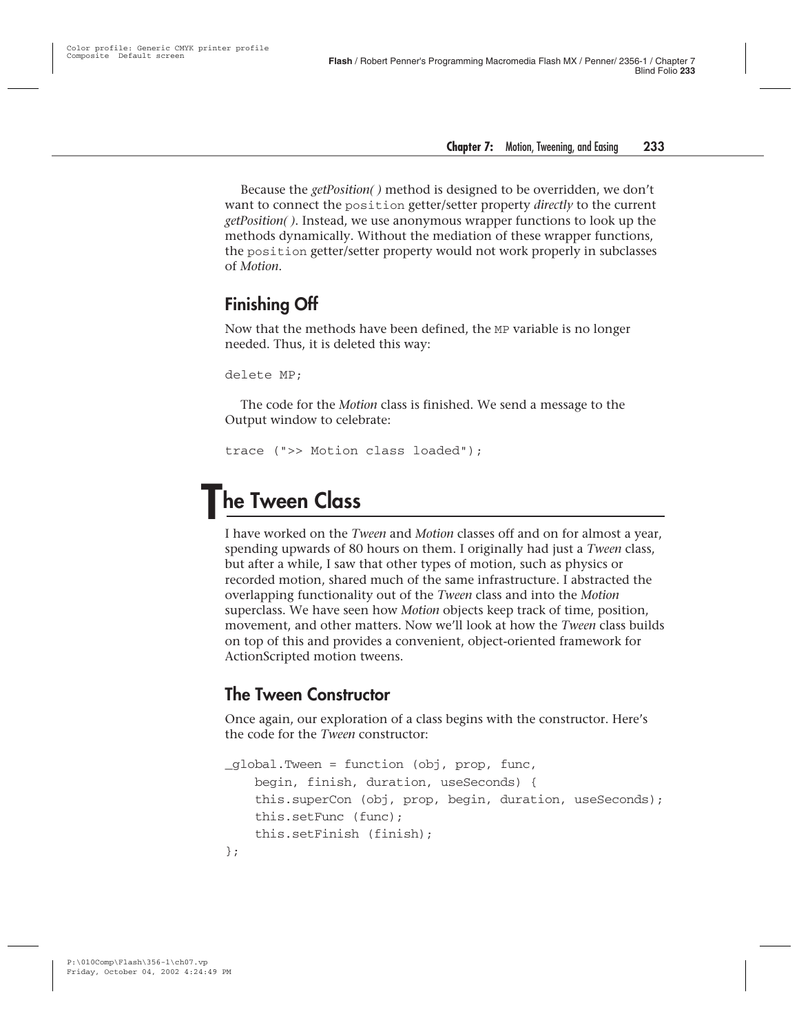Because the *getPosition( )* method is designed to be overridden, we don't want to connect the `position` getter/setter property *directly* to the current *getPosition( )*. Instead, we use anonymous wrapper functions to look up the methods dynamically. Without the mediation of these wrapper functions, the `position` getter/setter property would not work properly in subclasses of *Motion*.

### Finishing Off

Now that the methods have been defined, the `MP` variable is no longer needed. Thus, it is deleted this way:

```
delete MP;
```

The code for the *Motion* class is finished. We send a message to the Output window to celebrate:

```
trace (">> Motion class loaded");
```

## The Tween Class

I have worked on the *Tween* and *Motion* classes off and on for almost a year, spending upwards of 80 hours on them. I originally had just a *Tween* class, but after a while, I saw that other types of motion, such as physics or recorded motion, shared much of the same infrastructure. I abstracted the overlapping functionality out of the *Tween* class and into the *Motion* superclass. We have seen how *Motion* objects keep track of time, position, movement, and other matters. Now we'll look at how the *Tween* class builds on top of this and provides a convenient, object-oriented framework for ActionScripted motion tweens.

### The Tween Constructor

Once again, our exploration of a class begins with the constructor. Here's the code for the *Tween* constructor:

```
_global.Tween = function (obj, prop, func,
    begin, finish, duration, useSeconds) {
    this.superCon (obj, prop, begin, duration, useSeconds);
    this.setFunc (func);
    this.setFinish (finish);
};
```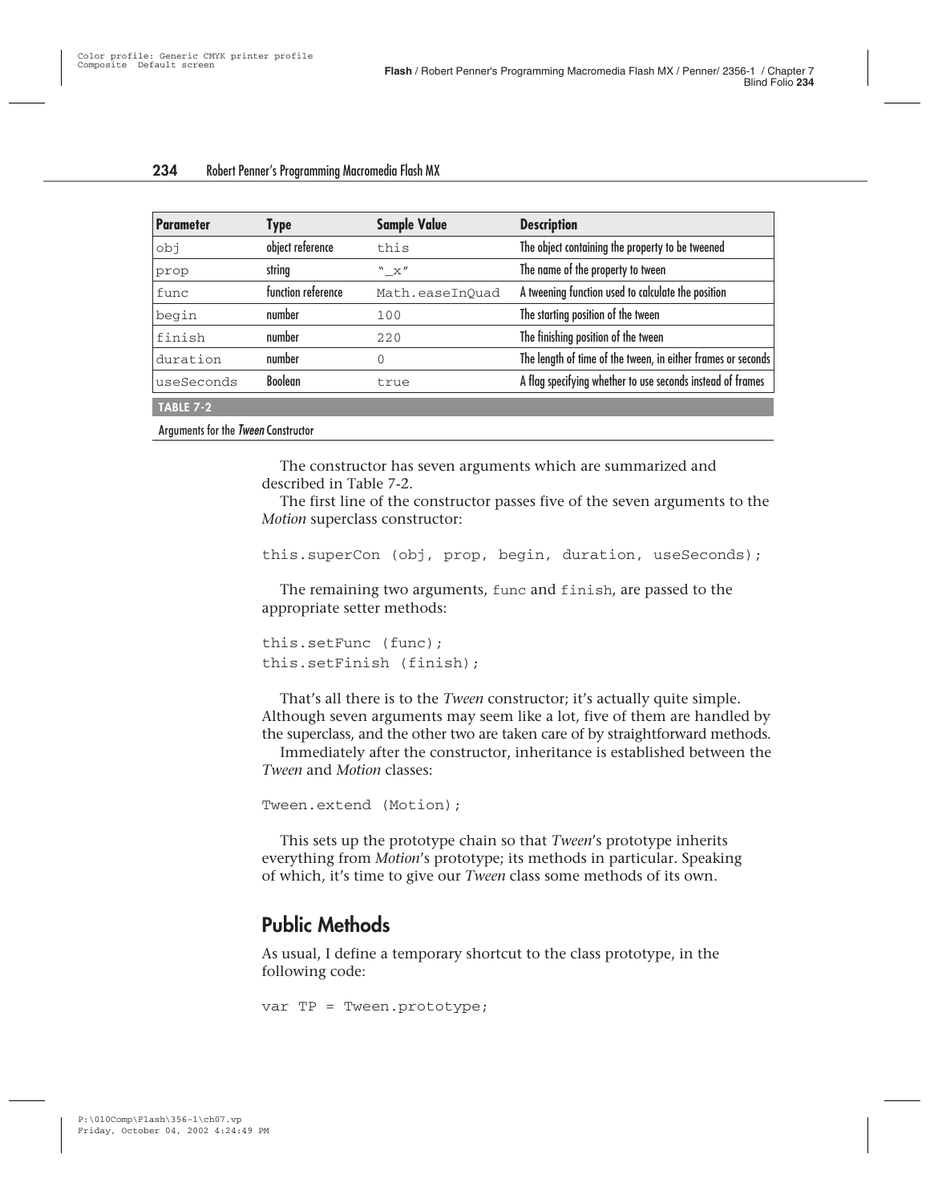| Parameter | Type | Sample Value | Description |
| --- | --- | --- | --- |
| obj | object reference | this | The object containing the property to be tweened |
| prop | string | "_x" | The name of the property to tween |
| func | function reference | Math.easeInQuad | A tweening function used to calculate the position |
| begin | number | 100 | The starting position of the tween |
| finish | number | 220 | The finishing position of the tween |
| duration | number | 0 | The length of time of the tween, in either frames or seconds |
| useSeconds | Boolean | true | A flag specifying whether to use seconds instead of frames |

**TABLE 7-2**

Arguments for the *Tween* Constructor

The constructor has seven arguments which are summarized and described in Table 7-2.

The first line of the constructor passes five of the seven arguments to the *Motion* superclass constructor:

```
this.superCon (obj, prop, begin, duration, useSeconds);
```

The remaining two arguments, `func` and `finish`, are passed to the appropriate setter methods:

```
this.setFunc (func);
this.setFinish (finish);
```

That's all there is to the *Tween* constructor; it's actually quite simple. Although seven arguments may seem like a lot, five of them are handled by the superclass, and the other two are taken care of by straightforward methods.

Immediately after the constructor, inheritance is established between the *Tween* and *Motion* classes:

```
Tween.extend (Motion);
```

This sets up the prototype chain so that *Tween*'s prototype inherits everything from *Motion*'s prototype; its methods in particular. Speaking of which, it's time to give our *Tween* class some methods of its own.

## Public Methods

As usual, I define a temporary shortcut to the class prototype, in the following code:

```
var TP = Tween.prototype;
```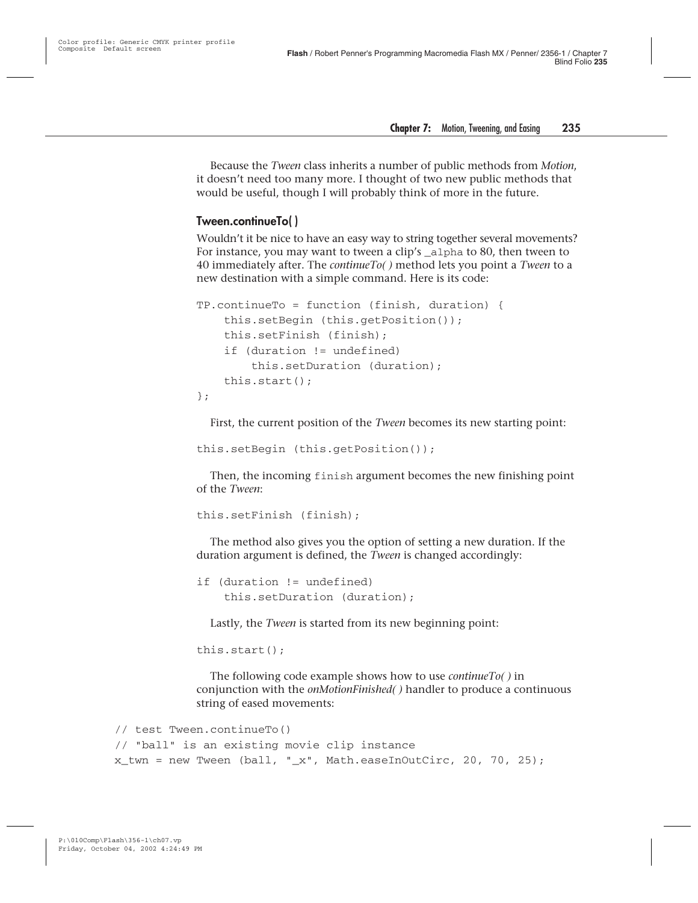Because the *Tween* class inherits a number of public methods from *Motion*, it doesn't need too many more. I thought of two new public methods that would be useful, though I will probably think of more in the future.

### Tween.continueTo( )

Wouldn't it be nice to have an easy way to string together several movements? For instance, you may want to tween a clip's `_alpha` to 80, then tween to 40 immediately after. The *continueTo( )* method lets you point a *Tween* to a new destination with a simple command. Here is its code:

```
TP.continueTo = function (finish, duration) {
    this.setBegin (this.getPosition());
    this.setFinish (finish);
    if (duration != undefined)
        this.setDuration (duration);
    this.start();
};
```

First, the current position of the *Tween* becomes its new starting point:

```
this.setBegin (this.getPosition());
```

Then, the incoming `finish` argument becomes the new finishing point of the *Tween*:

```
this.setFinish (finish);
```

The method also gives you the option of setting a new duration. If the duration argument is defined, the *Tween* is changed accordingly:

```
if (duration != undefined)
    this.setDuration (duration);
```

Lastly, the *Tween* is started from its new beginning point:

```
this.start();
```

The following code example shows how to use *continueTo( )* in conjunction with the *onMotionFinished( )* handler to produce a continuous string of eased movements:

```
// test Tween.continueTo()
// "ball" is an existing movie clip instance
x_twn = new Tween (ball, "_x", Math.easeInOutCirc, 20, 70, 25);
```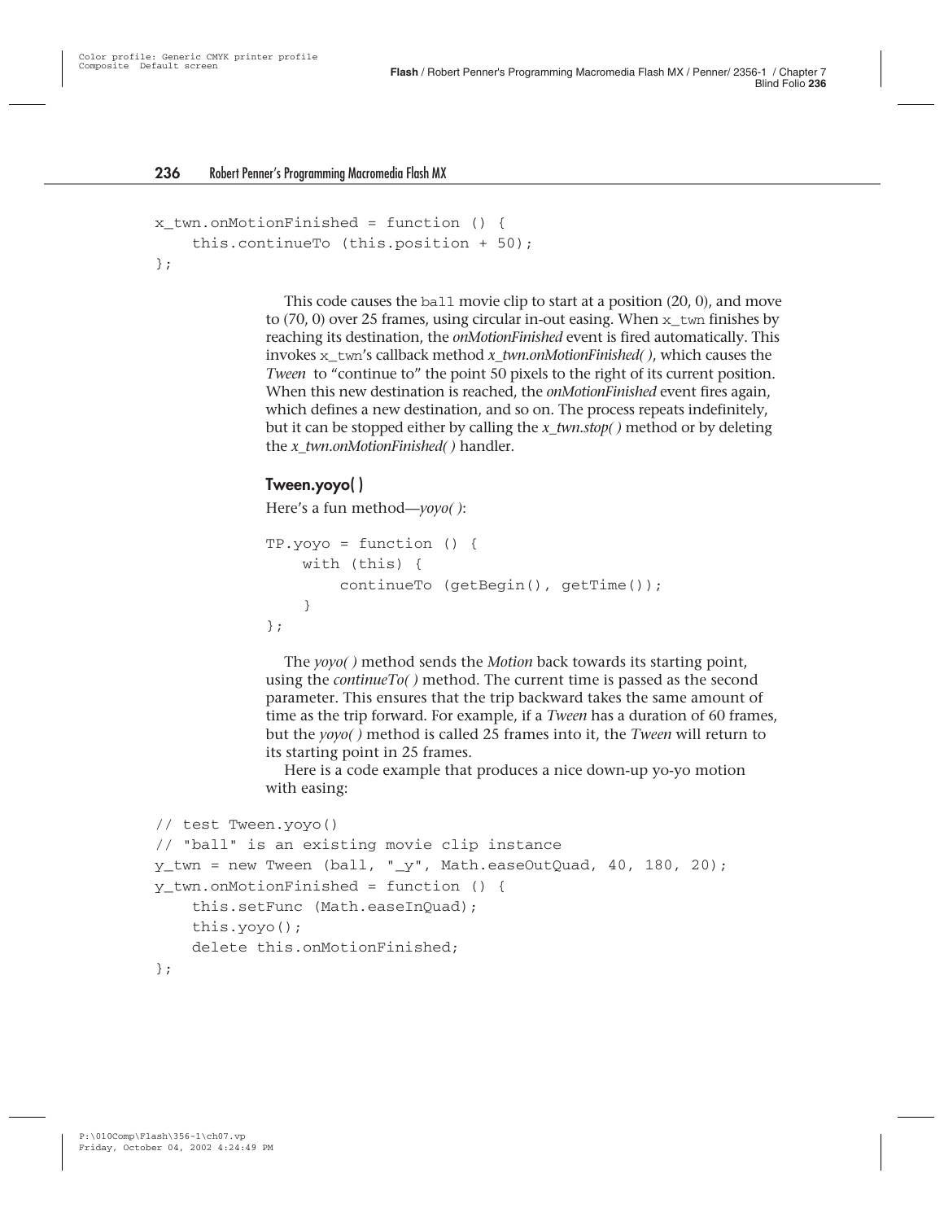```
x_twn.onMotionFinished = function () {
    this.continueTo (this.position + 50);
};
```

This code causes the `ball` movie clip to start at a position (20, 0), and move to (70, 0) over 25 frames, using circular in-out easing. When `x_twn` finishes by reaching its destination, the *onMotionFinished* event is fired automatically. This invokes `x_twn`'s callback method *x_twn.onMotionFinished( )*, which causes the *Tween* to "continue to" the point 50 pixels to the right of its current position. When this new destination is reached, the *onMotionFinished* event fires again, which defines a new destination, and so on. The process repeats indefinitely, but it can be stopped either by calling the *x_twn.stop( )* method or by deleting the *x_twn.onMotionFinished( )* handler.

### Tween.yoyo( )

Here's a fun method—*yoyo( )*:

```
TP.yoyo = function () {
    with (this) {
        continueTo (getBegin(), getTime());
    }
};
```

The *yoyo( )* method sends the *Motion* back towards its starting point, using the *continueTo( )* method. The current time is passed as the second parameter. This ensures that the trip backward takes the same amount of time as the trip forward. For example, if a *Tween* has a duration of 60 frames, but the *yoyo( )* method is called 25 frames into it, the *Tween* will return to its starting point in 25 frames.

Here is a code example that produces a nice down-up yo-yo motion with easing:

```
// test Tween.yoyo()
// "ball" is an existing movie clip instance
y_twn = new Tween (ball, "_y", Math.easeOutQuad, 40, 180, 20);
y_twn.onMotionFinished = function () {
    this.setFunc (Math.easeInQuad);
    this.yoyo();
    delete this.onMotionFinished;
};
```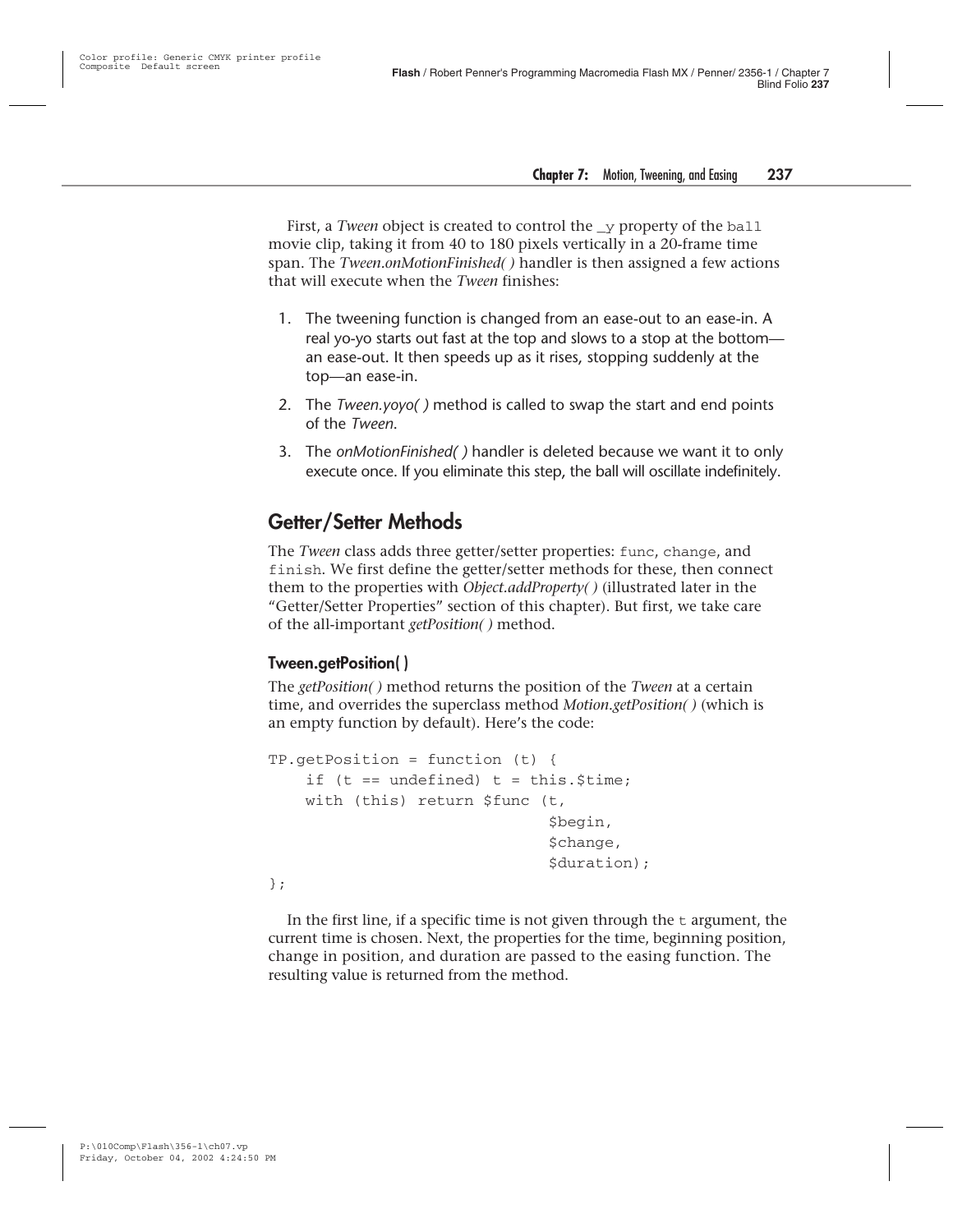First, a *Tween* object is created to control the `_y` property of the `ball` movie clip, taking it from 40 to 180 pixels vertically in a 20-frame time span. The *Tween.onMotionFinished( )* handler is then assigned a few actions that will execute when the *Tween* finishes:

1. The tweening function is changed from an ease-out to an ease-in. A real yo-yo starts out fast at the top and slows to a stop at the bottom—an ease-out. It then speeds up as it rises, stopping suddenly at the top—an ease-in.
2. The *Tween.yoyo( )* method is called to swap the start and end points of the *Tween*.
3. The *onMotionFinished( )* handler is deleted because we want it to only execute once. If you eliminate this step, the ball will oscillate indefinitely.

## Getter/Setter Methods

The *Tween* class adds three getter/setter properties: `func`, `change`, and `finish`. We first define the getter/setter methods for these, then connect them to the properties with *Object.addProperty( )* (illustrated later in the "Getter/Setter Properties" section of this chapter). But first, we take care of the all-important *getPosition( )* method.

### Tween.getPosition( )

The *getPosition( )* method returns the position of the *Tween* at a certain time, and overrides the superclass method *Motion.getPosition( )* (which is an empty function by default). Here's the code:

```
TP.getPosition = function (t) {
    if (t == undefined) t = this.$time;
    with (this) return $func (t,
                              $begin,
                              $change,
                              $duration);
};
```

In the first line, if a specific time is not given through the `t` argument, the current time is chosen. Next, the properties for the time, beginning position, change in position, and duration are passed to the easing function. The resulting value is returned from the method.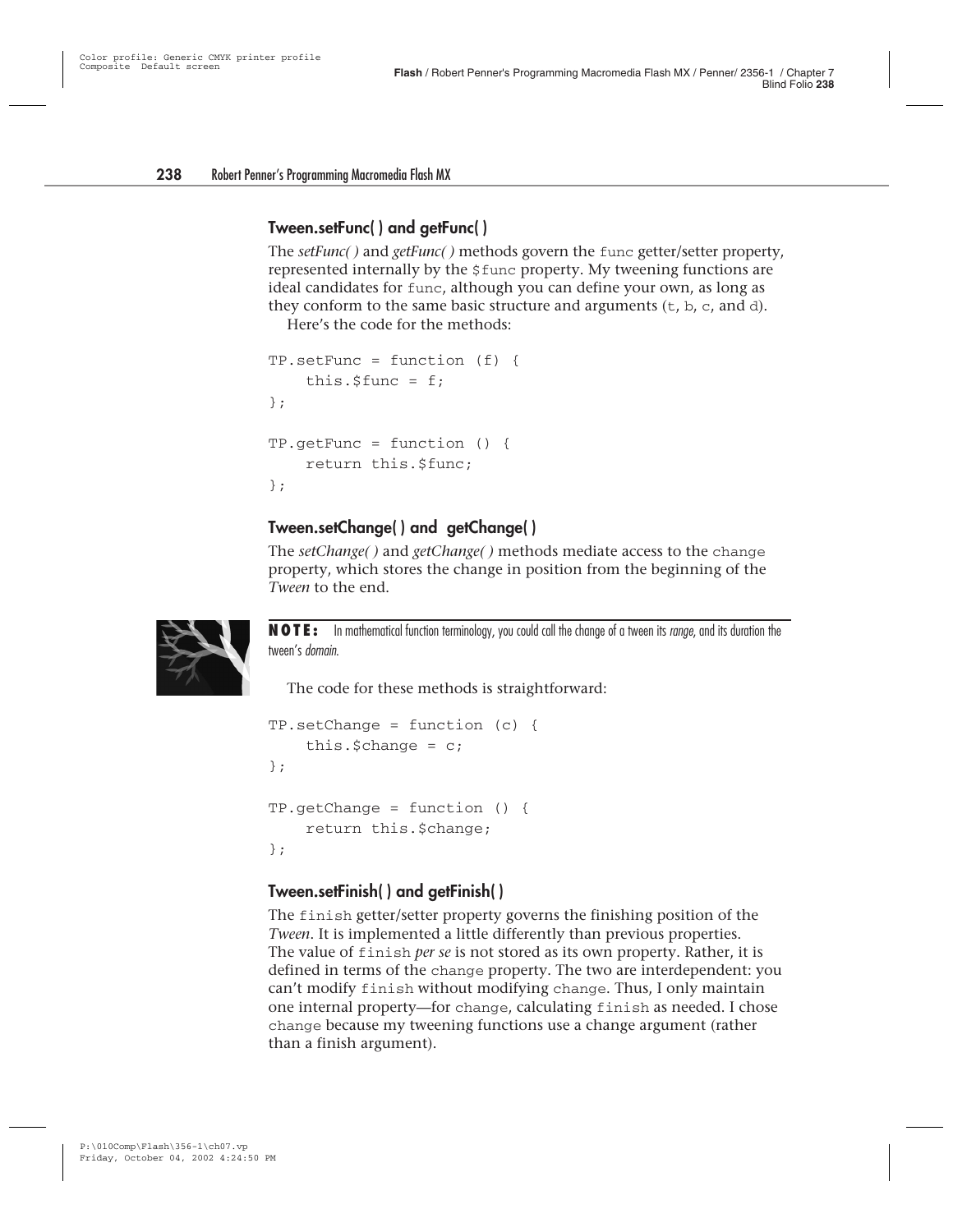### Tween.setFunc( ) and getFunc( )

The *setFunc( )* and *getFunc( )* methods govern the `func` getter/setter property, represented internally by the `$func` property. My tweening functions are ideal candidates for `func`, although you can define your own, as long as they conform to the same basic structure and arguments (`t`, `b`, `c`, and `d`).

Here's the code for the methods:

```
TP.setFunc = function (f) {
    this.$func = f;
};

TP.getFunc = function () {
    return this.$func;
};
```

### Tween.setChange( ) and getChange( )

The *setChange( )* and *getChange( )* methods mediate access to the `change` property, which stores the change in position from the beginning of the *Tween* to the end.

**NOTE:** In mathematical function terminology, you could call the change of a tween its *range*, and its duration the tween's *domain*.

The code for these methods is straightforward:

```
TP.setChange = function (c) {
    this.$change = c;
};

TP.getChange = function () {
    return this.$change;
};
```

### Tween.setFinish( ) and getFinish( )

The `finish` getter/setter property governs the finishing position of the *Tween*. It is implemented a little differently than previous properties. The value of `finish` *per se* is not stored as its own property. Rather, it is defined in terms of the `change` property. The two are interdependent: you can't modify `finish` without modifying `change`. Thus, I only maintain one internal property—for `change`, calculating `finish` as needed. I chose `change` because my tweening functions use a change argument (rather than a finish argument).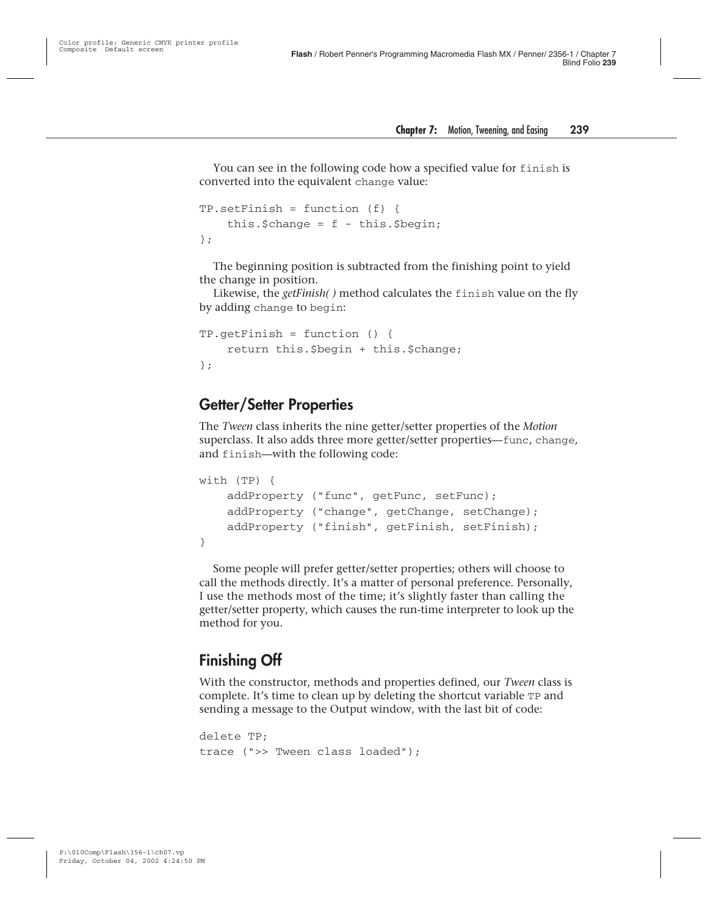You can see in the following code how a specified value for `finish` is converted into the equivalent `change` value:

```
TP.setFinish = function (f) {
    this.$change = f - this.$begin;
};
```

The beginning position is subtracted from the finishing point to yield the change in position.

Likewise, the *getFinish( )* method calculates the `finish` value on the fly by adding `change` to `begin`:

```
TP.getFinish = function () {
    return this.$begin + this.$change;
};
```

## Getter/Setter Properties

The *Tween* class inherits the nine getter/setter properties of the *Motion* superclass. It also adds three more getter/setter properties—`func`, `change`, and `finish`—with the following code:

```
with (TP) {
    addProperty ("func", getFunc, setFunc);
    addProperty ("change", getChange, setChange);
    addProperty ("finish", getFinish, setFinish);
}
```

Some people will prefer getter/setter properties; others will choose to call the methods directly. It's a matter of personal preference. Personally, I use the methods most of the time; it's slightly faster than calling the getter/setter property, which causes the run-time interpreter to look up the method for you.

## Finishing Off

With the constructor, methods and properties defined, our *Tween* class is complete. It's time to clean up by deleting the shortcut variable `TP` and sending a message to the Output window, with the last bit of code:

```
delete TP;
trace (">> Tween class loaded");
```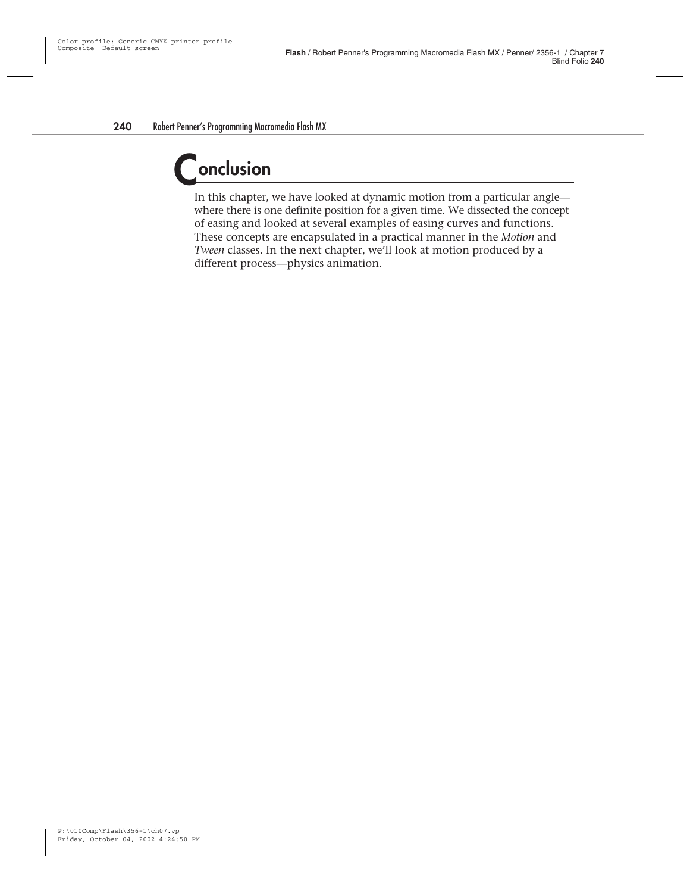## Conclusion

In this chapter, we have looked at dynamic motion from a particular angle—where there is one definite position for a given time. We dissected the concept of easing and looked at several examples of easing curves and functions. These concepts are encapsulated in a practical manner in the *Motion* and *Tween* classes. In the next chapter, we'll look at motion produced by a different process—physics animation.